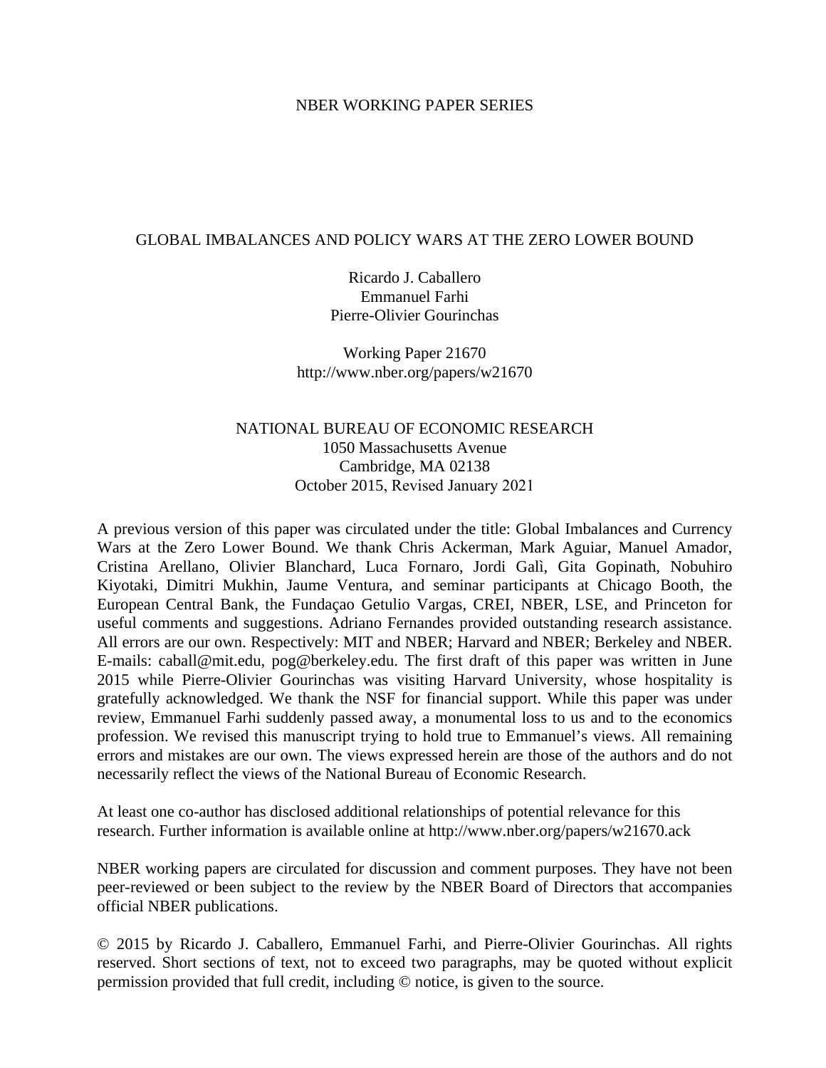NBER WORKING PAPER SERIES

# GLOBAL IMBALANCES AND POLICY WARS AT THE ZERO LOWER BOUND

Ricardo J. Caballero
Emmanuel Farhi
Pierre-Olivier Gourinchas

Working Paper 21670
http://www.nber.org/papers/w21670

NATIONAL BUREAU OF ECONOMIC RESEARCH
1050 Massachusetts Avenue
Cambridge, MA 02138
October 2015, Revised January 2021

A previous version of this paper was circulated under the title: Global Imbalances and Currency Wars at the Zero Lower Bound. We thank Chris Ackerman, Mark Aguiar, Manuel Amador, Cristina Arellano, Olivier Blanchard, Luca Fornaro, Jordi Galì, Gita Gopinath, Nobuhiro Kiyotaki, Dimitri Mukhin, Jaume Ventura, and seminar participants at Chicago Booth, the European Central Bank, the Fundaçao Getulio Vargas, CREI, NBER, LSE, and Princeton for useful comments and suggestions. Adriano Fernandes provided outstanding research assistance. All errors are our own. Respectively: MIT and NBER; Harvard and NBER; Berkeley and NBER. E-mails: caball@mit.edu, pog@berkeley.edu. The first draft of this paper was written in June 2015 while Pierre-Olivier Gourinchas was visiting Harvard University, whose hospitality is gratefully acknowledged. We thank the NSF for financial support. While this paper was under review, Emmanuel Farhi suddenly passed away, a monumental loss to us and to the economics profession. We revised this manuscript trying to hold true to Emmanuel's views. All remaining errors and mistakes are our own. The views expressed herein are those of the authors and do not necessarily reflect the views of the National Bureau of Economic Research.

At least one co-author has disclosed additional relationships of potential relevance for this research. Further information is available online at http://www.nber.org/papers/w21670.ack

NBER working papers are circulated for discussion and comment purposes. They have not been peer-reviewed or been subject to the review by the NBER Board of Directors that accompanies official NBER publications.

© 2015 by Ricardo J. Caballero, Emmanuel Farhi, and Pierre-Olivier Gourinchas. All rights reserved. Short sections of text, not to exceed two paragraphs, may be quoted without explicit permission provided that full credit, including © notice, is given to the source.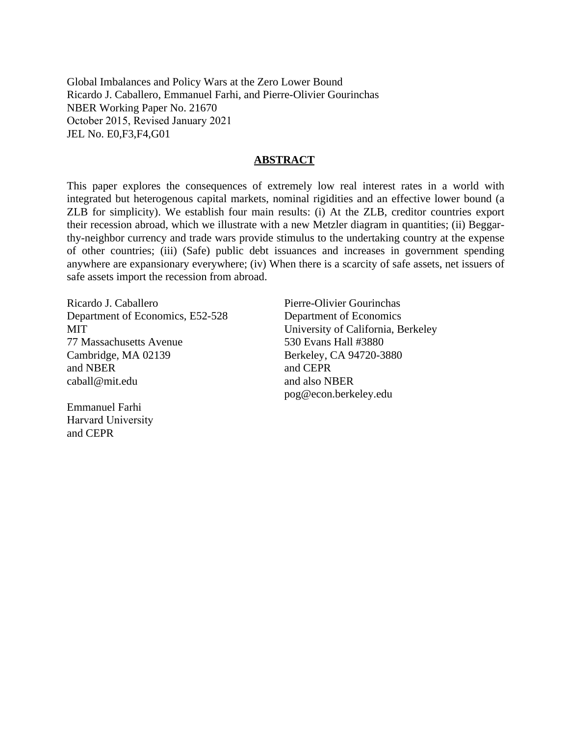Global Imbalances and Policy Wars at the Zero Lower Bound
Ricardo J. Caballero, Emmanuel Farhi, and Pierre-Olivier Gourinchas
NBER Working Paper No. 21670
October 2015, Revised January 2021
JEL No. E0,F3,F4,G01

## ABSTRACT

This paper explores the consequences of extremely low real interest rates in a world with integrated but heterogenous capital markets, nominal rigidities and an effective lower bound (a ZLB for simplicity). We establish four main results: (i) At the ZLB, creditor countries export their recession abroad, which we illustrate with a new Metzler diagram in quantities; (ii) Beggar-thy-neighbor currency and trade wars provide stimulus to the undertaking country at the expense of other countries; (iii) (Safe) public debt issuances and increases in government spending anywhere are expansionary everywhere; (iv) When there is a scarcity of safe assets, net issuers of safe assets import the recession from abroad.

Ricardo J. Caballero
Department of Economics, E52-528
MIT
77 Massachusetts Avenue
Cambridge, MA 02139
and NBER
caball@mit.edu

Emmanuel Farhi
Harvard University
and CEPR

Pierre-Olivier Gourinchas
Department of Economics
University of California, Berkeley
530 Evans Hall #3880
Berkeley, CA 94720-3880
and CEPR
and also NBER
pog@econ.berkeley.edu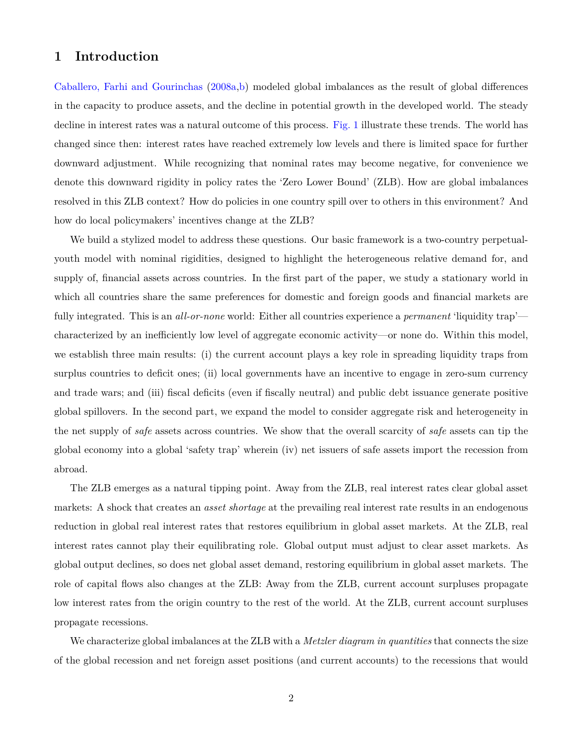# 1 Introduction

Caballero, Farhi and Gourinchas (2008a,b) modeled global imbalances as the result of global differences in the capacity to produce assets, and the decline in potential growth in the developed world. The steady decline in interest rates was a natural outcome of this process. Fig. 1 illustrate these trends. The world has changed since then: interest rates have reached extremely low levels and there is limited space for further downward adjustment. While recognizing that nominal rates may become negative, for convenience we denote this downward rigidity in policy rates the 'Zero Lower Bound' (ZLB). How are global imbalances resolved in this ZLB context? How do policies in one country spill over to others in this environment? And how do local policymakers' incentives change at the ZLB?

We build a stylized model to address these questions. Our basic framework is a two-country perpetual-youth model with nominal rigidities, designed to highlight the heterogeneous relative demand for, and supply of, financial assets across countries. In the first part of the paper, we study a stationary world in which all countries share the same preferences for domestic and foreign goods and financial markets are fully integrated. This is an *all-or-none* world: Either all countries experience a *permanent* 'liquidity trap'—characterized by an inefficiently low level of aggregate economic activity—or none do. Within this model, we establish three main results: (i) the current account plays a key role in spreading liquidity traps from surplus countries to deficit ones; (ii) local governments have an incentive to engage in zero-sum currency and trade wars; and (iii) fiscal deficits (even if fiscally neutral) and public debt issuance generate positive global spillovers. In the second part, we expand the model to consider aggregate risk and heterogeneity in the net supply of *safe* assets across countries. We show that the overall scarcity of *safe* assets can tip the global economy into a global 'safety trap' wherein (iv) net issuers of safe assets import the recession from abroad.

The ZLB emerges as a natural tipping point. Away from the ZLB, real interest rates clear global asset markets: A shock that creates an *asset shortage* at the prevailing real interest rate results in an endogenous reduction in global real interest rates that restores equilibrium in global asset markets. At the ZLB, real interest rates cannot play their equilibrating role. Global output must adjust to clear asset markets. As global output declines, so does net global asset demand, restoring equilibrium in global asset markets. The role of capital flows also changes at the ZLB: Away from the ZLB, current account surpluses propagate low interest rates from the origin country to the rest of the world. At the ZLB, current account surpluses propagate recessions.

We characterize global imbalances at the ZLB with a *Metzler diagram in quantities* that connects the size of the global recession and net foreign asset positions (and current accounts) to the recessions that would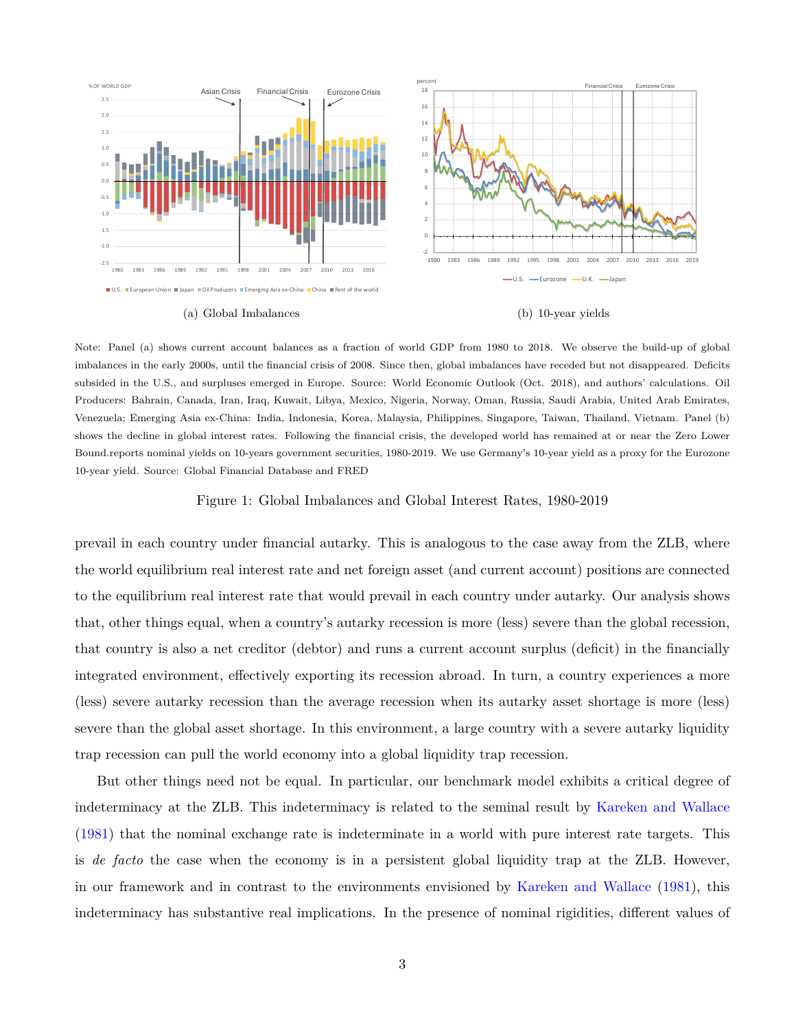(a) Global Imbalances

(b) 10-year yields

Note: Panel (a) shows current account balances as a fraction of world GDP from 1980 to 2018. We observe the build-up of global imbalances in the early 2000s, until the financial crisis of 2008. Since then, global imbalances have receded but not disappeared. Deficits subsided in the U.S., and surpluses emerged in Europe. Source: World Economic Outlook (Oct. 2018), and authors' calculations. Oil Producers: Bahrain, Canada, Iran, Iraq, Kuwait, Libya, Mexico, Nigeria, Norway, Oman, Russia, Saudi Arabia, United Arab Emirates, Venezuela; Emerging Asia ex-China: India, Indonesia, Korea, Malaysia, Philippines, Singapore, Taiwan, Thailand, Vietnam. Panel (b) shows the decline in global interest rates. Following the financial crisis, the developed world has remained at or near the Zero Lower Bound.reports nominal yields on 10-years government securities, 1980-2019. We use Germany's 10-year yield as a proxy for the Eurozone 10-year yield. Source: Global Financial Database and FRED

Figure 1: Global Imbalances and Global Interest Rates, 1980-2019

prevail in each country under financial autarky. This is analogous to the case away from the ZLB, where the world equilibrium real interest rate and net foreign asset (and current account) positions are connected to the equilibrium real interest rate that would prevail in each country under autarky. Our analysis shows that, other things equal, when a country's autarky recession is more (less) severe than the global recession, that country is also a net creditor (debtor) and runs a current account surplus (deficit) in the financially integrated environment, effectively exporting its recession abroad. In turn, a country experiences a more (less) severe autarky recession than the average recession when its autarky asset shortage is more (less) severe than the global asset shortage. In this environment, a large country with a severe autarky liquidity trap recession can pull the world economy into a global liquidity trap recession.

But other things need not be equal. In particular, our benchmark model exhibits a critical degree of indeterminacy at the ZLB. This indeterminacy is related to the seminal result by Kareken and Wallace (1981) that the nominal exchange rate is indeterminate in a world with pure interest rate targets. This is *de facto* the case when the economy is in a persistent global liquidity trap at the ZLB. However, in our framework and in contrast to the environments envisioned by Kareken and Wallace (1981), this indeterminacy has substantive real implications. In the presence of nominal rigidities, different values of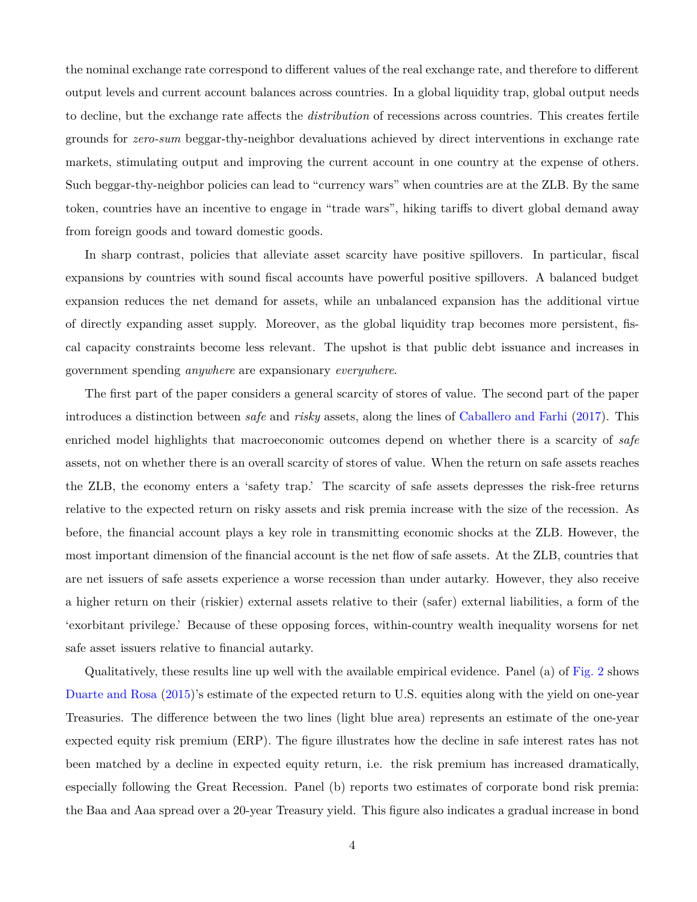the nominal exchange rate correspond to different values of the real exchange rate, and therefore to different output levels and current account balances across countries. In a global liquidity trap, global output needs to decline, but the exchange rate affects the *distribution* of recessions across countries. This creates fertile grounds for *zero-sum* beggar-thy-neighbor devaluations achieved by direct interventions in exchange rate markets, stimulating output and improving the current account in one country at the expense of others. Such beggar-thy-neighbor policies can lead to "currency wars" when countries are at the ZLB. By the same token, countries have an incentive to engage in "trade wars", hiking tariffs to divert global demand away from foreign goods and toward domestic goods.

In sharp contrast, policies that alleviate asset scarcity have positive spillovers. In particular, fiscal expansions by countries with sound fiscal accounts have powerful positive spillovers. A balanced budget expansion reduces the net demand for assets, while an unbalanced expansion has the additional virtue of directly expanding asset supply. Moreover, as the global liquidity trap becomes more persistent, fiscal capacity constraints become less relevant. The upshot is that public debt issuance and increases in government spending *anywhere* are expansionary *everywhere*.

The first part of the paper considers a general scarcity of stores of value. The second part of the paper introduces a distinction between *safe* and *risky* assets, along the lines of Caballero and Farhi (2017). This enriched model highlights that macroeconomic outcomes depend on whether there is a scarcity of *safe* assets, not on whether there is an overall scarcity of stores of value. When the return on safe assets reaches the ZLB, the economy enters a 'safety trap.' The scarcity of safe assets depresses the risk-free returns relative to the expected return on risky assets and risk premia increase with the size of the recession. As before, the financial account plays a key role in transmitting economic shocks at the ZLB. However, the most important dimension of the financial account is the net flow of safe assets. At the ZLB, countries that are net issuers of safe assets experience a worse recession than under autarky. However, they also receive a higher return on their (riskier) external assets relative to their (safer) external liabilities, a form of the 'exorbitant privilege.' Because of these opposing forces, within-country wealth inequality worsens for net safe asset issuers relative to financial autarky.

Qualitatively, these results line up well with the available empirical evidence. Panel (a) of Fig. 2 shows Duarte and Rosa (2015)'s estimate of the expected return to U.S. equities along with the yield on one-year Treasuries. The difference between the two lines (light blue area) represents an estimate of the one-year expected equity risk premium (ERP). The figure illustrates how the decline in safe interest rates has not been matched by a decline in expected equity return, i.e. the risk premium has increased dramatically, especially following the Great Recession. Panel (b) reports two estimates of corporate bond risk premia: the Baa and Aaa spread over a 20-year Treasury yield. This figure also indicates a gradual increase in bond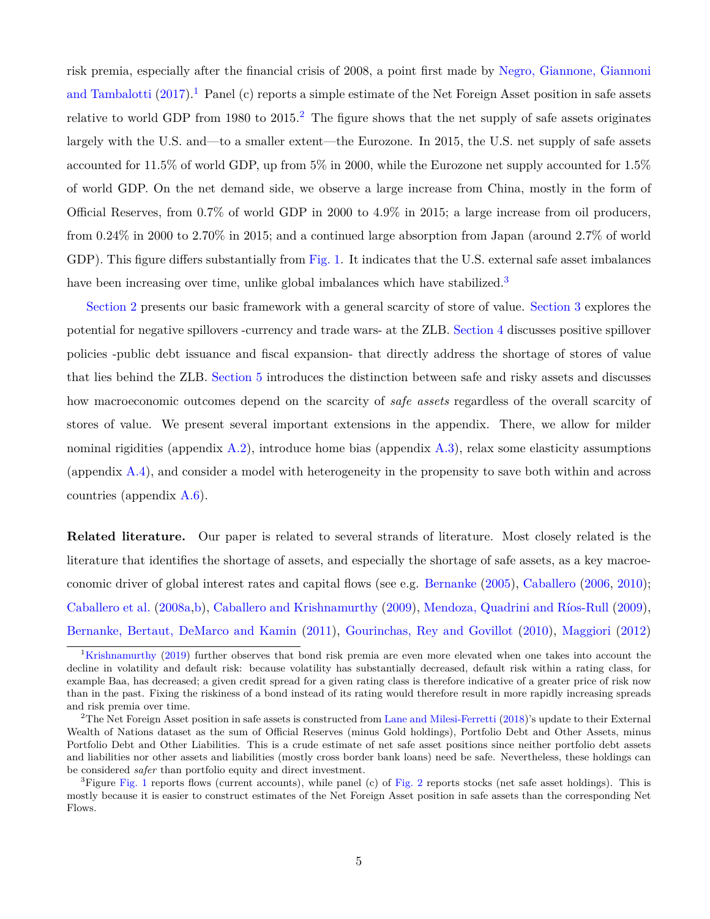risk premia, especially after the financial crisis of 2008, a point first made by Negro, Giannone, Giannoni and Tambalotti (2017).[1] Panel (c) reports a simple estimate of the Net Foreign Asset position in safe assets relative to world GDP from 1980 to 2015.[2] The figure shows that the net supply of safe assets originates largely with the U.S. and—to a smaller extent—the Eurozone. In 2015, the U.S. net supply of safe assets accounted for 11.5% of world GDP, up from 5% in 2000, while the Eurozone net supply accounted for 1.5% of world GDP. On the net demand side, we observe a large increase from China, mostly in the form of Official Reserves, from 0.7% of world GDP in 2000 to 4.9% in 2015; a large increase from oil producers, from 0.24% in 2000 to 2.70% in 2015; and a continued large absorption from Japan (around 2.7% of world GDP). This figure differs substantially from Fig. 1. It indicates that the U.S. external safe asset imbalances have been increasing over time, unlike global imbalances which have stabilized.[3]

Section 2 presents our basic framework with a general scarcity of store of value. Section 3 explores the potential for negative spillovers -currency and trade wars- at the ZLB. Section 4 discusses positive spillover policies -public debt issuance and fiscal expansion- that directly address the shortage of stores of value that lies behind the ZLB. Section 5 introduces the distinction between safe and risky assets and discusses how macroeconomic outcomes depend on the scarcity of *safe assets* regardless of the overall scarcity of stores of value. We present several important extensions in the appendix. There, we allow for milder nominal rigidities (appendix A.2), introduce home bias (appendix A.3), relax some elasticity assumptions (appendix A.4), and consider a model with heterogeneity in the propensity to save both within and across countries (appendix A.6).

**Related literature.** Our paper is related to several strands of literature. Most closely related is the literature that identifies the shortage of assets, and especially the shortage of safe assets, as a key macroeconomic driver of global interest rates and capital flows (see e.g. Bernanke (2005), Caballero (2006, 2010); Caballero et al. (2008a,b), Caballero and Krishnamurthy (2009), Mendoza, Quadrini and Ríos-Rull (2009), Bernanke, Bertaut, DeMarco and Kamin (2011), Gourinchas, Rey and Govillot (2010), Maggiori (2012)

[1] Krishnamurthy (2019) further observes that bond risk premia are even more elevated when one takes into account the decline in volatility and default risk: because volatility has substantially decreased, default risk within a rating class, for example Baa, has decreased; a given credit spread for a given rating class is therefore indicative of a greater price of risk now than in the past. Fixing the riskiness of a bond instead of its rating would therefore result in more rapidly increasing spreads and risk premia over time.

[2] The Net Foreign Asset position in safe assets is constructed from Lane and Milesi-Ferretti (2018)'s update to their External Wealth of Nations dataset as the sum of Official Reserves (minus Gold holdings), Portfolio Debt and Other Assets, minus Portfolio Debt and Other Liabilities. This is a crude estimate of net safe asset positions since neither portfolio debt assets and liabilities nor other assets and liabilities (mostly cross border bank loans) need be safe. Nevertheless, these holdings can be considered *safer* than portfolio equity and direct investment.

[3] Figure Fig. 1 reports flows (current accounts), while panel (c) of Fig. 2 reports stocks (net safe asset holdings). This is mostly because it is easier to construct estimates of the Net Foreign Asset position in safe assets than the corresponding Net Flows.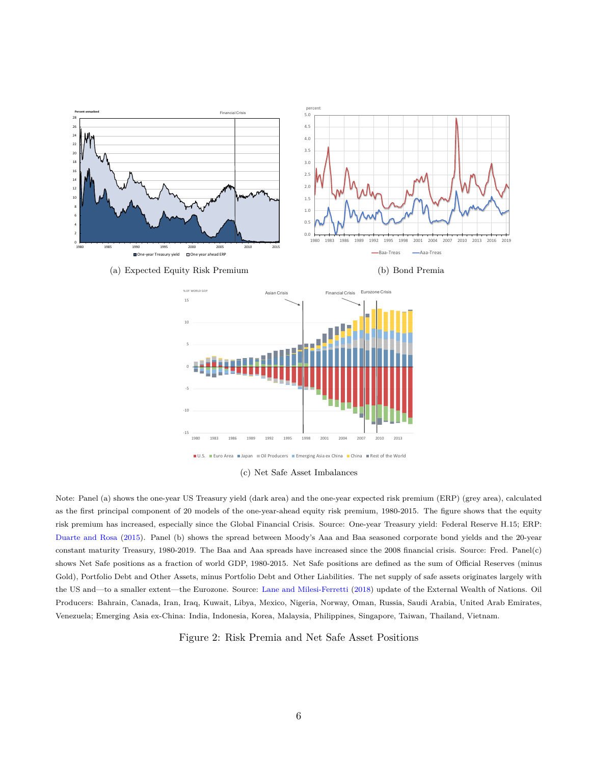(a) Expected Equity Risk Premium

(b) Bond Premia

(c) Net Safe Asset Imbalances

Note: Panel (a) shows the one-year US Treasury yield (dark area) and the one-year expected risk premium (ERP) (grey area), calculated as the first principal component of 20 models of the one-year-ahead equity risk premium, 1980-2015. The figure shows that the equity risk premium has increased, especially since the Global Financial Crisis. Source: One-year Treasury yield: Federal Reserve H.15; ERP: Duarte and Rosa (2015). Panel (b) shows the spread between Moody's Aaa and Baa seasoned corporate bond yields and the 20-year constant maturity Treasury, 1980-2019. The Baa and Aaa spreads have increased since the 2008 financial crisis. Source: Fred. Panel(c) shows Net Safe positions as a fraction of world GDP, 1980-2015. Net Safe positions are defined as the sum of Official Reserves (minus Gold), Portfolio Debt and Other Assets, minus Portfolio Debt and Other Liabilities. The net supply of safe assets originates largely with the US and—to a smaller extent—the Eurozone. Source: Lane and Milesi-Ferretti (2018) update of the External Wealth of Nations. Oil Producers: Bahrain, Canada, Iran, Iraq, Kuwait, Libya, Mexico, Nigeria, Norway, Oman, Russia, Saudi Arabia, United Arab Emirates, Venezuela; Emerging Asia ex-China: India, Indonesia, Korea, Malaysia, Philippines, Singapore, Taiwan, Thailand, Vietnam.

Figure 2: Risk Premia and Net Safe Asset Positions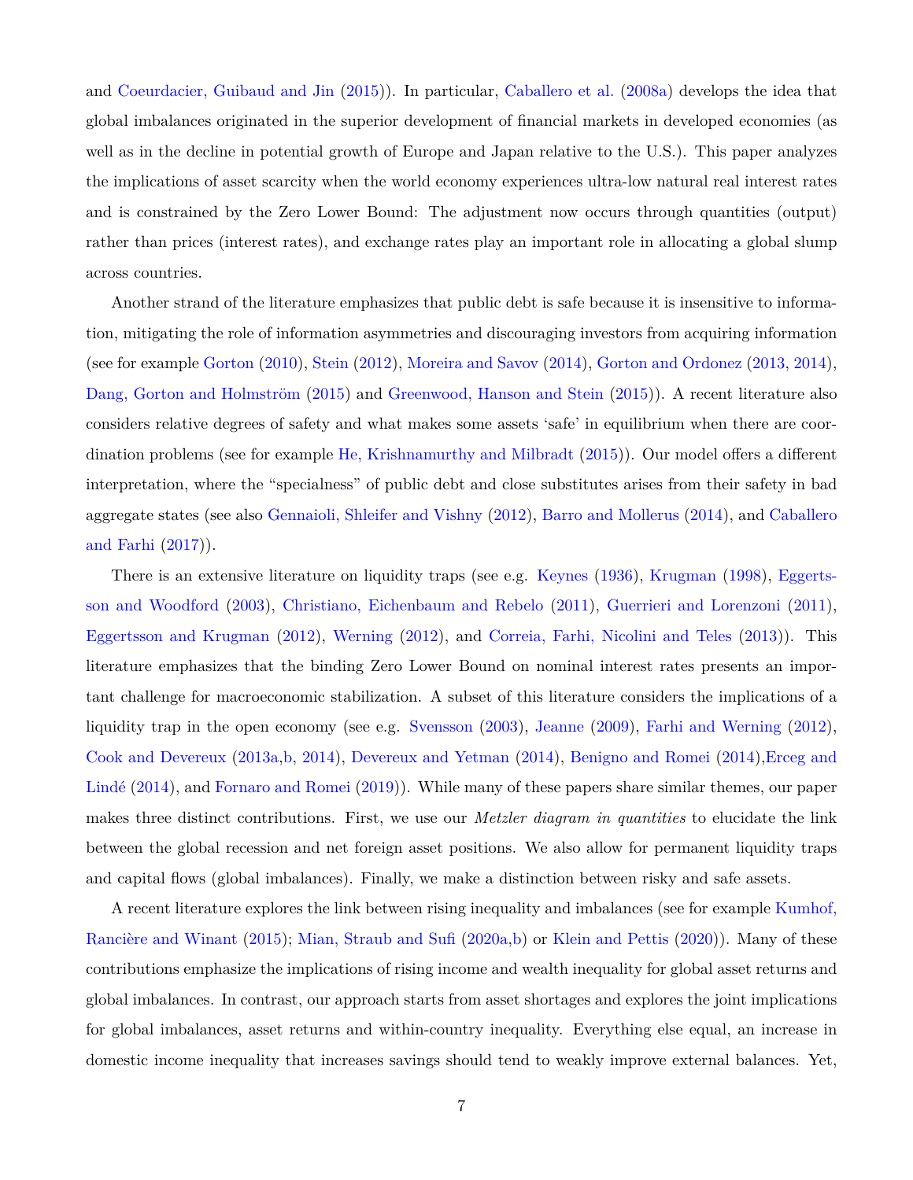and Coeurdacier, Guibaud and Jin (2015)). In particular, Caballero et al. (2008a) develops the idea that global imbalances originated in the superior development of financial markets in developed economies (as well as in the decline in potential growth of Europe and Japan relative to the U.S.). This paper analyzes the implications of asset scarcity when the world economy experiences ultra-low natural real interest rates and is constrained by the Zero Lower Bound: The adjustment now occurs through quantities (output) rather than prices (interest rates), and exchange rates play an important role in allocating a global slump across countries.

Another strand of the literature emphasizes that public debt is safe because it is insensitive to information, mitigating the role of information asymmetries and discouraging investors from acquiring information (see for example Gorton (2010), Stein (2012), Moreira and Savov (2014), Gorton and Ordonez (2013, 2014), Dang, Gorton and Holmström (2015) and Greenwood, Hanson and Stein (2015)). A recent literature also considers relative degrees of safety and what makes some assets 'safe' in equilibrium when there are coordination problems (see for example He, Krishnamurthy and Milbradt (2015)). Our model offers a different interpretation, where the "specialness" of public debt and close substitutes arises from their safety in bad aggregate states (see also Gennaioli, Shleifer and Vishny (2012), Barro and Mollerus (2014), and Caballero and Farhi (2017)).

There is an extensive literature on liquidity traps (see e.g. Keynes (1936), Krugman (1998), Eggertsson and Woodford (2003), Christiano, Eichenbaum and Rebelo (2011), Guerrieri and Lorenzoni (2011), Eggertsson and Krugman (2012), Werning (2012), and Correia, Farhi, Nicolini and Teles (2013)). This literature emphasizes that the binding Zero Lower Bound on nominal interest rates presents an important challenge for macroeconomic stabilization. A subset of this literature considers the implications of a liquidity trap in the open economy (see e.g. Svensson (2003), Jeanne (2009), Farhi and Werning (2012), Cook and Devereux (2013a,b, 2014), Devereux and Yetman (2014), Benigno and Romei (2014),Erceg and Lindé (2014), and Fornaro and Romei (2019)). While many of these papers share similar themes, our paper makes three distinct contributions. First, we use our *Metzler diagram in quantities* to elucidate the link between the global recession and net foreign asset positions. We also allow for permanent liquidity traps and capital flows (global imbalances). Finally, we make a distinction between risky and safe assets.

A recent literature explores the link between rising inequality and imbalances (see for example Kumhof, Rancière and Winant (2015); Mian, Straub and Sufi (2020a,b) or Klein and Pettis (2020)). Many of these contributions emphasize the implications of rising income and wealth inequality for global asset returns and global imbalances. In contrast, our approach starts from asset shortages and explores the joint implications for global imbalances, asset returns and within-country inequality. Everything else equal, an increase in domestic income inequality that increases savings should tend to weakly improve external balances. Yet,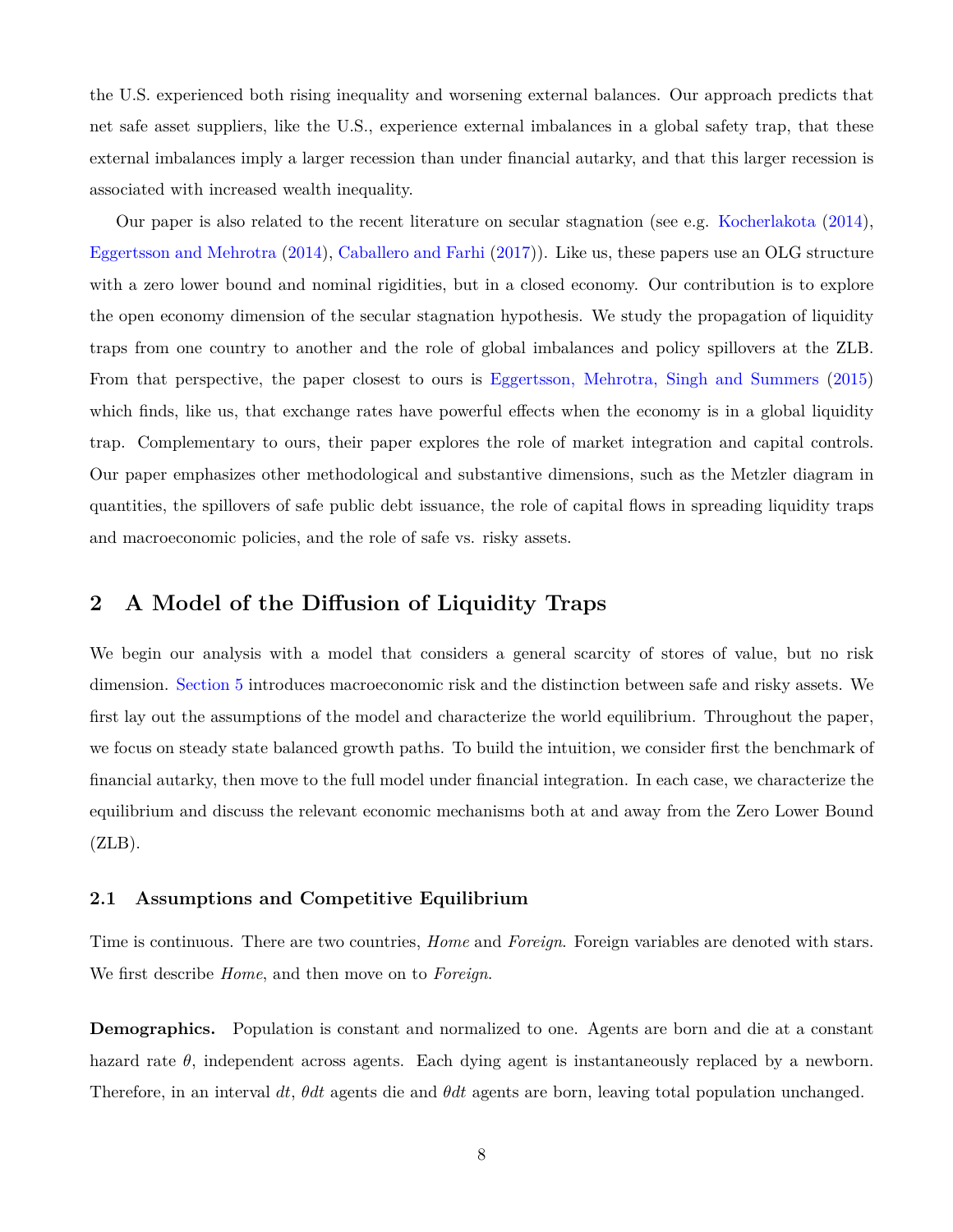the U.S. experienced both rising inequality and worsening external balances. Our approach predicts that net safe asset suppliers, like the U.S., experience external imbalances in a global safety trap, that these external imbalances imply a larger recession than under financial autarky, and that this larger recession is associated with increased wealth inequality.

Our paper is also related to the recent literature on secular stagnation (see e.g. Kocherlakota (2014), Eggertsson and Mehrotra (2014), Caballero and Farhi (2017)). Like us, these papers use an OLG structure with a zero lower bound and nominal rigidities, but in a closed economy. Our contribution is to explore the open economy dimension of the secular stagnation hypothesis. We study the propagation of liquidity traps from one country to another and the role of global imbalances and policy spillovers at the ZLB. From that perspective, the paper closest to ours is Eggertsson, Mehrotra, Singh and Summers (2015) which finds, like us, that exchange rates have powerful effects when the economy is in a global liquidity trap. Complementary to ours, their paper explores the role of market integration and capital controls. Our paper emphasizes other methodological and substantive dimensions, such as the Metzler diagram in quantities, the spillovers of safe public debt issuance, the role of capital flows in spreading liquidity traps and macroeconomic policies, and the role of safe vs. risky assets.

## 2 A Model of the Diffusion of Liquidity Traps

We begin our analysis with a model that considers a general scarcity of stores of value, but no risk dimension. Section 5 introduces macroeconomic risk and the distinction between safe and risky assets. We first lay out the assumptions of the model and characterize the world equilibrium. Throughout the paper, we focus on steady state balanced growth paths. To build the intuition, we consider first the benchmark of financial autarky, then move to the full model under financial integration. In each case, we characterize the equilibrium and discuss the relevant economic mechanisms both at and away from the Zero Lower Bound (ZLB).

### 2.1 Assumptions and Competitive Equilibrium

Time is continuous. There are two countries, *Home* and *Foreign*. Foreign variables are denoted with stars. We first describe *Home*, and then move on to *Foreign*.

**Demographics.** Population is constant and normalized to one. Agents are born and die at a constant hazard rate $\theta$, independent across agents. Each dying agent is instantaneously replaced by a newborn. Therefore, in an interval $dt$, $\theta dt$ agents die and $\theta dt$ agents are born, leaving total population unchanged.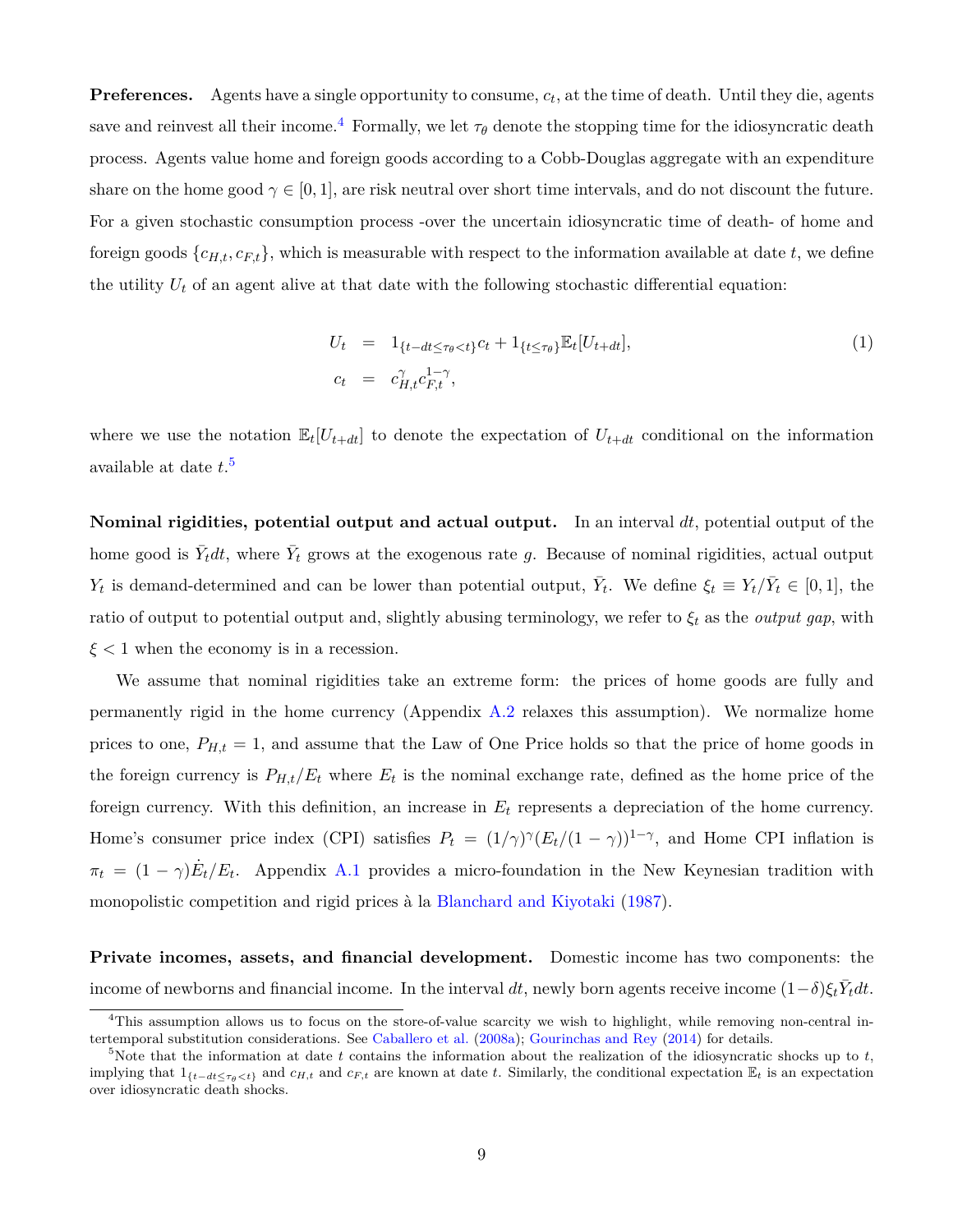**Preferences.** Agents have a single opportunity to consume, $c_t$, at the time of death. Until they die, agents save and reinvest all their income.[4] Formally, we let $\tau_\theta$ denote the stopping time for the idiosyncratic death process. Agents value home and foreign goods according to a Cobb-Douglas aggregate with an expenditure share on the home good $\gamma \in [0,1]$, are risk neutral over short time intervals, and do not discount the future. For a given stochastic consumption process -over the uncertain idiosyncratic time of death- of home and foreign goods $\{c_{H,t}, c_{F,t}\}$, which is measurable with respect to the information available at date $t$, we define the utility $U_t$ of an agent alive at that date with the following stochastic differential equation:

$$
\begin{aligned}
U_t &= 1_{\{t-dt \leq \tau_\theta < t\}} c_t + 1_{\{t \leq \tau_\theta\}} \mathbb{E}_t[U_{t+dt}], \\
c_t &= c_{H,t}^{\gamma} c_{F,t}^{1-\gamma},
\end{aligned}
\tag{1}
$$

where we use the notation $\mathbb{E}_t[U_{t+dt}]$ to denote the expectation of $U_{t+dt}$ conditional on the information available at date $t$.[5]

**Nominal rigidities, potential output and actual output.** In an interval $dt$, potential output of the home good is $\bar{Y}_t dt$, where $\bar{Y}_t$ grows at the exogenous rate $g$. Because of nominal rigidities, actual output $Y_t$ is demand-determined and can be lower than potential output, $\bar{Y}_t$. We define $\xi_t \equiv Y_t/\bar{Y}_t \in [0,1]$, the ratio of output to potential output and, slightly abusing terminology, we refer to $\xi_t$ as the *output gap*, with $\xi < 1$ when the economy is in a recession.

We assume that nominal rigidities take an extreme form: the prices of home goods are fully and permanently rigid in the home currency (Appendix A.2 relaxes this assumption). We normalize home prices to one, $P_{H,t} = 1$, and assume that the Law of One Price holds so that the price of home goods in the foreign currency is $P_{H,t}/E_t$ where $E_t$ is the nominal exchange rate, defined as the home price of the foreign currency. With this definition, an increase in $E_t$ represents a depreciation of the home currency. Home's consumer price index (CPI) satisfies $P_t = (1/\gamma)^\gamma (E_t/(1-\gamma))^{1-\gamma}$, and Home CPI inflation is $\pi_t = (1-\gamma)\dot{E}_t/E_t$. Appendix A.1 provides a micro-foundation in the New Keynesian tradition with monopolistic competition and rigid prices à la Blanchard and Kiyotaki (1987).

**Private incomes, assets, and financial development.** Domestic income has two components: the income of newborns and financial income. In the interval $dt$, newly born agents receive income $(1-\delta)\xi_t \bar{Y}_t dt$.

[4] This assumption allows us to focus on the store-of-value scarcity we wish to highlight, while removing non-central intertemporal substitution considerations. See Caballero et al. (2008a); Gourinchas and Rey (2014) for details.

[5] Note that the information at date $t$ contains the information about the realization of the idiosyncratic shocks up to $t$, implying that $1_{\{t-dt \leq \tau_\theta < t\}}$ and $c_{H,t}$ and $c_{F,t}$ are known at date $t$. Similarly, the conditional expectation $\mathbb{E}_t$ is an expectation over idiosyncratic death shocks.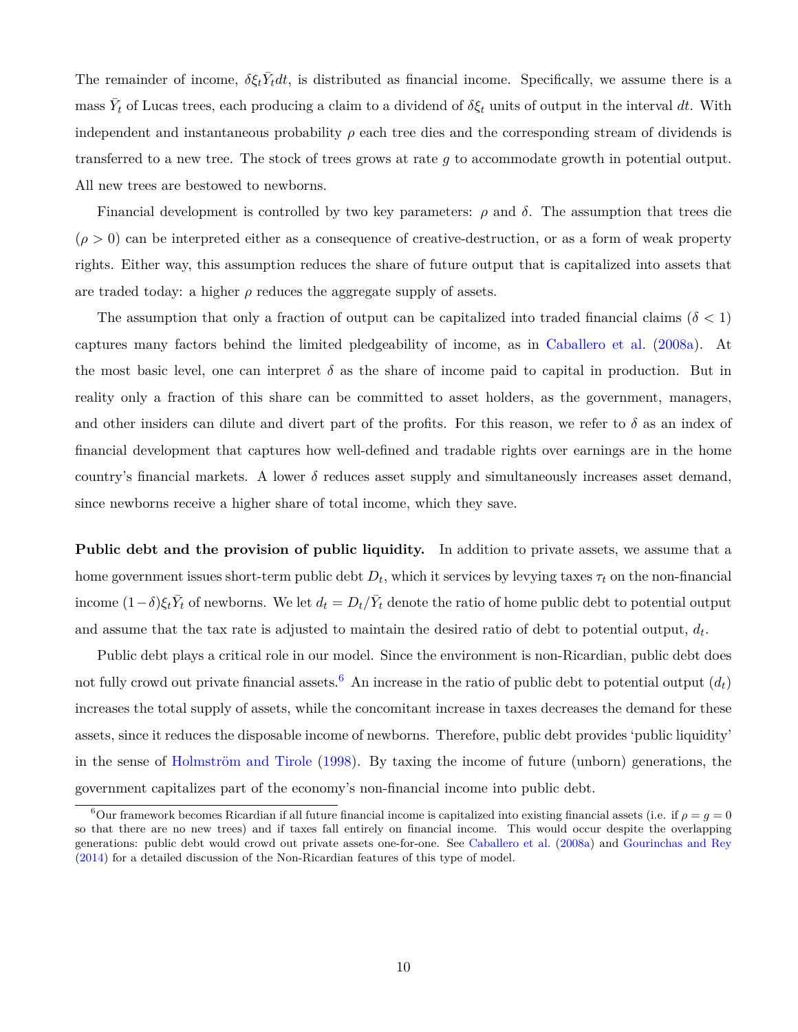The remainder of income, $\delta \xi_t \bar{Y}_t dt$, is distributed as financial income. Specifically, we assume there is a mass $\bar{Y}_t$ of Lucas trees, each producing a claim to a dividend of $\delta \xi_t$ units of output in the interval $dt$. With independent and instantaneous probability $\rho$ each tree dies and the corresponding stream of dividends is transferred to a new tree. The stock of trees grows at rate $g$ to accommodate growth in potential output. All new trees are bestowed to newborns.

Financial development is controlled by two key parameters: $\rho$ and $\delta$. The assumption that trees die ($\rho > 0$) can be interpreted either as a consequence of creative-destruction, or as a form of weak property rights. Either way, this assumption reduces the share of future output that is capitalized into assets that are traded today: a higher $\rho$ reduces the aggregate supply of assets.

The assumption that only a fraction of output can be capitalized into traded financial claims ($\delta < 1$) captures many factors behind the limited pledgeability of income, as in Caballero et al. (2008a). At the most basic level, one can interpret $\delta$ as the share of income paid to capital in production. But in reality only a fraction of this share can be committed to asset holders, as the government, managers, and other insiders can dilute and divert part of the profits. For this reason, we refer to $\delta$ as an index of financial development that captures how well-defined and tradable rights over earnings are in the home country's financial markets. A lower $\delta$ reduces asset supply and simultaneously increases asset demand, since newborns receive a higher share of total income, which they save.

**Public debt and the provision of public liquidity.** In addition to private assets, we assume that a home government issues short-term public debt $D_t$, which it services by levying taxes $\tau_t$ on the non-financial income $(1-\delta)\xi_t \bar{Y}_t$ of newborns. We let $d_t = D_t/\bar{Y}_t$ denote the ratio of home public debt to potential output and assume that the tax rate is adjusted to maintain the desired ratio of debt to potential output, $d_t$.

Public debt plays a critical role in our model. Since the environment is non-Ricardian, public debt does not fully crowd out private financial assets.[6] An increase in the ratio of public debt to potential output ($d_t$) increases the total supply of assets, while the concomitant increase in taxes decreases the demand for these assets, since it reduces the disposable income of newborns. Therefore, public debt provides 'public liquidity' in the sense of Holmström and Tirole (1998). By taxing the income of future (unborn) generations, the government capitalizes part of the economy's non-financial income into public debt.

[6] Our framework becomes Ricardian if all future financial income is capitalized into existing financial assets (i.e. if $\rho = g = 0$ so that there are no new trees) and if taxes fall entirely on financial income. This would occur despite the overlapping generations: public debt would crowd out private assets one-for-one. See Caballero et al. (2008a) and Gourinchas and Rey (2014) for a detailed discussion of the Non-Ricardian features of this type of model.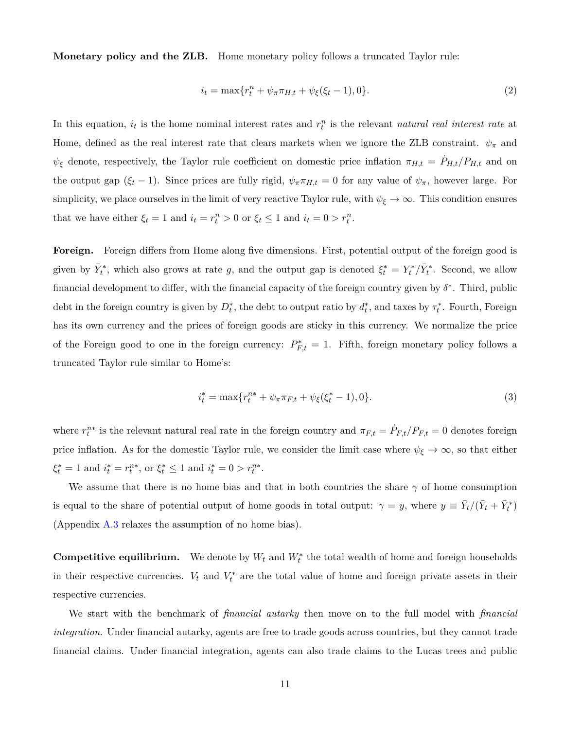**Monetary policy and the ZLB.** Home monetary policy follows a truncated Taylor rule:

$$i_t = \max\{r_t^n + \psi_\pi \pi_{H,t} + \psi_\xi(\xi_t - 1), 0\}. \tag{2}$$

In this equation, $i_t$ is the home nominal interest rates and $r_t^n$ is the relevant *natural real interest rate* at Home, defined as the real interest rate that clears markets when we ignore the ZLB constraint. $\psi_\pi$ and $\psi_\xi$ denote, respectively, the Taylor rule coefficient on domestic price inflation $\pi_{H,t} = \dot{P}_{H,t}/P_{H,t}$ and on the output gap $(\xi_t - 1)$. Since prices are fully rigid, $\psi_\pi \pi_{H,t} = 0$ for any value of $\psi_\pi$, however large. For simplicity, we place ourselves in the limit of very reactive Taylor rule, with $\psi_\xi \to \infty$. This condition ensures that we have either $\xi_t = 1$ and $i_t = r_t^n > 0$ or $\xi_t \leq 1$ and $i_t = 0 > r_t^n$.

**Foreign.** Foreign differs from Home along five dimensions. First, potential output of the foreign good is given by $\bar{Y}_t^*$, which also grows at rate $g$, and the output gap is denoted $\xi_t^* = Y_t^*/\bar{Y}_t^*$. Second, we allow financial development to differ, with the financial capacity of the foreign country given by $\delta^*$. Third, public debt in the foreign country is given by $D_t^*$, the debt to output ratio by $d_t^*$, and taxes by $\tau_t^*$. Fourth, Foreign has its own currency and the prices of foreign goods are sticky in this currency. We normalize the price of the Foreign good to one in the foreign currency: $P_{F,t}^* = 1$. Fifth, foreign monetary policy follows a truncated Taylor rule similar to Home's:

$$i_t^* = \max\{r_t^{n*} + \psi_\pi \pi_{F,t} + \psi_\xi(\xi_t^* - 1), 0\}. \tag{3}$$

where $r_t^{n*}$ is the relevant natural real rate in the foreign country and $\pi_{F,t} = \dot{P}_{F,t}/P_{F,t} = 0$ denotes foreign price inflation. As for the domestic Taylor rule, we consider the limit case where $\psi_\xi \to \infty$, so that either $\xi_t^* = 1$ and $i_t^* = r_t^{n*}$, or $\xi_t^* \leq 1$ and $i_t^* = 0 > r_t^{n*}$.

We assume that there is no home bias and that in both countries the share $\gamma$ of home consumption is equal to the share of potential output of home goods in total output: $\gamma = y$, where $y \equiv \bar{Y}_t/(\bar{Y}_t + \bar{Y}_t^*)$ (Appendix A.3 relaxes the assumption of no home bias).

**Competitive equilibrium.** We denote by $W_t$ and $W_t^*$ the total wealth of home and foreign households in their respective currencies. $V_t$ and $V_t^*$ are the total value of home and foreign private assets in their respective currencies.

We start with the benchmark of *financial autarky* then move on to the full model with *financial integration*. Under financial autarky, agents are free to trade goods across countries, but they cannot trade financial claims. Under financial integration, agents can also trade claims to the Lucas trees and public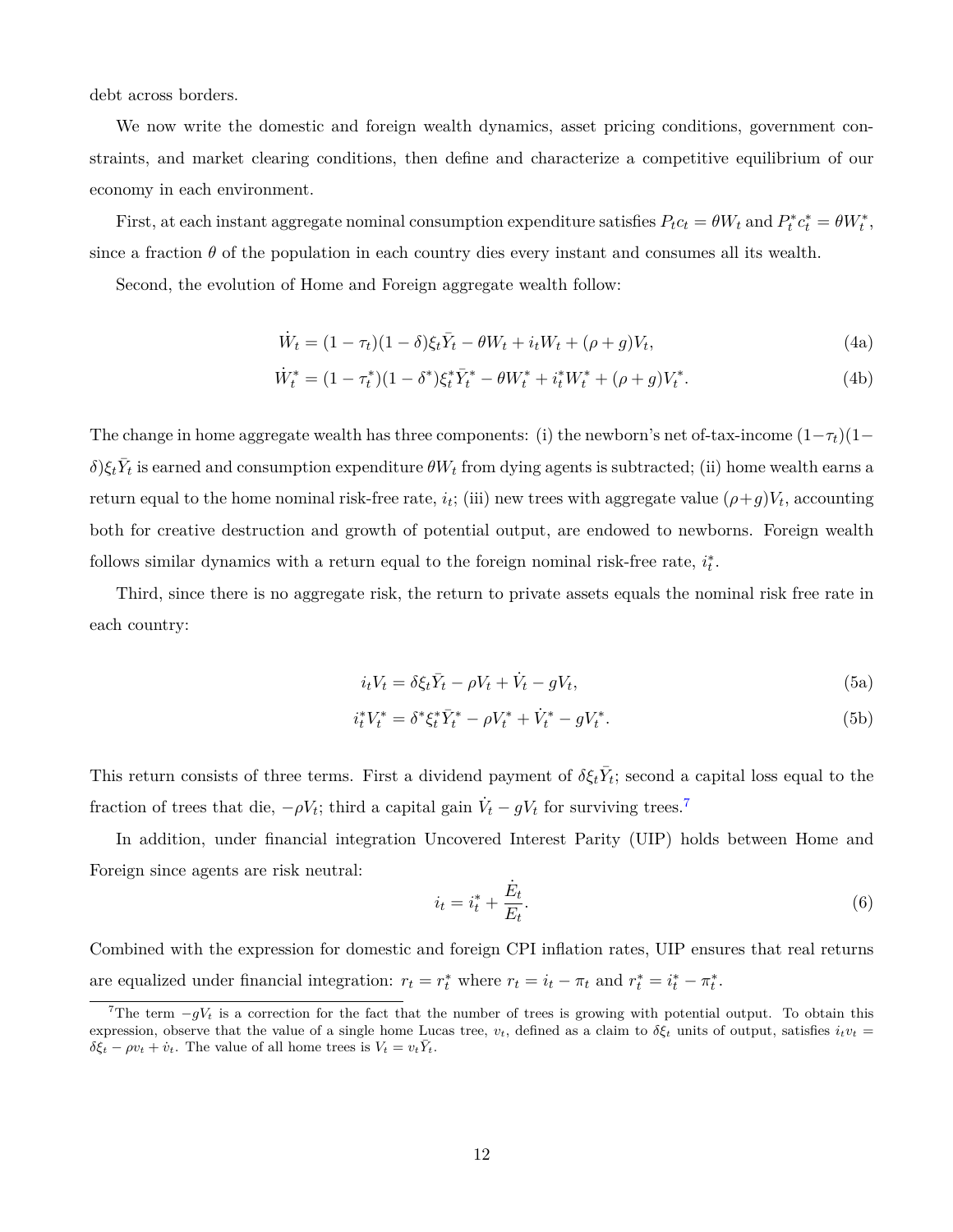debt across borders.

We now write the domestic and foreign wealth dynamics, asset pricing conditions, government constraints, and market clearing conditions, then define and characterize a competitive equilibrium of our economy in each environment.

First, at each instant aggregate nominal consumption expenditure satisfies $P_t c_t = \theta W_t$ and $P_t^* c_t^* = \theta W_t^*$, since a fraction $\theta$ of the population in each country dies every instant and consumes all its wealth.

Second, the evolution of Home and Foreign aggregate wealth follow:

$$\dot{W}_t = (1-\tau_t)(1-\delta)\xi_t \bar{Y}_t - \theta W_t + i_t W_t + (\rho + g)V_t, \tag{4a}$$

$$\dot{W}_t^* = (1-\tau_t^*)(1-\delta^*)\xi_t^* \bar{Y}_t^* - \theta W_t^* + i_t^* W_t^* + (\rho + g)V_t^*. \tag{4b}$$

The change in home aggregate wealth has three components: (i) the newborn's net of-tax-income $(1-\tau_t)(1-\delta)\xi_t \bar{Y}_t$ is earned and consumption expenditure $\theta W_t$ from dying agents is subtracted; (ii) home wealth earns a return equal to the home nominal risk-free rate, $i_t$; (iii) new trees with aggregate value $(\rho+g)V_t$, accounting both for creative destruction and growth of potential output, are endowed to newborns. Foreign wealth follows similar dynamics with a return equal to the foreign nominal risk-free rate, $i_t^*$.

Third, since there is no aggregate risk, the return to private assets equals the nominal risk free rate in each country:

$$i_t V_t = \delta \xi_t \bar{Y}_t - \rho V_t + \dot{V}_t - g V_t, \tag{5a}$$

$$i_t^* V_t^* = \delta^* \xi_t^* \bar{Y}_t^* - \rho V_t^* + \dot{V}_t^* - g V_t^*. \tag{5b}$$

This return consists of three terms. First a dividend payment of $\delta \xi_t \bar{Y}_t$; second a capital loss equal to the fraction of trees that die, $-\rho V_t$; third a capital gain $\dot{V}_t - g V_t$ for surviving trees.[7]

In addition, under financial integration Uncovered Interest Parity (UIP) holds between Home and Foreign since agents are risk neutral:

$$i_t = i_t^* + \frac{\dot{E}_t}{E_t}. \tag{6}$$

Combined with the expression for domestic and foreign CPI inflation rates, UIP ensures that real returns are equalized under financial integration: $r_t = r_t^*$ where $r_t = i_t - \pi_t$ and $r_t^* = i_t^* - \pi_t^*$.

[7] The term $-gV_t$ is a correction for the fact that the number of trees is growing with potential output. To obtain this expression, observe that the value of a single home Lucas tree, $v_t$, defined as a claim to $\delta \xi_t$ units of output, satisfies $i_t v_t = \delta \xi_t - \rho v_t + \dot{v}_t$. The value of all home trees is $V_t = v_t \bar{Y}_t$.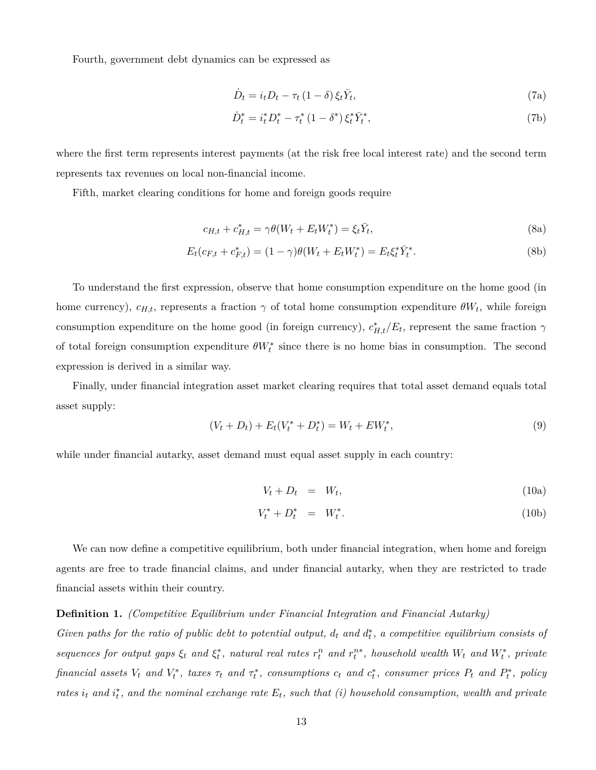Fourth, government debt dynamics can be expressed as

$$\dot{D}_t = i_t D_t - \tau_t (1 - \delta) \xi_t \bar{Y}_t, \tag{7a}$$

$$\dot{D}_t^* = i_t^* D_t^* - \tau_t^* (1 - \delta^*) \xi_t^* \bar{Y}_t^*, \tag{7b}$$

where the first term represents interest payments (at the risk free local interest rate) and the second term represents tax revenues on local non-financial income.

Fifth, market clearing conditions for home and foreign goods require

$$c_{H,t} + c_{H,t}^* = \gamma \theta (W_t + E_t W_t^*) = \xi_t \bar{Y}_t, \tag{8a}$$

$$E_t (c_{F,t} + c_{F,t}^*) = (1 - \gamma) \theta (W_t + E_t W_t^*) = E_t \xi_t^* \bar{Y}_t^*. \tag{8b}$$

To understand the first expression, observe that home consumption expenditure on the home good (in home currency), $c_{H,t}$, represents a fraction $\gamma$ of total home consumption expenditure $\theta W_t$, while foreign consumption expenditure on the home good (in foreign currency), $c_{H,t}^*/E_t$, represent the same fraction $\gamma$ of total foreign consumption expenditure $\theta W_t^*$ since there is no home bias in consumption. The second expression is derived in a similar way.

Finally, under financial integration asset market clearing requires that total asset demand equals total asset supply:

$$(V_t + D_t) + E_t (V_t^* + D_t^*) = W_t + E W_t^*, \tag{9}$$

while under financial autarky, asset demand must equal asset supply in each country:

$$V_t + D_t = W_t, \tag{10a}$$

$$V_t^* + D_t^* = W_t^*. \tag{10b}$$

We can now define a competitive equilibrium, both under financial integration, when home and foreign agents are free to trade financial claims, and under financial autarky, when they are restricted to trade financial assets within their country.

**Definition 1.** *(Competitive Equilibrium under Financial Integration and Financial Autarky)*
*Given paths for the ratio of public debt to potential output, $d_t$ and $d_t^*$, a competitive equilibrium consists of sequences for output gaps $\xi_t$ and $\xi_t^*$, natural real rates $r_t^n$ and $r_t^{n*}$, household wealth $W_t$ and $W_t^*$, private financial assets $V_t$ and $V_t^*$, taxes $\tau_t$ and $\tau_t^*$, consumptions $c_t$ and $c_t^*$, consumer prices $P_t$ and $P_t^*$, policy rates $i_t$ and $i_t^*$, and the nominal exchange rate $E_t$, such that (i) household consumption, wealth and private*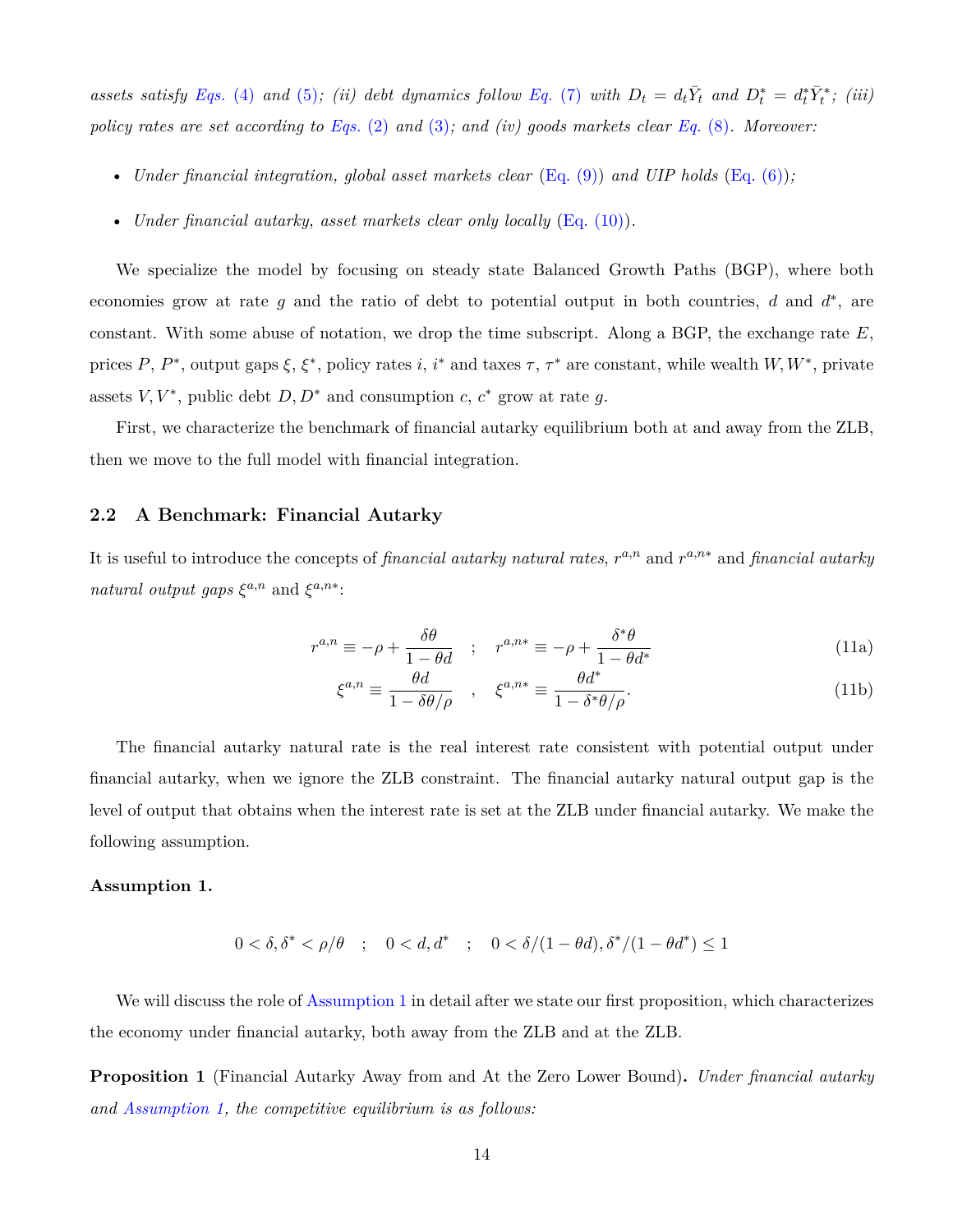*assets satisfy Eqs. (4) and (5); (ii) debt dynamics follow Eq. (7) with $D_t = d_t\bar{Y}_t$ and $D_t^* = d_t^*\bar{Y}_t^*$; (iii) policy rates are set according to Eqs. (2) and (3); and (iv) goods markets clear Eq. (8). Moreover:*

- *Under financial integration, global asset markets clear* (Eq. (9)) *and UIP holds* (Eq. (6))*;*
- *Under financial autarky, asset markets clear only locally* (Eq. (10)).

We specialize the model by focusing on steady state Balanced Growth Paths (BGP), where both economies grow at rate $g$ and the ratio of debt to potential output in both countries, $d$ and $d^*$, are constant. With some abuse of notation, we drop the time subscript. Along a BGP, the exchange rate $E$, prices $P$, $P^*$, output gaps $\xi$, $\xi^*$, policy rates $i$, $i^*$ and taxes $\tau$, $\tau^*$ are constant, while wealth $W, W^*$, private assets $V, V^*$, public debt $D, D^*$ and consumption $c$, $c^*$ grow at rate $g$.

First, we characterize the benchmark of financial autarky equilibrium both at and away from the ZLB, then we move to the full model with financial integration.

## 2.2 A Benchmark: Financial Autarky

It is useful to introduce the concepts of *financial autarky natural rates*, $r^{a,n}$ and $r^{a,n*}$ and *financial autarky natural output gaps* $\xi^{a,n}$ and $\xi^{a,n*}$:

$$r^{a,n} \equiv -\rho + \frac{\delta\theta}{1-\theta d} \quad ; \quad r^{a,n*} \equiv -\rho + \frac{\delta^*\theta}{1-\theta d^*} \tag{11a}$$

$$\xi^{a,n} \equiv \frac{\theta d}{1-\delta\theta/\rho} \quad , \quad \xi^{a,n*} \equiv \frac{\theta d^*}{1-\delta^*\theta/\rho}. \tag{11b}$$

The financial autarky natural rate is the real interest rate consistent with potential output under financial autarky, when we ignore the ZLB constraint. The financial autarky natural output gap is the level of output that obtains when the interest rate is set at the ZLB under financial autarky. We make the following assumption.

**Assumption 1.**

$$0 < \delta, \delta^* < \rho/\theta \quad ; \quad 0 < d, d^* \quad ; \quad 0 < \delta/(1-\theta d), \delta^*/(1-\theta d^*) \leq 1$$

We will discuss the role of Assumption 1 in detail after we state our first proposition, which characterizes the economy under financial autarky, both away from the ZLB and at the ZLB.

**Proposition 1** (Financial Autarky Away from and At the Zero Lower Bound)**.** *Under financial autarky and Assumption 1, the competitive equilibrium is as follows:*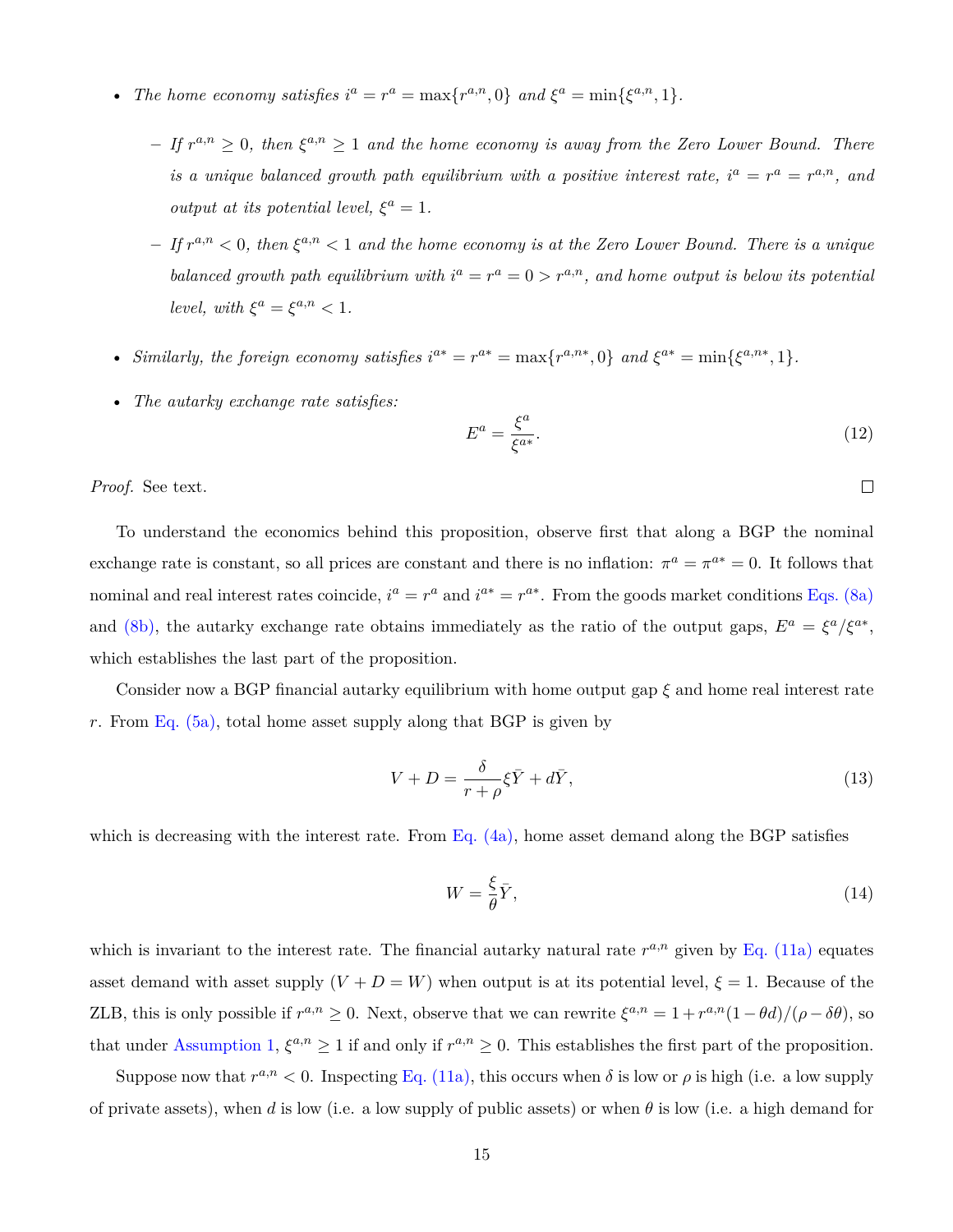- *The home economy satisfies $i^a = r^a = \max\{r^{a,n}, 0\}$ and $\xi^a = \min\{\xi^{a,n}, 1\}$.*
  - *If $r^{a,n} \geq 0$, then $\xi^{a,n} \geq 1$ and the home economy is away from the Zero Lower Bound. There is a unique balanced growth path equilibrium with a positive interest rate, $i^a = r^a = r^{a,n}$, and output at its potential level, $\xi^a = 1$.*
  - *If $r^{a,n} < 0$, then $\xi^{a,n} < 1$ and the home economy is at the Zero Lower Bound. There is a unique balanced growth path equilibrium with $i^a = r^a = 0 > r^{a,n}$, and home output is below its potential level, with $\xi^a = \xi^{a,n} < 1$.*
- *Similarly, the foreign economy satisfies $i^{a*} = r^{a*} = \max\{r^{a,n*}, 0\}$ and $\xi^{a*} = \min\{\xi^{a,n*}, 1\}$.*
- *The autarky exchange rate satisfies:*

$$E^a = \frac{\xi^a}{\xi^{a*}}. \tag{12}$$

*Proof.* See text. □

To understand the economics behind this proposition, observe first that along a BGP the nominal exchange rate is constant, so all prices are constant and there is no inflation: $\pi^a = \pi^{a*} = 0$. It follows that nominal and real interest rates coincide, $i^a = r^a$ and $i^{a*} = r^{a*}$. From the goods market conditions Eqs. (8a) and (8b), the autarky exchange rate obtains immediately as the ratio of the output gaps, $E^a = \xi^a/\xi^{a*}$, which establishes the last part of the proposition.

Consider now a BGP financial autarky equilibrium with home output gap $\xi$ and home real interest rate $r$. From Eq. (5a), total home asset supply along that BGP is given by

$$V + D = \frac{\delta}{r+\rho}\xi\bar{Y} + d\bar{Y}, \tag{13}$$

which is decreasing with the interest rate. From Eq. (4a), home asset demand along the BGP satisfies

$$W = \frac{\xi}{\theta}\bar{Y}, \tag{14}$$

which is invariant to the interest rate. The financial autarky natural rate $r^{a,n}$ given by Eq. (11a) equates asset demand with asset supply ($V + D = W$) when output is at its potential level, $\xi = 1$. Because of the ZLB, this is only possible if $r^{a,n} \geq 0$. Next, observe that we can rewrite $\xi^{a,n} = 1 + r^{a,n}(1 - \theta d)/(\rho - \delta\theta)$, so that under Assumption 1, $\xi^{a,n} \geq 1$ if and only if $r^{a,n} \geq 0$. This establishes the first part of the proposition.

Suppose now that $r^{a,n} < 0$. Inspecting Eq. (11a), this occurs when $\delta$ is low or $\rho$ is high (i.e. a low supply of private assets), when $d$ is low (i.e. a low supply of public assets) or when $\theta$ is low (i.e. a high demand for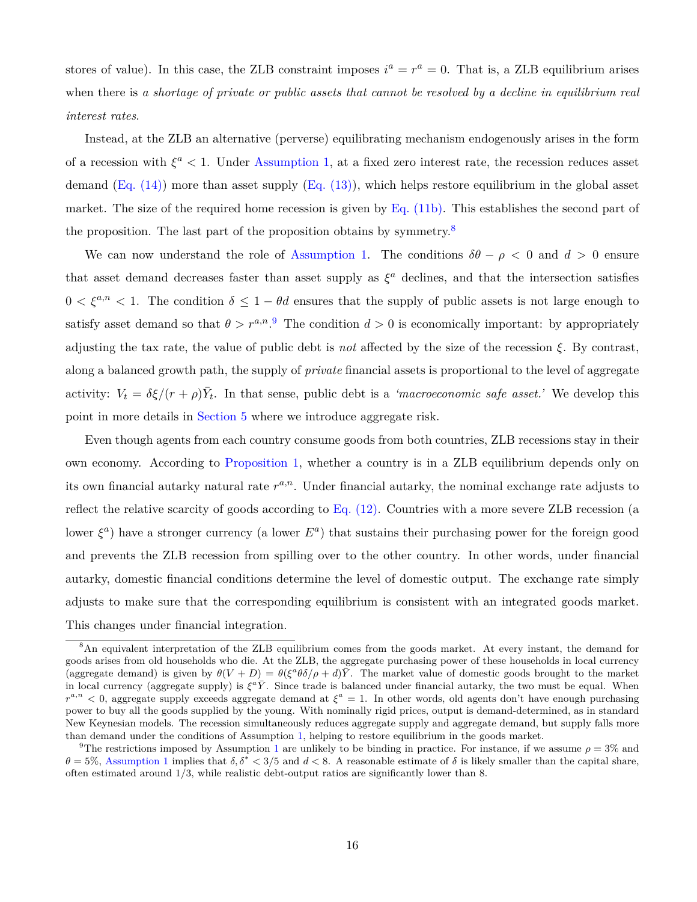stores of value). In this case, the ZLB constraint imposes $i^a = r^a = 0$. That is, a ZLB equilibrium arises when there is *a shortage of private or public assets that cannot be resolved by a decline in equilibrium real interest rates*.

Instead, at the ZLB an alternative (perverse) equilibrating mechanism endogenously arises in the form of a recession with $\xi^a < 1$. Under Assumption 1, at a fixed zero interest rate, the recession reduces asset demand (Eq. (14)) more than asset supply (Eq. (13)), which helps restore equilibrium in the global asset market. The size of the required home recession is given by Eq. (11b). This establishes the second part of the proposition. The last part of the proposition obtains by symmetry.[8]

We can now understand the role of Assumption 1. The conditions $\delta\theta - \rho < 0$ and $d > 0$ ensure that asset demand decreases faster than asset supply as $\xi^a$ declines, and that the intersection satisfies $0 < \xi^{a,n} < 1$. The condition $\delta \leq 1 - \theta d$ ensures that the supply of public assets is not large enough to satisfy asset demand so that $\theta > r^{a,n}$.[9] The condition $d > 0$ is economically important: by appropriately adjusting the tax rate, the value of public debt is *not* affected by the size of the recession $\xi$. By contrast, along a balanced growth path, the supply of *private* financial assets is proportional to the level of aggregate activity: $V_t = \delta\xi/(r + \rho)\bar{Y}_t$. In that sense, public debt is a *'macroeconomic safe asset.'* We develop this point in more details in Section 5 where we introduce aggregate risk.

Even though agents from each country consume goods from both countries, ZLB recessions stay in their own economy. According to Proposition 1, whether a country is in a ZLB equilibrium depends only on its own financial autarky natural rate $r^{a,n}$. Under financial autarky, the nominal exchange rate adjusts to reflect the relative scarcity of goods according to Eq. (12). Countries with a more severe ZLB recession (a lower $\xi^a$) have a stronger currency (a lower $E^a$) that sustains their purchasing power for the foreign good and prevents the ZLB recession from spilling over to the other country. In other words, under financial autarky, domestic financial conditions determine the level of domestic output. The exchange rate simply adjusts to make sure that the corresponding equilibrium is consistent with an integrated goods market. This changes under financial integration.

---

[8] An equivalent interpretation of the ZLB equilibrium comes from the goods market. At every instant, the demand for goods arises from old households who die. At the ZLB, the aggregate purchasing power of these households in local currency (aggregate demand) is given by $\theta(V + D) = \theta(\xi^a\theta\delta/\rho + d)\bar{Y}$. The market value of domestic goods brought to the market in local currency (aggregate supply) is $\xi^a\bar{Y}$. Since trade is balanced under financial autarky, the two must be equal. When $r^{a,n} < 0$, aggregate supply exceeds aggregate demand at $\xi^a = 1$. In other words, old agents don't have enough purchasing power to buy all the goods supplied by the young. With nominally rigid prices, output is demand-determined, as in standard New Keynesian models. The recession simultaneously reduces aggregate supply and aggregate demand, but supply falls more than demand under the conditions of Assumption 1, helping to restore equilibrium in the goods market.

[9] The restrictions imposed by Assumption 1 are unlikely to be binding in practice. For instance, if we assume $\rho = 3\%$ and $\theta = 5\%$, Assumption 1 implies that $\delta, \delta^* < 3/5$ and $d < 8$. A reasonable estimate of $\delta$ is likely smaller than the capital share, often estimated around 1/3, while realistic debt-output ratios are significantly lower than 8.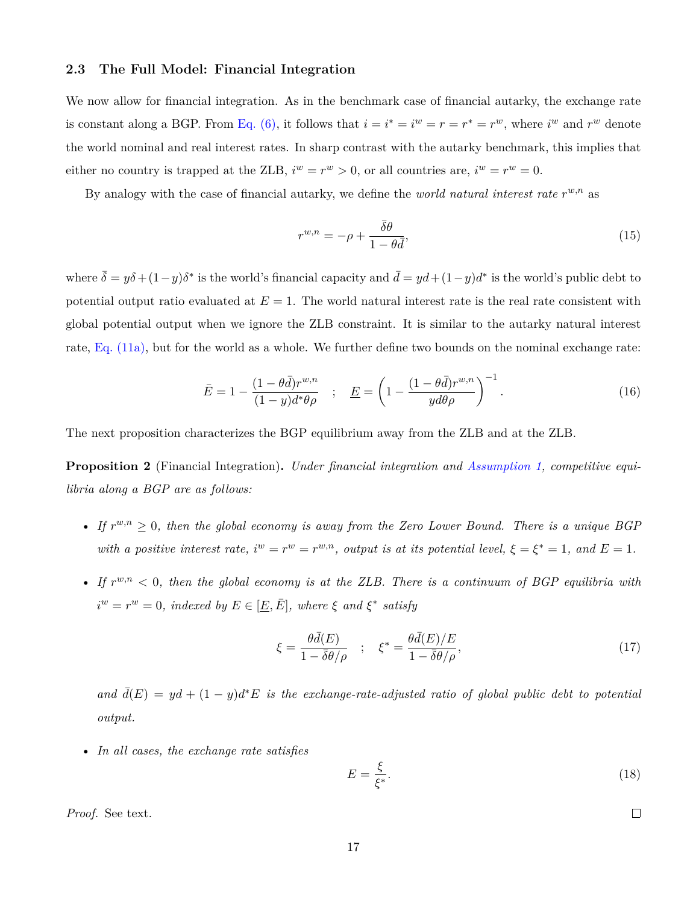### 2.3 The Full Model: Financial Integration

We now allow for financial integration. As in the benchmark case of financial autarky, the exchange rate is constant along a BGP. From Eq. (6), it follows that $i = i^* = i^w = r = r^* = r^w$, where $i^w$ and $r^w$ denote the world nominal and real interest rates. In sharp contrast with the autarky benchmark, this implies that either no country is trapped at the ZLB, $i^w = r^w > 0$, or all countries are, $i^w = r^w = 0$.

By analogy with the case of financial autarky, we define the *world natural interest rate* $r^{w,n}$ as

$$r^{w,n} = -\rho + \frac{\bar{\delta}\theta}{1 - \theta \bar{d}}, \tag{15}$$

where $\bar{\delta} = y\delta + (1-y)\delta^*$ is the world's financial capacity and $\bar{d} = yd + (1-y)d^*$ is the world's public debt to potential output ratio evaluated at $E = 1$. The world natural interest rate is the real rate consistent with global potential output when we ignore the ZLB constraint. It is similar to the autarky natural interest rate, Eq. (11a), but for the world as a whole. We further define two bounds on the nominal exchange rate:

$$\bar{E} = 1 - \frac{(1-\theta\bar{d})r^{w,n}}{(1-y)d^*\theta\rho} \quad ; \quad \underline{E} = \left(1 - \frac{(1-\theta\bar{d})r^{w,n}}{yd\theta\rho}\right)^{-1}. \tag{16}$$

The next proposition characterizes the BGP equilibrium away from the ZLB and at the ZLB.

**Proposition 2** (Financial Integration)**.** *Under financial integration and Assumption 1, competitive equilibria along a BGP are as follows:*

- *If $r^{w,n} \geq 0$, then the global economy is away from the Zero Lower Bound. There is a unique BGP with a positive interest rate, $i^w = r^w = r^{w,n}$, output is at its potential level, $\xi = \xi^* = 1$, and $E = 1$.*
- *If $r^{w,n} < 0$, then the global economy is at the ZLB. There is a continuum of BGP equilibria with $i^w = r^w = 0$, indexed by $E \in [\underline{E}, \bar{E}]$, where $\xi$ and $\xi^*$ satisfy*

$$\xi = \frac{\theta\bar{d}(E)}{1 - \bar{\delta}\theta/\rho} \quad ; \quad \xi^* = \frac{\theta\bar{d}(E)/E}{1 - \bar{\delta}\theta/\rho}, \tag{17}$$

  *and $\bar{d}(E) = yd + (1-y)d^*E$ is the exchange-rate-adjusted ratio of global public debt to potential output.*

- *In all cases, the exchange rate satisfies*

$$E = \frac{\xi}{\xi^*}. \tag{18}$$

*Proof.* See text. □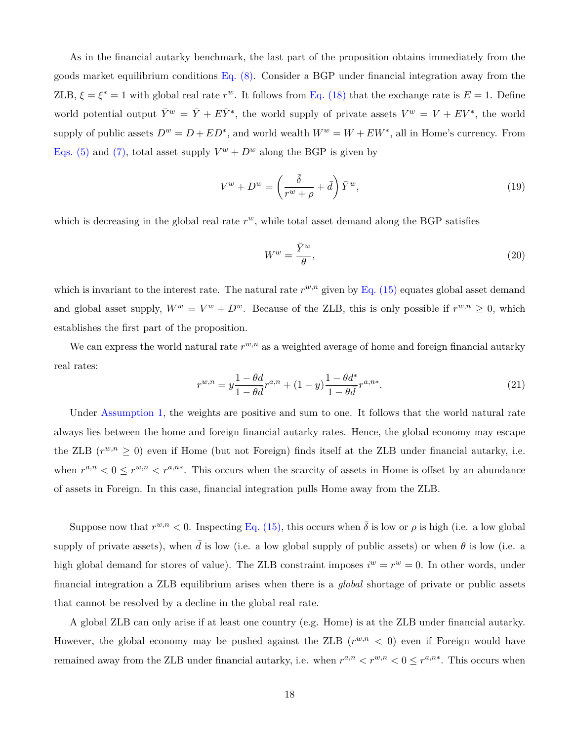As in the financial autarky benchmark, the last part of the proposition obtains immediately from the goods market equilibrium conditions Eq. (8). Consider a BGP under financial integration away from the ZLB, $\xi = \xi^* = 1$ with global real rate $r^w$. It follows from Eq. (18) that the exchange rate is $E = 1$. Define world potential output $\bar{Y}^w = \bar{Y} + E\bar{Y}^*$, the world supply of private assets $V^w = V + EV^*$, the world supply of public assets $D^w = D + ED^*$, and world wealth $W^w = W + EW^*$, all in Home's currency. From Eqs. (5) and (7), total asset supply $V^w + D^w$ along the BGP is given by

$$V^w + D^w = \left( \frac{\bar{\delta}}{r^w + \rho} + \bar{d} \right) \bar{Y}^w, \tag{19}$$

which is decreasing in the global real rate $r^w$, while total asset demand along the BGP satisfies

$$W^w = \frac{\bar{Y}^w}{\theta}, \tag{20}$$

which is invariant to the interest rate. The natural rate $r^{w,n}$ given by Eq. (15) equates global asset demand and global asset supply, $W^w = V^w + D^w$. Because of the ZLB, this is only possible if $r^{w,n} \geq 0$, which establishes the first part of the proposition.

We can express the world natural rate $r^{w,n}$ as a weighted average of home and foreign financial autarky real rates:

$$r^{w,n} = y \frac{1 - \theta d}{1 - \theta \bar{d}} r^{a,n} + (1 - y) \frac{1 - \theta d^*}{1 - \theta \bar{d}} r^{a,n*}. \tag{21}$$

Under Assumption 1, the weights are positive and sum to one. It follows that the world natural rate always lies between the home and foreign financial autarky rates. Hence, the global economy may escape the ZLB ($r^{w,n} \geq 0$) even if Home (but not Foreign) finds itself at the ZLB under financial autarky, i.e. when $r^{a,n} < 0 \leq r^{w,n} < r^{a,n*}$. This occurs when the scarcity of assets in Home is offset by an abundance of assets in Foreign. In this case, financial integration pulls Home away from the ZLB.

Suppose now that $r^{w,n} < 0$. Inspecting Eq. (15), this occurs when $\bar{\delta}$ is low or $\rho$ is high (i.e. a low global supply of private assets), when $\bar{d}$ is low (i.e. a low global supply of public assets) or when $\theta$ is low (i.e. a high global demand for stores of value). The ZLB constraint imposes $i^w = r^w = 0$. In other words, under financial integration a ZLB equilibrium arises when there is a *global* shortage of private or public assets that cannot be resolved by a decline in the global real rate.

A global ZLB can only arise if at least one country (e.g. Home) is at the ZLB under financial autarky. However, the global economy may be pushed against the ZLB ($r^{w,n} < 0$) even if Foreign would have remained away from the ZLB under financial autarky, i.e. when $r^{a,n} < r^{w,n} < 0 \leq r^{a,n*}$. This occurs when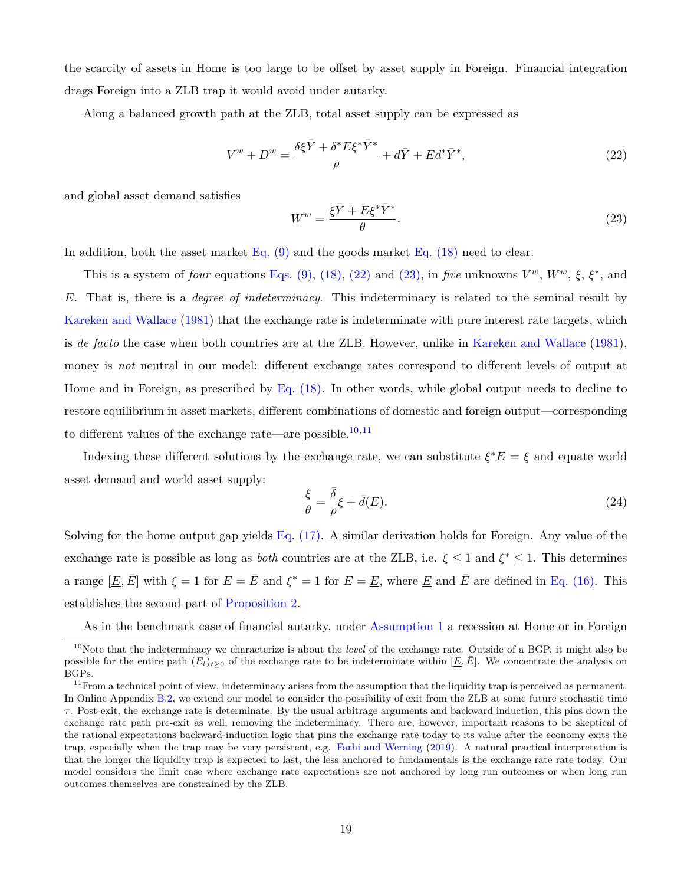the scarcity of assets in Home is too large to be offset by asset supply in Foreign. Financial integration drags Foreign into a ZLB trap it would avoid under autarky.

Along a balanced growth path at the ZLB, total asset supply can be expressed as

$$V^w + D^w = \frac{\delta \xi \bar{Y} + \delta^* E \xi^* \bar{Y}^*}{\rho} + d\bar{Y} + E d^* \bar{Y}^*, \tag{22}$$

and global asset demand satisfies

$$W^w = \frac{\xi \bar{Y} + E \xi^* \bar{Y}^*}{\theta}. \tag{23}$$

In addition, both the asset market Eq. (9) and the goods market Eq. (18) need to clear.

This is a system of *four* equations Eqs. (9), (18), (22) and (23), in *five* unknowns $V^w$, $W^w$, $\xi$, $\xi^*$, and $E$. That is, there is a *degree of indeterminacy*. This indeterminacy is related to the seminal result by Kareken and Wallace (1981) that the exchange rate is indeterminate with pure interest rate targets, which is *de facto* the case when both countries are at the ZLB. However, unlike in Kareken and Wallace (1981), money is *not* neutral in our model: different exchange rates correspond to different levels of output at Home and in Foreign, as prescribed by Eq. (18). In other words, while global output needs to decline to restore equilibrium in asset markets, different combinations of domestic and foreign output—corresponding to different values of the exchange rate—are possible.[10,11]

Indexing these different solutions by the exchange rate, we can substitute $\xi^* E = \xi$ and equate world asset demand and world asset supply:

$$\frac{\xi}{\theta} = \frac{\bar{\delta}}{\rho}\xi + \bar{d}(E). \tag{24}$$

Solving for the home output gap yields Eq. (17). A similar derivation holds for Foreign. Any value of the exchange rate is possible as long as *both* countries are at the ZLB, i.e. $\xi \leq 1$ and $\xi^* \leq 1$. This determines a range $[\underline{E}, \bar{E}]$ with $\xi = 1$ for $E = \bar{E}$ and $\xi^* = 1$ for $E = \underline{E}$, where $\underline{E}$ and $\bar{E}$ are defined in Eq. (16). This establishes the second part of Proposition 2.

As in the benchmark case of financial autarky, under Assumption 1 a recession at Home or in Foreign

[10] Note that the indeterminacy we characterize is about the *level* of the exchange rate. Outside of a BGP, it might also be possible for the entire path $(E_t)_{t\geq 0}$ of the exchange rate to be indeterminate within $[\underline{E}, \bar{E}]$. We concentrate the analysis on BGPs.

[11] From a technical point of view, indeterminacy arises from the assumption that the liquidity trap is perceived as permanent. In Online Appendix B.2, we extend our model to consider the possibility of exit from the ZLB at some future stochastic time $\tau$. Post-exit, the exchange rate is determinate. By the usual arbitrage arguments and backward induction, this pins down the exchange rate path pre-exit as well, removing the indeterminacy. There are, however, important reasons to be skeptical of the rational expectations backward-induction logic that pins the exchange rate today to its value after the economy exits the trap, especially when the trap may be very persistent, e.g. Farhi and Werning (2019). A natural practical interpretation is that the longer the liquidity trap is expected to last, the less anchored to fundamentals is the exchange rate rate today. Our model considers the limit case where exchange rate expectations are not anchored by long run outcomes or when long run outcomes themselves are constrained by the ZLB.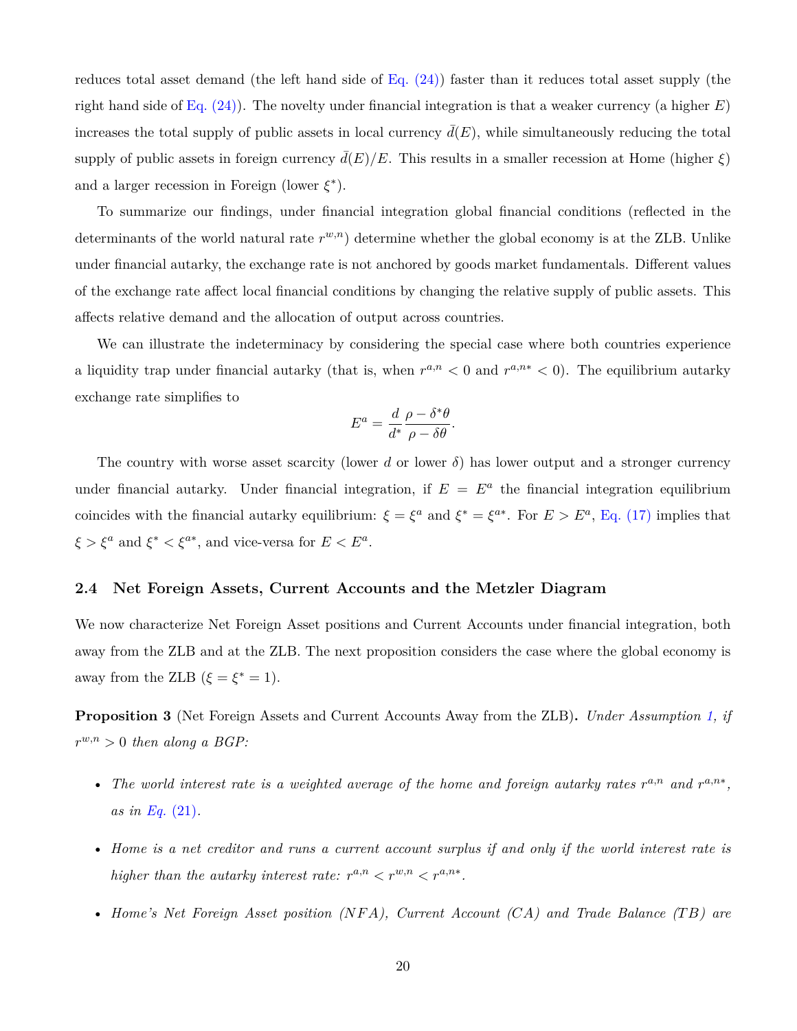reduces total asset demand (the left hand side of Eq. (24)) faster than it reduces total asset supply (the right hand side of Eq. (24)). The novelty under financial integration is that a weaker currency (a higher $E$) increases the total supply of public assets in local currency $\bar{d}(E)$, while simultaneously reducing the total supply of public assets in foreign currency $\bar{d}(E)/E$. This results in a smaller recession at Home (higher $\xi$) and a larger recession in Foreign (lower $\xi^*$).

To summarize our findings, under financial integration global financial conditions (reflected in the determinants of the world natural rate $r^{w,n}$) determine whether the global economy is at the ZLB. Unlike under financial autarky, the exchange rate is not anchored by goods market fundamentals. Different values of the exchange rate affect local financial conditions by changing the relative supply of public assets. This affects relative demand and the allocation of output across countries.

We can illustrate the indeterminacy by considering the special case where both countries experience a liquidity trap under financial autarky (that is, when $r^{a,n} < 0$ and $r^{a,n*} < 0$). The equilibrium autarky exchange rate simplifies to

$$E^a = \frac{d}{d^*} \frac{\rho - \delta^* \theta}{\rho - \delta \theta}.$$

The country with worse asset scarcity (lower $d$ or lower $\delta$) has lower output and a stronger currency under financial autarky. Under financial integration, if $E = E^a$ the financial integration equilibrium coincides with the financial autarky equilibrium: $\xi = \xi^a$ and $\xi^* = \xi^{a*}$. For $E > E^a$, Eq. (17) implies that $\xi > \xi^a$ and $\xi^* < \xi^{a*}$, and vice-versa for $E < E^a$.

### 2.4 Net Foreign Assets, Current Accounts and the Metzler Diagram

We now characterize Net Foreign Asset positions and Current Accounts under financial integration, both away from the ZLB and at the ZLB. The next proposition considers the case where the global economy is away from the ZLB ($\xi = \xi^* = 1$).

**Proposition 3** (Net Foreign Assets and Current Accounts Away from the ZLB)**.** *Under Assumption 1, if* $r^{w,n} > 0$ *then along a BGP:*

- *The world interest rate is a weighted average of the home and foreign autarky rates* $r^{a,n}$ *and* $r^{a,n*}$*, as in Eq. (21).*
- *Home is a net creditor and runs a current account surplus if and only if the world interest rate is higher than the autarky interest rate:* $r^{a,n} < r^{w,n} < r^{a,n*}$*.*
- *Home's Net Foreign Asset position (NFA), Current Account (CA) and Trade Balance (TB) are*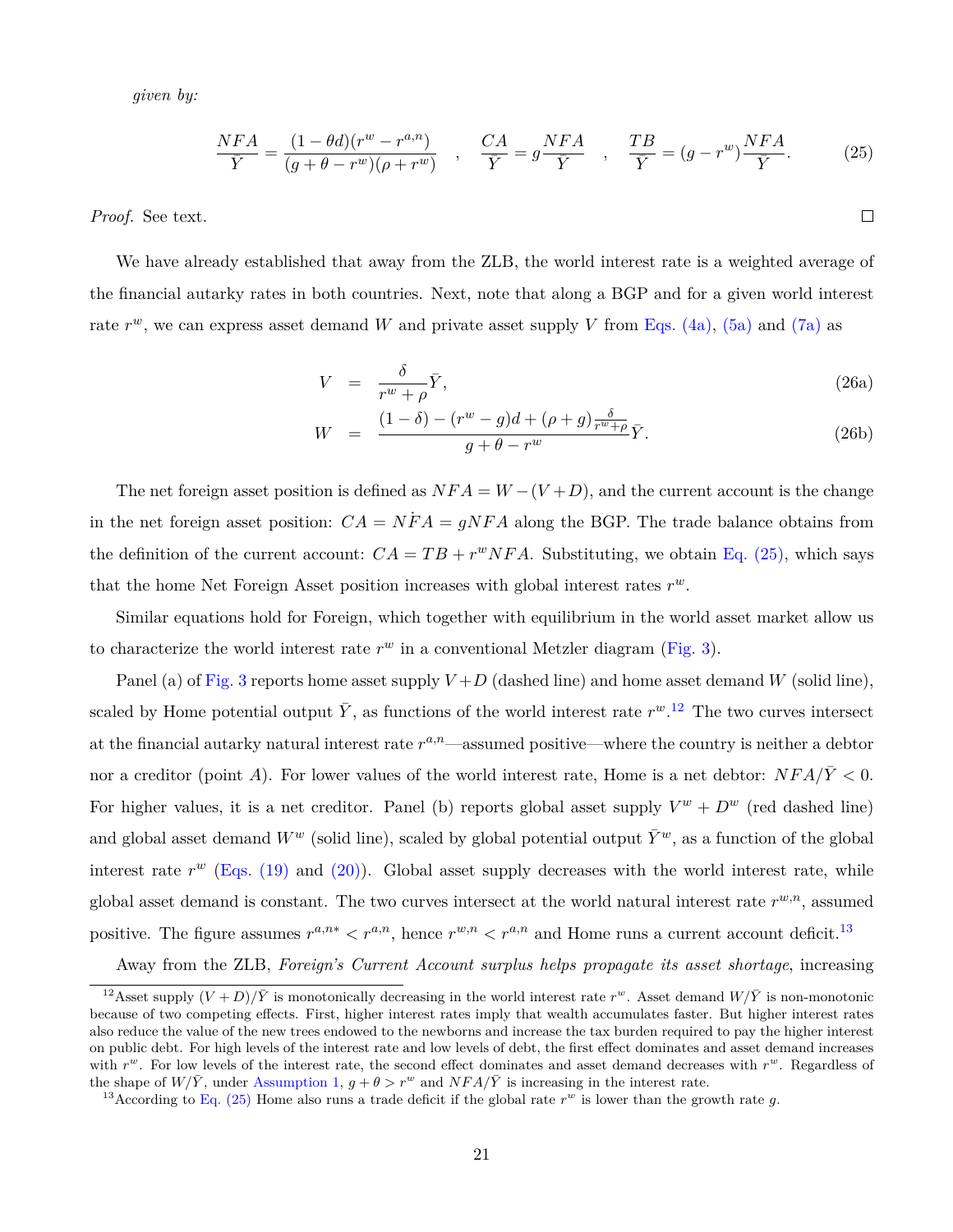*given by:*

$$\frac{NFA}{\bar{Y}} = \frac{(1-\theta d)(r^w - r^{a,n})}{(g+\theta - r^w)(\rho + r^w)} \quad , \quad \frac{CA}{\bar{Y}} = g\frac{NFA}{\bar{Y}} \quad , \quad \frac{TB}{\bar{Y}} = (g - r^w)\frac{NFA}{\bar{Y}}. \tag{25}$$

*Proof.* See text. □

We have already established that away from the ZLB, the world interest rate is a weighted average of the financial autarky rates in both countries. Next, note that along a BGP and for a given world interest rate $r^w$, we can express asset demand $W$ and private asset supply $V$ from Eqs. (4a), (5a) and (7a) as

$$V = \frac{\delta}{r^w + \rho}\bar{Y}, \tag{26a}$$

$$W = \frac{(1-\delta) - (r^w - g)d + (\rho + g)\frac{\delta}{r^w+\rho}}{g + \theta - r^w}\bar{Y}. \tag{26b}$$

The net foreign asset position is defined as $NFA = W - (V + D)$, and the current account is the change in the net foreign asset position: $CA = \dot{NFA} = gNFA$ along the BGP. The trade balance obtains from the definition of the current account: $CA = TB + r^w NFA$. Substituting, we obtain Eq. (25), which says that the home Net Foreign Asset position increases with global interest rates $r^w$.

Similar equations hold for Foreign, which together with equilibrium in the world asset market allow us to characterize the world interest rate $r^w$ in a conventional Metzler diagram (Fig. 3).

Panel (a) of Fig. 3 reports home asset supply $V + D$ (dashed line) and home asset demand $W$ (solid line), scaled by Home potential output $\bar{Y}$, as functions of the world interest rate $r^w$.[12] The two curves intersect at the financial autarky natural interest rate $r^{a,n}$—assumed positive—where the country is neither a debtor nor a creditor (point $A$). For lower values of the world interest rate, Home is a net debtor: $NFA/\bar{Y} < 0$. For higher values, it is a net creditor. Panel (b) reports global asset supply $V^w + D^w$ (red dashed line) and global asset demand $W^w$ (solid line), scaled by global potential output $\bar{Y}^w$, as a function of the global interest rate $r^w$ (Eqs. (19) and (20)). Global asset supply decreases with the world interest rate, while global asset demand is constant. The two curves intersect at the world natural interest rate $r^{w,n}$, assumed positive. The figure assumes $r^{a,n*} < r^{a,n}$, hence $r^{w,n} < r^{a,n}$ and Home runs a current account deficit.[13]

Away from the ZLB, *Foreign's Current Account surplus helps propagate its asset shortage*, increasing

[12] Asset supply $(V + D)/\bar{Y}$ is monotonically decreasing in the world interest rate $r^w$. Asset demand $W/\bar{Y}$ is non-monotonic because of two competing effects. First, higher interest rates imply that wealth accumulates faster. But higher interest rates also reduce the value of the new trees endowed to the newborns and increase the tax burden required to pay the higher interest on public debt. For high levels of the interest rate and low levels of debt, the first effect dominates and asset demand increases with $r^w$. For low levels of the interest rate, the second effect dominates and asset demand decreases with $r^w$. Regardless of the shape of $W/\bar{Y}$, under Assumption 1, $g + \theta > r^w$ and $NFA/\bar{Y}$ is increasing in the interest rate.

[13] According to Eq. (25) Home also runs a trade deficit if the global rate $r^w$ is lower than the growth rate $g$.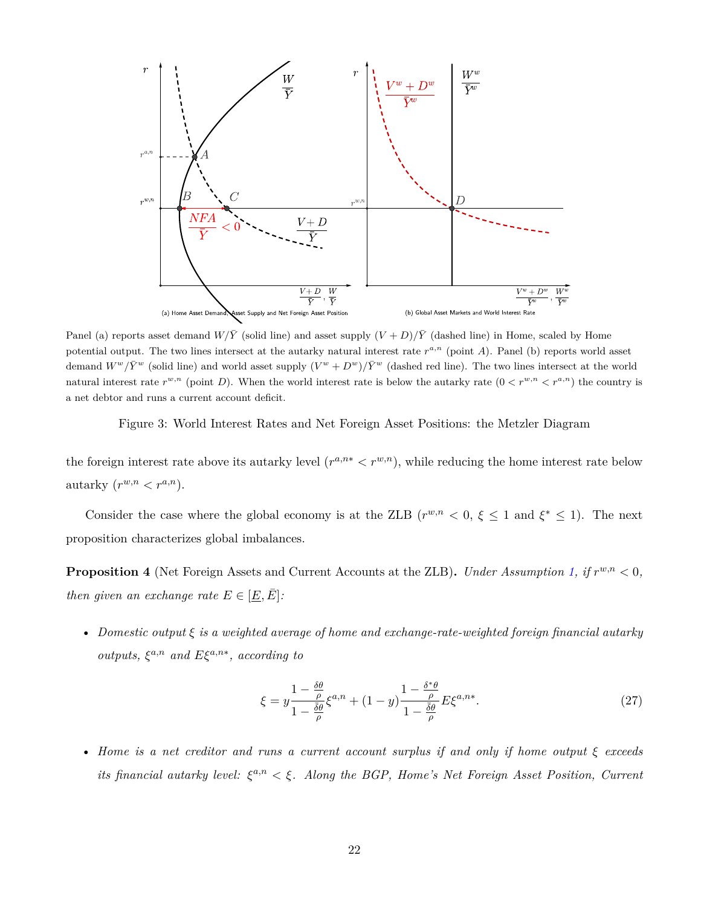Panel (a) reports asset demand $W/\bar{Y}$ (solid line) and asset supply $(V+D)/\bar{Y}$ (dashed line) in Home, scaled by Home potential output. The two lines intersect at the autarky natural interest rate $r^{a,n}$ (point $A$). Panel (b) reports world asset demand $W^w/\bar{Y}^w$ (solid line) and world asset supply $(V^w+D^w)/\bar{Y}^w$ (dashed red line). The two lines intersect at the world natural interest rate $r^{w,n}$ (point $D$). When the world interest rate is below the autarky rate ($0 < r^{w,n} < r^{a,n}$) the country is a net debtor and runs a current account deficit.

Figure 3: World Interest Rates and Net Foreign Asset Positions: the Metzler Diagram

the foreign interest rate above its autarky level ($r^{a,n*} < r^{w,n}$), while reducing the home interest rate below autarky ($r^{w,n} < r^{a,n}$).

Consider the case where the global economy is at the ZLB ($r^{w,n} < 0$, $\xi \leq 1$ and $\xi^* \leq 1$). The next proposition characterizes global imbalances.

**Proposition 4** (Net Foreign Assets and Current Accounts at the ZLB)**.** *Under Assumption 1, if $r^{w,n} < 0$, then given an exchange rate $E \in [\underline{E}, \bar{E}]$:*

- *Domestic output $\xi$ is a weighted average of home and exchange-rate-weighted foreign financial autarky outputs, $\xi^{a,n}$ and $E\xi^{a,n*}$, according to*

$$\xi = y\frac{1-\frac{\delta\theta}{\rho}}{1-\frac{\bar{\delta}\theta}{\rho}}\xi^{a,n} + (1-y)\frac{1-\frac{\delta^*\theta}{\rho}}{1-\frac{\bar{\delta}\theta}{\rho}}E\xi^{a,n*}. \tag{27}$$

- *Home is a net creditor and runs a current account surplus if and only if home output $\xi$ exceeds its financial autarky level: $\xi^{a,n} < \xi$. Along the BGP, Home's Net Foreign Asset Position, Current*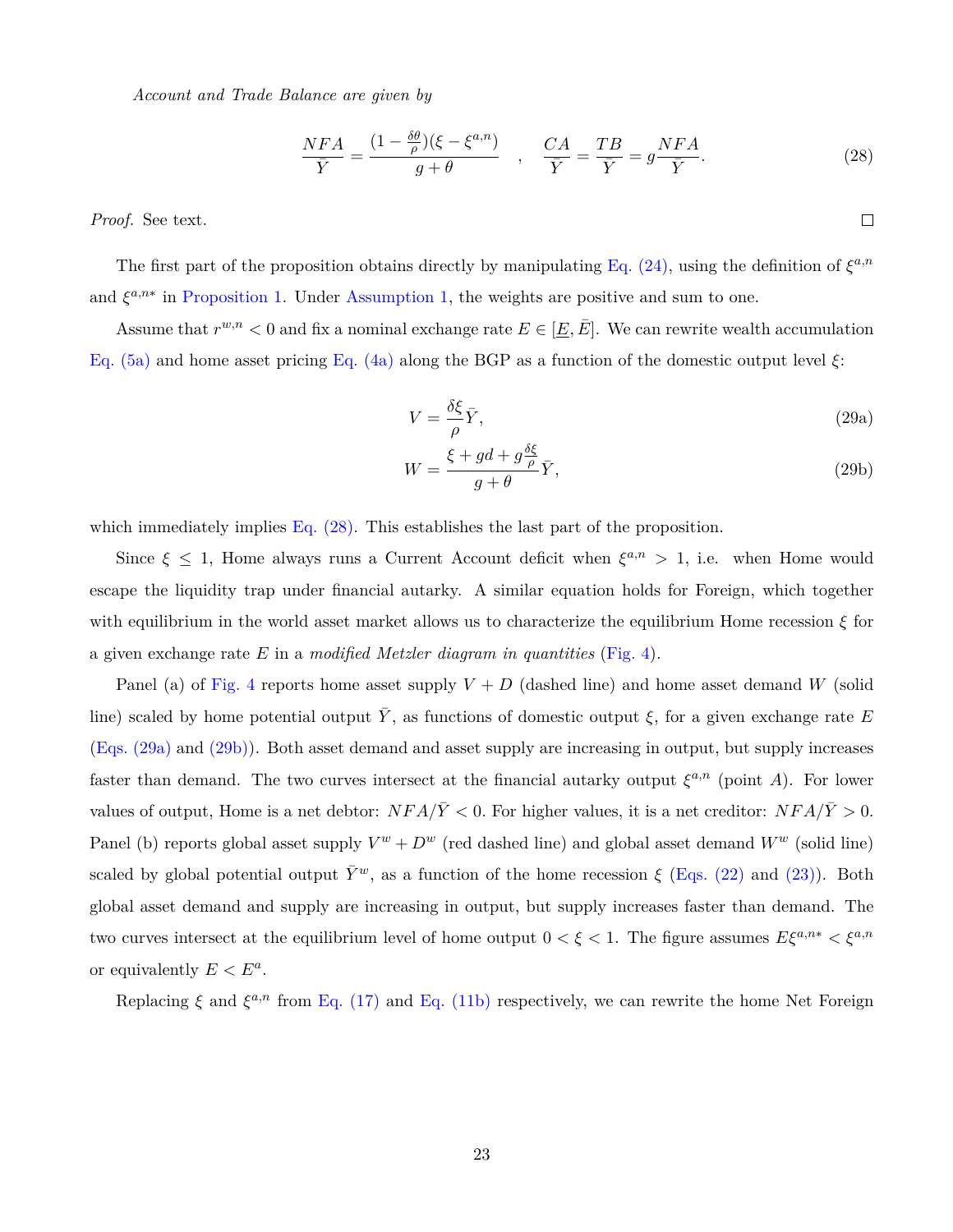*Account and Trade Balance are given by*

$$\frac{NFA}{\bar{Y}} = \frac{(1 - \frac{\delta\theta}{\rho})(\xi - \xi^{a,n})}{g + \theta} \quad , \quad \frac{CA}{\bar{Y}} = \frac{TB}{\bar{Y}} = g\frac{NFA}{\bar{Y}}. \tag{28}$$

*Proof.* See text. □

The first part of the proposition obtains directly by manipulating Eq. (24), using the definition of $\xi^{a,n}$ and $\xi^{a,n*}$ in Proposition 1. Under Assumption 1, the weights are positive and sum to one.

Assume that $r^{w,n} < 0$ and fix a nominal exchange rate $E \in [\underline{E}, \bar{E}]$. We can rewrite wealth accumulation Eq. (5a) and home asset pricing Eq. (4a) along the BGP as a function of the domestic output level $\xi$:

$$V = \frac{\delta\xi}{\rho}\bar{Y}, \tag{29a}$$

$$W = \frac{\xi + gd + g\frac{\delta\xi}{\rho}}{g + \theta}\bar{Y}, \tag{29b}$$

which immediately implies Eq. (28). This establishes the last part of the proposition.

Since $\xi \leq 1$, Home always runs a Current Account deficit when $\xi^{a,n} > 1$, i.e. when Home would escape the liquidity trap under financial autarky. A similar equation holds for Foreign, which together with equilibrium in the world asset market allows us to characterize the equilibrium Home recession $\xi$ for a given exchange rate $E$ in a *modified Metzler diagram in quantities* (Fig. 4).

Panel (a) of Fig. 4 reports home asset supply $V + D$ (dashed line) and home asset demand $W$ (solid line) scaled by home potential output $\bar{Y}$, as functions of domestic output $\xi$, for a given exchange rate $E$ (Eqs. (29a) and (29b)). Both asset demand and asset supply are increasing in output, but supply increases faster than demand. The two curves intersect at the financial autarky output $\xi^{a,n}$ (point $A$). For lower values of output, Home is a net debtor: $NFA/\bar{Y} < 0$. For higher values, it is a net creditor: $NFA/\bar{Y} > 0$. Panel (b) reports global asset supply $V^w + D^w$ (red dashed line) and global asset demand $W^w$ (solid line) scaled by global potential output $\bar{Y}^w$, as a function of the home recession $\xi$ (Eqs. (22) and (23)). Both global asset demand and supply are increasing in output, but supply increases faster than demand. The two curves intersect at the equilibrium level of home output $0 < \xi < 1$. The figure assumes $E\xi^{a,n*} < \xi^{a,n}$ or equivalently $E < E^a$.

Replacing $\xi$ and $\xi^{a,n}$ from Eq. (17) and Eq. (11b) respectively, we can rewrite the home Net Foreign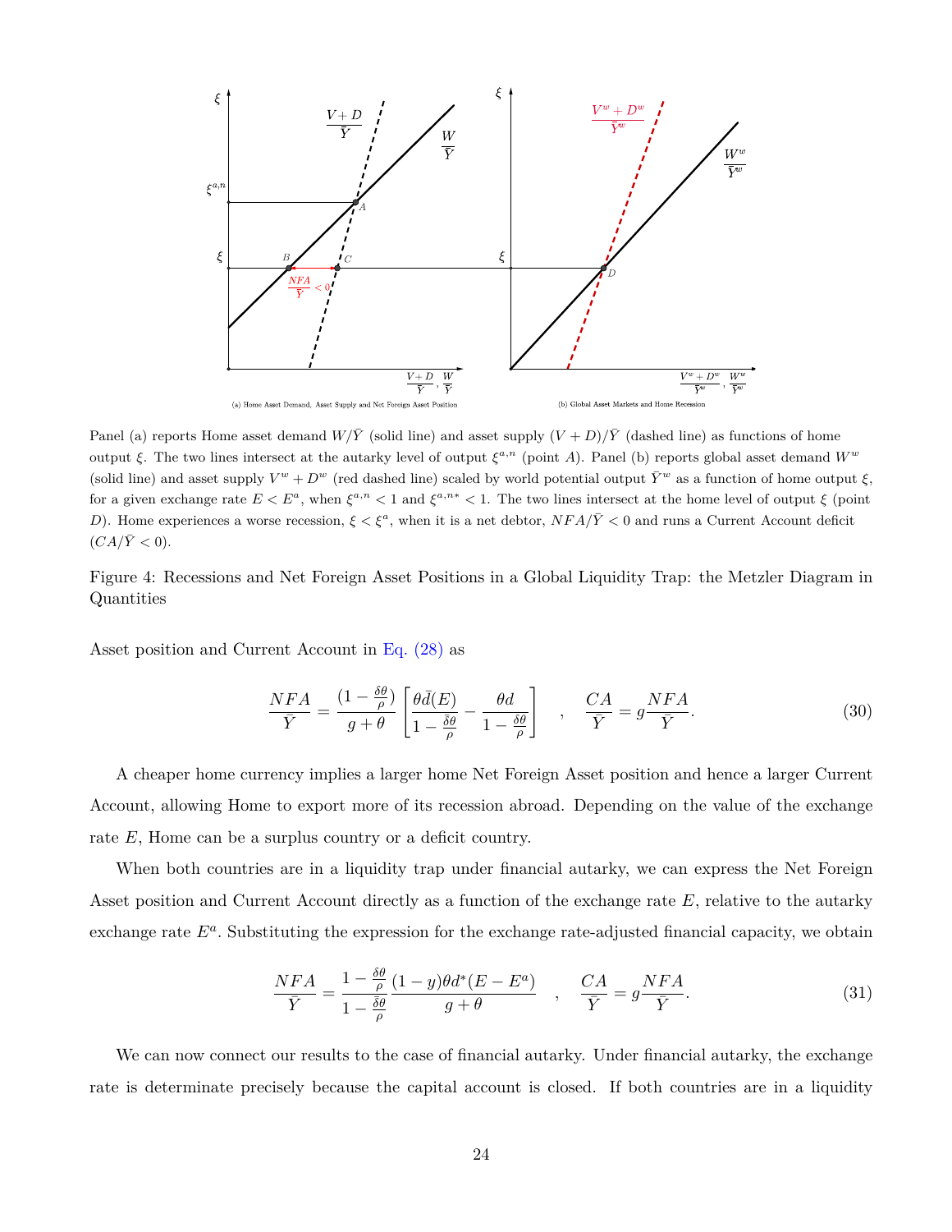Panel (a) reports Home asset demand $W/\bar{Y}$ (solid line) and asset supply $(V+D)/\bar{Y}$ (dashed line) as functions of home output $\xi$. The two lines intersect at the autarky level of output $\xi^{a,n}$ (point $A$). Panel (b) reports global asset demand $W^w$ (solid line) and asset supply $V^w + D^w$ (red dashed line) scaled by world potential output $\bar{Y}^w$ as a function of home output $\xi$, for a given exchange rate $E < E^a$, when $\xi^{a,n} < 1$ and $\xi^{a,n*} < 1$. The two lines intersect at the home level of output $\xi$ (point $D$). Home experiences a worse recession, $\xi < \xi^a$, when it is a net debtor, $NFA/\bar{Y} < 0$ and runs a Current Account deficit ($CA/\bar{Y} < 0$).

Figure 4: Recessions and Net Foreign Asset Positions in a Global Liquidity Trap: the Metzler Diagram in Quantities

Asset position and Current Account in Eq. (28) as

$$\frac{NFA}{\bar{Y}} = \frac{(1-\frac{\delta\theta}{\rho})}{g+\theta}\left[\frac{\theta\bar{d}(E)}{1-\frac{\bar{\delta}\theta}{\rho}} - \frac{\theta d}{1-\frac{\delta\theta}{\rho}}\right] \quad , \quad \frac{CA}{\bar{Y}} = g\frac{NFA}{\bar{Y}}. \tag{30}$$

A cheaper home currency implies a larger home Net Foreign Asset position and hence a larger Current Account, allowing Home to export more of its recession abroad. Depending on the value of the exchange rate $E$, Home can be a surplus country or a deficit country.

When both countries are in a liquidity trap under financial autarky, we can express the Net Foreign Asset position and Current Account directly as a function of the exchange rate $E$, relative to the autarky exchange rate $E^a$. Substituting the expression for the exchange rate-adjusted financial capacity, we obtain

$$\frac{NFA}{\bar{Y}} = \frac{1-\frac{\delta\theta}{\rho}}{1-\frac{\bar{\delta}\theta}{\rho}}\frac{(1-y)\theta d^*(E-E^a)}{g+\theta} \quad , \quad \frac{CA}{\bar{Y}} = g\frac{NFA}{\bar{Y}}. \tag{31}$$

We can now connect our results to the case of financial autarky. Under financial autarky, the exchange rate is determinate precisely because the capital account is closed. If both countries are in a liquidity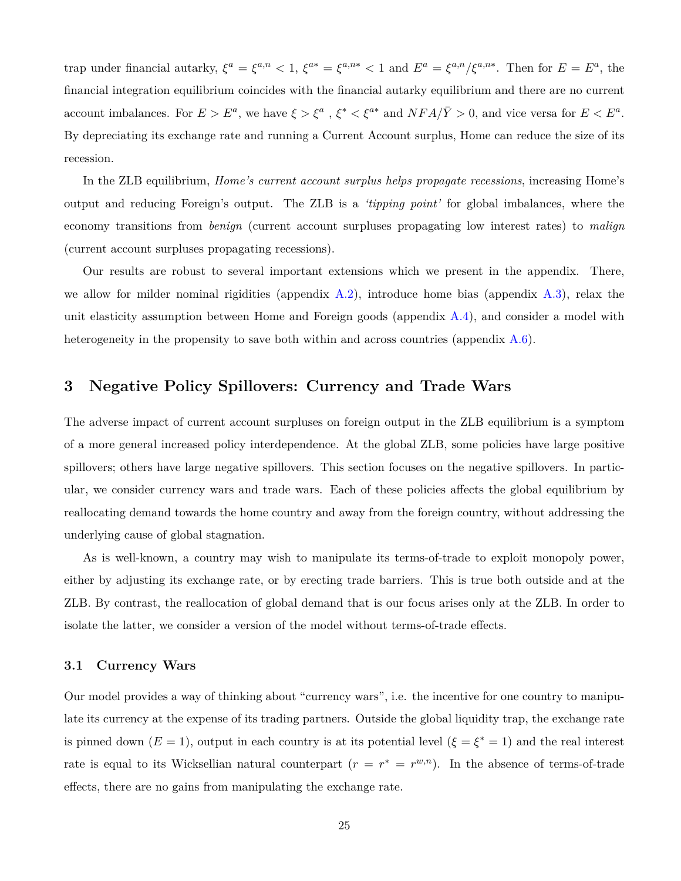trap under financial autarky, $\xi^a = \xi^{a,n} < 1$, $\xi^{a*} = \xi^{a,n*} < 1$ and $E^a = \xi^{a,n}/\xi^{a,n*}$. Then for $E = E^a$, the financial integration equilibrium coincides with the financial autarky equilibrium and there are no current account imbalances. For $E > E^a$, we have $\xi > \xi^a$ , $\xi^* < \xi^{a*}$ and $NFA/\bar{Y} > 0$, and vice versa for $E < E^a$. By depreciating its exchange rate and running a Current Account surplus, Home can reduce the size of its recession.

In the ZLB equilibrium, *Home's current account surplus helps propagate recessions*, increasing Home's output and reducing Foreign's output. The ZLB is a *'tipping point'* for global imbalances, where the economy transitions from *benign* (current account surpluses propagating low interest rates) to *malign* (current account surpluses propagating recessions).

Our results are robust to several important extensions which we present in the appendix. There, we allow for milder nominal rigidities (appendix A.2), introduce home bias (appendix A.3), relax the unit elasticity assumption between Home and Foreign goods (appendix A.4), and consider a model with heterogeneity in the propensity to save both within and across countries (appendix A.6).

# 3 Negative Policy Spillovers: Currency and Trade Wars

The adverse impact of current account surpluses on foreign output in the ZLB equilibrium is a symptom of a more general increased policy interdependence. At the global ZLB, some policies have large positive spillovers; others have large negative spillovers. This section focuses on the negative spillovers. In particular, we consider currency wars and trade wars. Each of these policies affects the global equilibrium by reallocating demand towards the home country and away from the foreign country, without addressing the underlying cause of global stagnation.

As is well-known, a country may wish to manipulate its terms-of-trade to exploit monopoly power, either by adjusting its exchange rate, or by erecting trade barriers. This is true both outside and at the ZLB. By contrast, the reallocation of global demand that is our focus arises only at the ZLB. In order to isolate the latter, we consider a version of the model without terms-of-trade effects.

## 3.1 Currency Wars

Our model provides a way of thinking about "currency wars", i.e. the incentive for one country to manipulate its currency at the expense of its trading partners. Outside the global liquidity trap, the exchange rate is pinned down ($E = 1$), output in each country is at its potential level ($\xi = \xi^* = 1$) and the real interest rate is equal to its Wicksellian natural counterpart ($r = r^* = r^{w,n}$). In the absence of terms-of-trade effects, there are no gains from manipulating the exchange rate.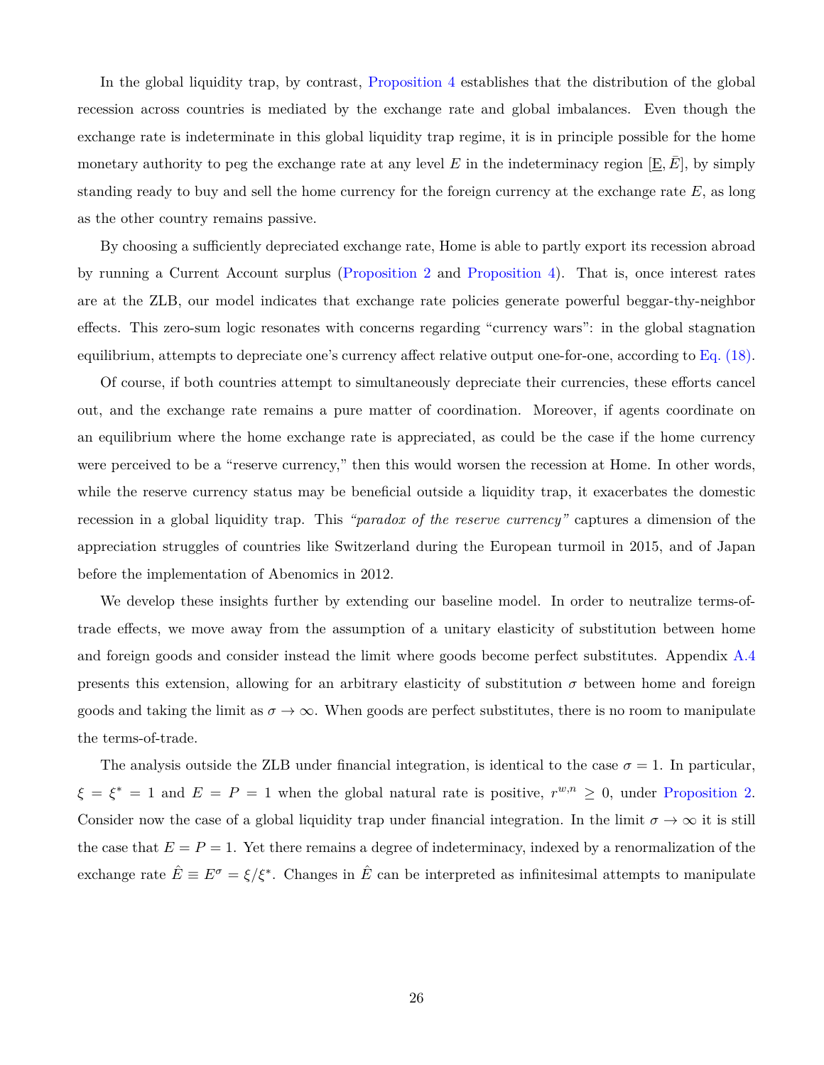In the global liquidity trap, by contrast, Proposition 4 establishes that the distribution of the global recession across countries is mediated by the exchange rate and global imbalances. Even though the exchange rate is indeterminate in this global liquidity trap regime, it is in principle possible for the home monetary authority to peg the exchange rate at any level $E$ in the indeterminacy region $[\underline{E}, \bar{E}]$, by simply standing ready to buy and sell the home currency for the foreign currency at the exchange rate $E$, as long as the other country remains passive.

By choosing a sufficiently depreciated exchange rate, Home is able to partly export its recession abroad by running a Current Account surplus (Proposition 2 and Proposition 4). That is, once interest rates are at the ZLB, our model indicates that exchange rate policies generate powerful beggar-thy-neighbor effects. This zero-sum logic resonates with concerns regarding "currency wars": in the global stagnation equilibrium, attempts to depreciate one's currency affect relative output one-for-one, according to Eq. (18).

Of course, if both countries attempt to simultaneously depreciate their currencies, these efforts cancel out, and the exchange rate remains a pure matter of coordination. Moreover, if agents coordinate on an equilibrium where the home exchange rate is appreciated, as could be the case if the home currency were perceived to be a "reserve currency," then this would worsen the recession at Home. In other words, while the reserve currency status may be beneficial outside a liquidity trap, it exacerbates the domestic recession in a global liquidity trap. This *"paradox of the reserve currency"* captures a dimension of the appreciation struggles of countries like Switzerland during the European turmoil in 2015, and of Japan before the implementation of Abenomics in 2012.

We develop these insights further by extending our baseline model. In order to neutralize terms-of-trade effects, we move away from the assumption of a unitary elasticity of substitution between home and foreign goods and consider instead the limit where goods become perfect substitutes. Appendix A.4 presents this extension, allowing for an arbitrary elasticity of substitution $\sigma$ between home and foreign goods and taking the limit as $\sigma \to \infty$. When goods are perfect substitutes, there is no room to manipulate the terms-of-trade.

The analysis outside the ZLB under financial integration, is identical to the case $\sigma = 1$. In particular, $\xi = \xi^* = 1$ and $E = P = 1$ when the global natural rate is positive, $r^{w,n} \geq 0$, under Proposition 2. Consider now the case of a global liquidity trap under financial integration. In the limit $\sigma \to \infty$ it is still the case that $E = P = 1$. Yet there remains a degree of indeterminacy, indexed by a renormalization of the exchange rate $\hat{E} \equiv E^{\sigma} = \xi/\xi^*$. Changes in $\hat{E}$ can be interpreted as infinitesimal attempts to manipulate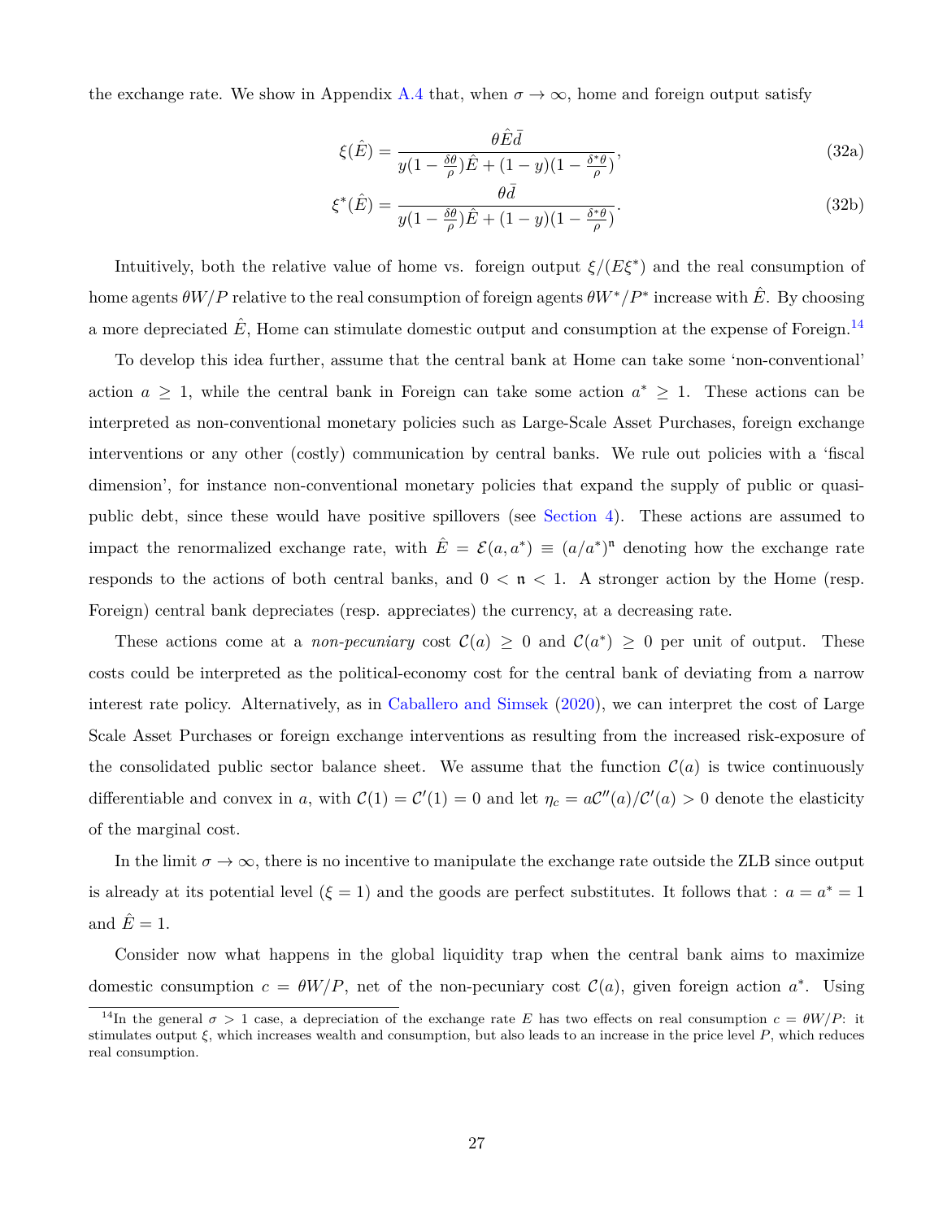the exchange rate. We show in Appendix A.4 that, when $\sigma \to \infty$, home and foreign output satisfy

$$\xi(\hat{E}) = \frac{\theta \hat{E} \bar{d}}{y(1 - \frac{\delta\theta}{\rho})\hat{E} + (1-y)(1 - \frac{\delta^*\theta}{\rho})}, \tag{32a}$$

$$\xi^*(\hat{E}) = \frac{\theta \bar{d}}{y(1 - \frac{\delta\theta}{\rho})\hat{E} + (1-y)(1 - \frac{\delta^*\theta}{\rho})}. \tag{32b}$$

Intuitively, both the relative value of home vs. foreign output $\xi/(E\xi^*)$ and the real consumption of home agents $\theta W/P$ relative to the real consumption of foreign agents $\theta W^*/P^*$ increase with $\hat{E}$. By choosing a more depreciated $\hat{E}$, Home can stimulate domestic output and consumption at the expense of Foreign.[14]

To develop this idea further, assume that the central bank at Home can take some 'non-conventional' action $a \geq 1$, while the central bank in Foreign can take some action $a^* \geq 1$. These actions can be interpreted as non-conventional monetary policies such as Large-Scale Asset Purchases, foreign exchange interventions or any other (costly) communication by central banks. We rule out policies with a 'fiscal dimension', for instance non-conventional monetary policies that expand the supply of public or quasi-public debt, since these would have positive spillovers (see Section 4). These actions are assumed to impact the renormalized exchange rate, with $\hat{E} = \mathcal{E}(a, a^*) \equiv (a/a^*)^{\mathfrak{n}}$ denoting how the exchange rate responds to the actions of both central banks, and $0 < \mathfrak{n} < 1$. A stronger action by the Home (resp. Foreign) central bank depreciates (resp. appreciates) the currency, at a decreasing rate.

These actions come at a *non-pecuniary* cost $\mathcal{C}(a) \geq 0$ and $\mathcal{C}(a^*) \geq 0$ per unit of output. These costs could be interpreted as the political-economy cost for the central bank of deviating from a narrow interest rate policy. Alternatively, as in Caballero and Simsek (2020), we can interpret the cost of Large Scale Asset Purchases or foreign exchange interventions as resulting from the increased risk-exposure of the consolidated public sector balance sheet. We assume that the function $\mathcal{C}(a)$ is twice continuously differentiable and convex in $a$, with $\mathcal{C}(1) = \mathcal{C}'(1) = 0$ and let $\eta_c = a\mathcal{C}''(a)/\mathcal{C}'(a) > 0$ denote the elasticity of the marginal cost.

In the limit $\sigma \to \infty$, there is no incentive to manipulate the exchange rate outside the ZLB since output is already at its potential level ($\xi = 1$) and the goods are perfect substitutes. It follows that : $a = a^* = 1$ and $\hat{E} = 1$.

Consider now what happens in the global liquidity trap when the central bank aims to maximize domestic consumption $c = \theta W/P$, net of the non-pecuniary cost $\mathcal{C}(a)$, given foreign action $a^*$. Using

[14] In the general $\sigma > 1$ case, a depreciation of the exchange rate $E$ has two effects on real consumption $c = \theta W/P$: it stimulates output $\xi$, which increases wealth and consumption, but also leads to an increase in the price level $P$, which reduces real consumption.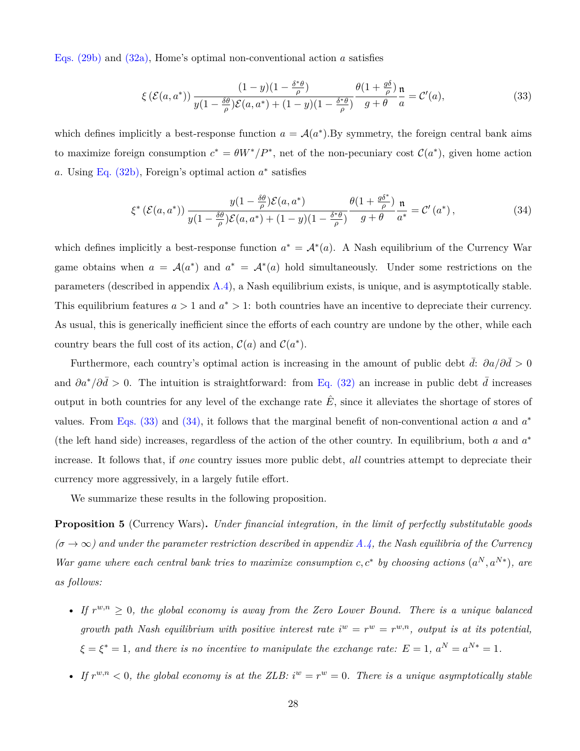Eqs. (29b) and (32a), Home's optimal non-conventional action $a$ satisfies

$$\xi\left(\mathcal{E}(a,a^*)\right)\frac{(1-y)(1-\frac{\delta^*\theta}{\rho})}{y(1-\frac{\delta\theta}{\rho})\mathcal{E}(a,a^*)+(1-y)(1-\frac{\delta^*\theta}{\rho})}\frac{\theta(1+\frac{g\delta}{\rho})}{g+\theta}\frac{\mathfrak{n}}{a}=\mathcal{C}'(a), \tag{33}$$

which defines implicitly a best-response function $a=\mathcal{A}(a^*)$.By symmetry, the foreign central bank aims to maximize foreign consumption $c^*=\theta W^*/P^*$, net of the non-pecuniary cost $\mathcal{C}(a^*)$, given home action $a$. Using Eq. (32b), Foreign's optimal action $a^*$ satisfies

$$\xi^*\left(\mathcal{E}(a,a^*)\right)\frac{y(1-\frac{\delta\theta}{\rho})\mathcal{E}(a,a^*)}{y(1-\frac{\delta\theta}{\rho})\mathcal{E}(a,a^*)+(1-y)(1-\frac{\delta^*\theta}{\rho})}\frac{\theta(1+\frac{g\delta^*}{\rho})}{g+\theta}\frac{\mathfrak{n}}{a^*}=\mathcal{C}'\left(a^*\right), \tag{34}$$

which defines implicitly a best-response function $a^*=\mathcal{A}^*(a)$. A Nash equilibrium of the Currency War game obtains when $a=\mathcal{A}(a^*)$ and $a^*=\mathcal{A}^*(a)$ hold simultaneously. Under some restrictions on the parameters (described in appendix A.4), a Nash equilibrium exists, is unique, and is asymptotically stable. This equilibrium features $a>1$ and $a^*>1$: both countries have an incentive to depreciate their currency. As usual, this is generically inefficient since the efforts of each country are undone by the other, while each country bears the full cost of its action, $\mathcal{C}(a)$ and $\mathcal{C}(a^*)$.

Furthermore, each country's optimal action is increasing in the amount of public debt $\bar{d}$: $\partial a/\partial\bar{d}>0$ and $\partial a^*/\partial\bar{d}>0$. The intuition is straightforward: from Eq. (32) an increase in public debt $\bar{d}$ increases output in both countries for any level of the exchange rate $\hat{E}$, since it alleviates the shortage of stores of values. From Eqs. (33) and (34), it follows that the marginal benefit of non-conventional action $a$ and $a^*$ (the left hand side) increases, regardless of the action of the other country. In equilibrium, both $a$ and $a^*$ increase. It follows that, if *one* country issues more public debt, *all* countries attempt to depreciate their currency more aggressively, in a largely futile effort.

We summarize these results in the following proposition.

**Proposition 5** (Currency Wars)**.** *Under financial integration, in the limit of perfectly substitutable goods ($\sigma\to\infty$) and under the parameter restriction described in appendix A.4, the Nash equilibria of the Currency War game where each central bank tries to maximize consumption $c,c^*$ by choosing actions $(a^N,a^{N*})$, are as follows:*

- *If $r^{w,n}\geq 0$, the global economy is away from the Zero Lower Bound. There is a unique balanced growth path Nash equilibrium with positive interest rate $i^w=r^w=r^{w,n}$, output is at its potential, $\xi=\xi^*=1$, and there is no incentive to manipulate the exchange rate: $E=1$, $a^N=a^{N*}=1$.*
- *If $r^{w,n}<0$, the global economy is at the ZLB: $i^w=r^w=0$. There is a unique asymptotically stable*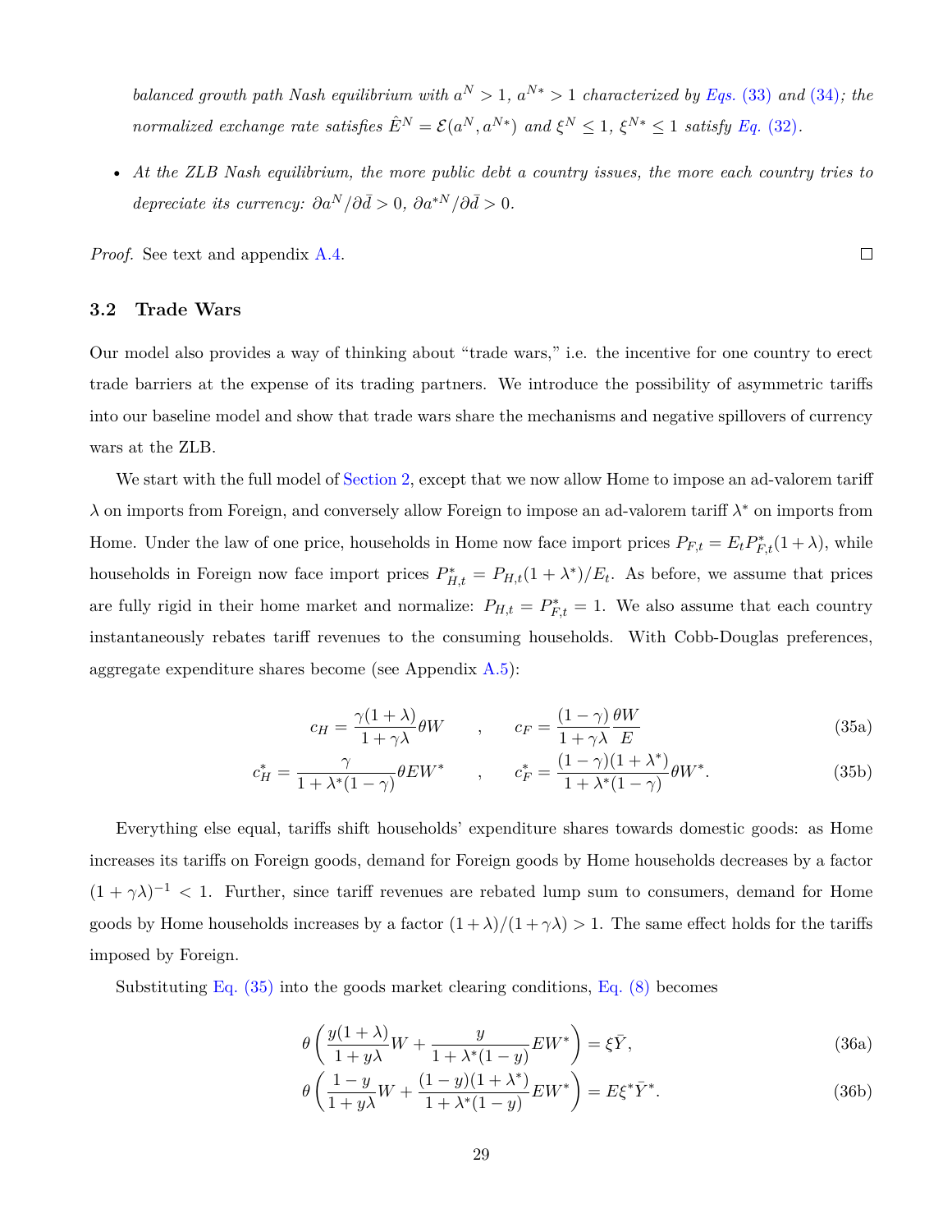*balanced growth path Nash equilibrium with $a^N > 1$, $a^{N*} > 1$ characterized by Eqs. (33) and (34); the normalized exchange rate satisfies $\hat{E}^N = \mathcal{E}(a^N, a^{N*})$ and $\xi^N \leq 1$, $\xi^{N*} \leq 1$ satisfy Eq. (32).*

- *At the ZLB Nash equilibrium, the more public debt a country issues, the more each country tries to depreciate its currency: $\partial a^N / \partial \bar{d} > 0$, $\partial a^{*N} / \partial \bar{d} > 0$.*

*Proof.* See text and appendix A.4. □

### 3.2 Trade Wars

Our model also provides a way of thinking about "trade wars," i.e. the incentive for one country to erect trade barriers at the expense of its trading partners. We introduce the possibility of asymmetric tariffs into our baseline model and show that trade wars share the mechanisms and negative spillovers of currency wars at the ZLB.

We start with the full model of Section 2, except that we now allow Home to impose an ad-valorem tariff $\lambda$ on imports from Foreign, and conversely allow Foreign to impose an ad-valorem tariff $\lambda^*$ on imports from Home. Under the law of one price, households in Home now face import prices $P_{F,t} = E_t P^*_{F,t}(1+\lambda)$, while households in Foreign now face import prices $P^*_{H,t} = P_{H,t}(1+\lambda^*)/E_t$. As before, we assume that prices are fully rigid in their home market and normalize: $P_{H,t} = P^*_{F,t} = 1$. We also assume that each country instantaneously rebates tariff revenues to the consuming households. With Cobb-Douglas preferences, aggregate expenditure shares become (see Appendix A.5):

$$c_H = \frac{\gamma(1+\lambda)}{1+\gamma\lambda}\theta W \qquad , \qquad c_F = \frac{(1-\gamma)}{1+\gamma\lambda}\frac{\theta W}{E} \tag{35a}$$

$$c^*_H = \frac{\gamma}{1+\lambda^*(1-\gamma)}\theta E W^* \qquad , \qquad c^*_F = \frac{(1-\gamma)(1+\lambda^*)}{1+\lambda^*(1-\gamma)}\theta W^*. \tag{35b}$$

Everything else equal, tariffs shift households' expenditure shares towards domestic goods: as Home increases its tariffs on Foreign goods, demand for Foreign goods by Home households decreases by a factor $(1+\gamma\lambda)^{-1} < 1$. Further, since tariff revenues are rebated lump sum to consumers, demand for Home goods by Home households increases by a factor $(1+\lambda)/(1+\gamma\lambda) > 1$. The same effect holds for the tariffs imposed by Foreign.

Substituting Eq. (35) into the goods market clearing conditions, Eq. (8) becomes

$$\theta\left(\frac{y(1+\lambda)}{1+y\lambda}W + \frac{y}{1+\lambda^*(1-y)}EW^*\right) = \xi\bar{Y}, \tag{36a}$$

$$\theta\left(\frac{1-y}{1+y\lambda}W + \frac{(1-y)(1+\lambda^*)}{1+\lambda^*(1-y)}EW^*\right) = E\xi^*\bar{Y}^*. \tag{36b}$$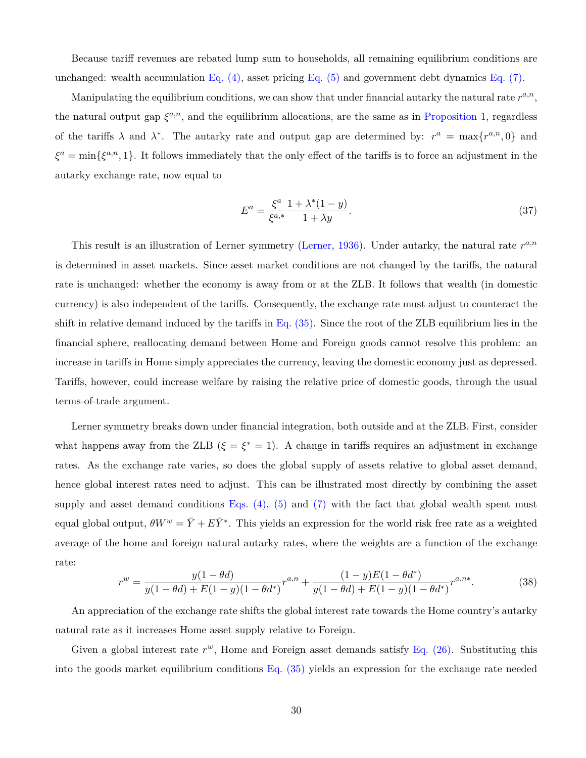Because tariff revenues are rebated lump sum to households, all remaining equilibrium conditions are unchanged: wealth accumulation Eq. (4), asset pricing Eq. (5) and government debt dynamics Eq. (7).

Manipulating the equilibrium conditions, we can show that under financial autarky the natural rate $r^{a,n}$, the natural output gap $\xi^{a,n}$, and the equilibrium allocations, are the same as in Proposition 1, regardless of the tariffs $\lambda$ and $\lambda^*$. The autarky rate and output gap are determined by: $r^a = \max\{r^{a,n}, 0\}$ and $\xi^a = \min\{\xi^{a,n}, 1\}$. It follows immediately that the only effect of the tariffs is to force an adjustment in the autarky exchange rate, now equal to

$$E^a = \frac{\xi^a}{\xi^{a,*}} \frac{1 + \lambda^*(1-y)}{1 + \lambda y}. \tag{37}$$

This result is an illustration of Lerner symmetry (Lerner, 1936). Under autarky, the natural rate $r^{a,n}$ is determined in asset markets. Since asset market conditions are not changed by the tariffs, the natural rate is unchanged: whether the economy is away from or at the ZLB. It follows that wealth (in domestic currency) is also independent of the tariffs. Consequently, the exchange rate must adjust to counteract the shift in relative demand induced by the tariffs in Eq. (35). Since the root of the ZLB equilibrium lies in the financial sphere, reallocating demand between Home and Foreign goods cannot resolve this problem: an increase in tariffs in Home simply appreciates the currency, leaving the domestic economy just as depressed. Tariffs, however, could increase welfare by raising the relative price of domestic goods, through the usual terms-of-trade argument.

Lerner symmetry breaks down under financial integration, both outside and at the ZLB. First, consider what happens away from the ZLB ($\xi = \xi^* = 1$). A change in tariffs requires an adjustment in exchange rates. As the exchange rate varies, so does the global supply of assets relative to global asset demand, hence global interest rates need to adjust. This can be illustrated most directly by combining the asset supply and asset demand conditions Eqs. (4), (5) and (7) with the fact that global wealth spent must equal global output, $\theta W^w = \bar{Y} + E\bar{Y}^*$. This yields an expression for the world risk free rate as a weighted average of the home and foreign natural autarky rates, where the weights are a function of the exchange rate:

$$r^w = \frac{y(1-\theta d)}{y(1-\theta d) + E(1-y)(1-\theta d^*)} r^{a,n} + \frac{(1-y)E(1-\theta d^*)}{y(1-\theta d) + E(1-y)(1-\theta d^*)} r^{a,n*}. \tag{38}$$

An appreciation of the exchange rate shifts the global interest rate towards the Home country's autarky natural rate as it increases Home asset supply relative to Foreign.

Given a global interest rate $r^w$, Home and Foreign asset demands satisfy Eq. (26). Substituting this into the goods market equilibrium conditions Eq. (35) yields an expression for the exchange rate needed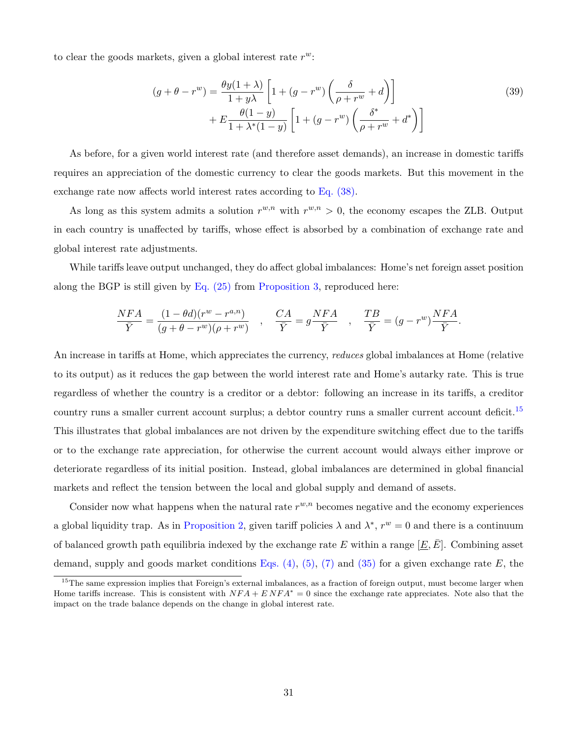to clear the goods markets, given a global interest rate $r^w$:

$$
\begin{aligned}
(g+\theta-r^w) = \frac{\theta y(1+\lambda)}{1+y\lambda}\left[1+(g-r^w)\left(\frac{\delta}{\rho+r^w}+d\right)\right] \\
+ E\frac{\theta(1-y)}{1+\lambda^*(1-y)}\left[1+(g-r^w)\left(\frac{\delta^*}{\rho+r^w}+d^*\right)\right]
\end{aligned}
\tag{39}
$$

As before, for a given world interest rate (and therefore asset demands), an increase in domestic tariffs requires an appreciation of the domestic currency to clear the goods markets. But this movement in the exchange rate now affects world interest rates according to Eq. (38).

As long as this system admits a solution $r^{w,n}$ with $r^{w,n} > 0$, the economy escapes the ZLB. Output in each country is unaffected by tariffs, whose effect is absorbed by a combination of exchange rate and global interest rate adjustments.

While tariffs leave output unchanged, they do affect global imbalances: Home's net foreign asset position along the BGP is still given by Eq. (25) from Proposition 3, reproduced here:

$$
\frac{NFA}{\bar{Y}} = \frac{(1-\theta d)(r^w - r^{a,n})}{(g+\theta-r^w)(\rho+r^w)} \quad , \quad \frac{CA}{\bar{Y}} = g\frac{NFA}{\bar{Y}} \quad , \quad \frac{TB}{\bar{Y}} = (g-r^w)\frac{NFA}{\bar{Y}}.
$$

An increase in tariffs at Home, which appreciates the currency, *reduces* global imbalances at Home (relative to its output) as it reduces the gap between the world interest rate and Home's autarky rate. This is true regardless of whether the country is a creditor or a debtor: following an increase in its tariffs, a creditor country runs a smaller current account surplus; a debtor country runs a smaller current account deficit.[15] This illustrates that global imbalances are not driven by the expenditure switching effect due to the tariffs or to the exchange rate appreciation, for otherwise the current account would always either improve or deteriorate regardless of its initial position. Instead, global imbalances are determined in global financial markets and reflect the tension between the local and global supply and demand of assets.

Consider now what happens when the natural rate $r^{w,n}$ becomes negative and the economy experiences a global liquidity trap. As in Proposition 2, given tariff policies $\lambda$ and $\lambda^*$, $r^w = 0$ and there is a continuum of balanced growth path equilibria indexed by the exchange rate $E$ within a range $[\underline{E}, \bar{E}]$. Combining asset demand, supply and goods market conditions Eqs. (4), (5), (7) and (35) for a given exchange rate $E$, the

[15] The same expression implies that Foreign's external imbalances, as a fraction of foreign output, must become larger when Home tariffs increase. This is consistent with $NFA + E\,NFA^* = 0$ since the exchange rate appreciates. Note also that the impact on the trade balance depends on the change in global interest rate.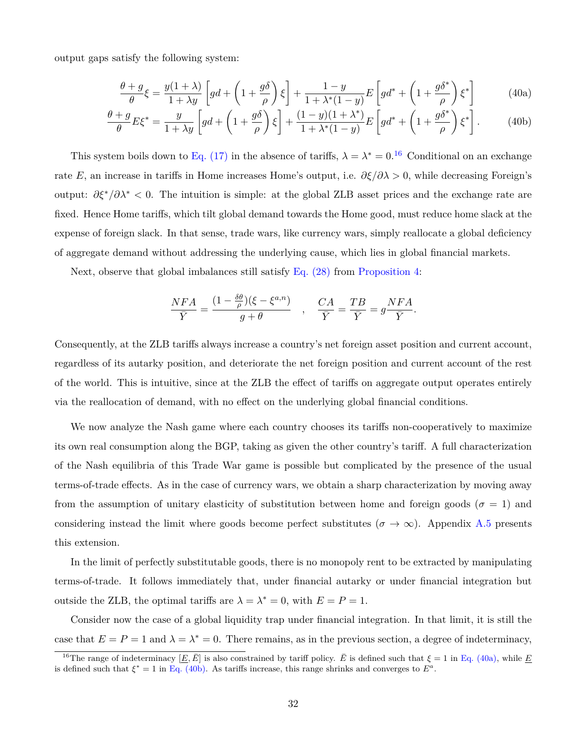output gaps satisfy the following system:

$$\frac{\theta+g}{\theta}\xi = \frac{y(1+\lambda)}{1+\lambda y}\left[gd + \left(1+\frac{g\delta}{\rho}\right)\xi\right] + \frac{1-y}{1+\lambda^*(1-y)}E\left[gd^* + \left(1+\frac{g\delta^*}{\rho}\right)\xi^*\right] \tag{40a}$$

$$\frac{\theta+g}{\theta}E\xi^* = \frac{y}{1+\lambda y}\left[gd + \left(1+\frac{g\delta}{\rho}\right)\xi\right] + \frac{(1-y)(1+\lambda^*)}{1+\lambda^*(1-y)}E\left[gd^* + \left(1+\frac{g\delta^*}{\rho}\right)\xi^*\right]. \tag{40b}$$

This system boils down to Eq. (17) in the absence of tariffs, $\lambda = \lambda^* = 0$.[16] Conditional on an exchange rate $E$, an increase in tariffs in Home increases Home's output, i.e. $\partial\xi/\partial\lambda > 0$, while decreasing Foreign's output: $\partial\xi^*/\partial\lambda^* < 0$. The intuition is simple: at the global ZLB asset prices and the exchange rate are fixed. Hence Home tariffs, which tilt global demand towards the Home good, must reduce home slack at the expense of foreign slack. In that sense, trade wars, like currency wars, simply reallocate a global deficiency of aggregate demand without addressing the underlying cause, which lies in global financial markets.

Next, observe that global imbalances still satisfy Eq. (28) from Proposition 4:

$$\frac{NFA}{\bar{Y}} = \frac{(1-\frac{\delta\theta}{\rho})(\xi - \xi^{a,n})}{g+\theta} \quad , \quad \frac{CA}{\bar{Y}} = \frac{TB}{\bar{Y}} = g\frac{NFA}{\bar{Y}}.$$

Consequently, at the ZLB tariffs always increase a country's net foreign asset position and current account, regardless of its autarky position, and deteriorate the net foreign position and current account of the rest of the world. This is intuitive, since at the ZLB the effect of tariffs on aggregate output operates entirely via the reallocation of demand, with no effect on the underlying global financial conditions.

We now analyze the Nash game where each country chooses its tariffs non-cooperatively to maximize its own real consumption along the BGP, taking as given the other country's tariff. A full characterization of the Nash equilibria of this Trade War game is possible but complicated by the presence of the usual terms-of-trade effects. As in the case of currency wars, we obtain a sharp characterization by moving away from the assumption of unitary elasticity of substitution between home and foreign goods ($\sigma = 1$) and considering instead the limit where goods become perfect substitutes ($\sigma \to \infty$). Appendix A.5 presents this extension.

In the limit of perfectly substitutable goods, there is no monopoly rent to be extracted by manipulating terms-of-trade. It follows immediately that, under financial autarky or under financial integration but outside the ZLB, the optimal tariffs are $\lambda = \lambda^* = 0$, with $E = P = 1$.

Consider now the case of a global liquidity trap under financial integration. In that limit, it is still the case that $E = P = 1$ and $\lambda = \lambda^* = 0$. There remains, as in the previous section, a degree of indeterminacy,

[16] The range of indeterminacy $[\underline{E}, \bar{E}]$ is also constrained by tariff policy. $\bar{E}$ is defined such that $\xi = 1$ in Eq. (40a), while $\underline{E}$ is defined such that $\xi^* = 1$ in Eq. (40b). As tariffs increase, this range shrinks and converges to $E^a$.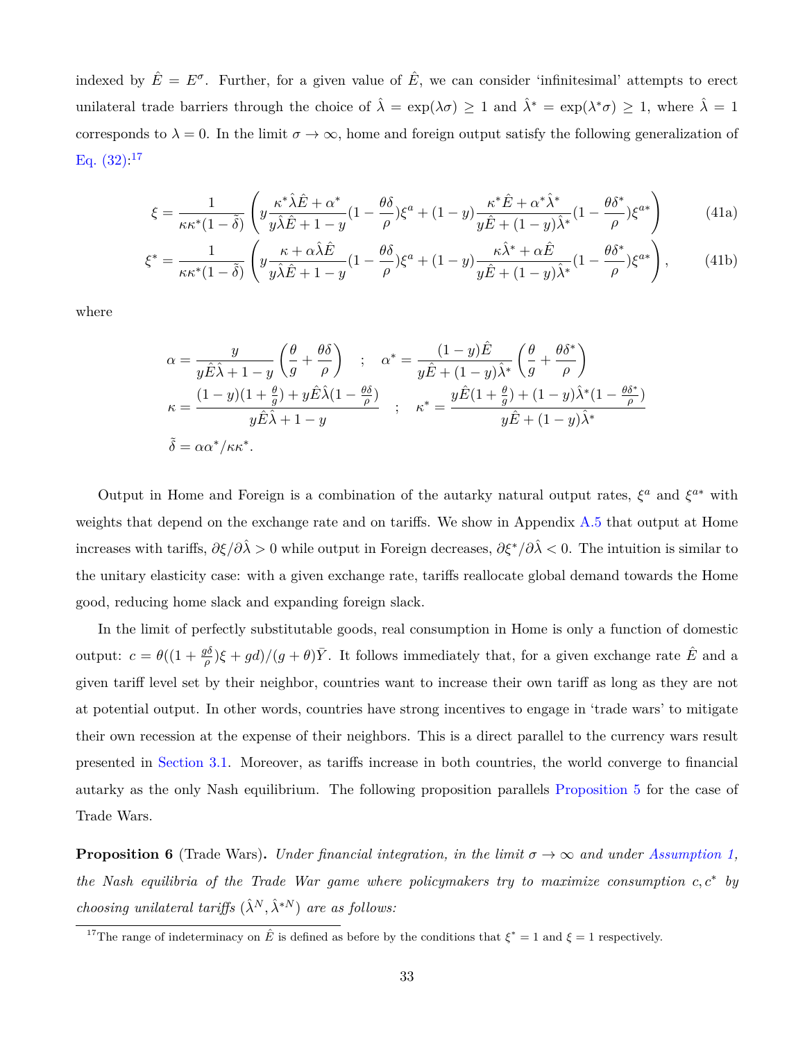indexed by $\hat{E} = E^{\sigma}$. Further, for a given value of $\hat{E}$, we can consider 'infinitesimal' attempts to erect unilateral trade barriers through the choice of $\hat{\lambda} = \exp(\lambda\sigma) \geq 1$ and $\hat{\lambda}^* = \exp(\lambda^*\sigma) \geq 1$, where $\hat{\lambda} = 1$ corresponds to $\lambda = 0$. In the limit $\sigma \to \infty$, home and foreign output satisfy the following generalization of Eq. (32):[17]

$$\xi = \frac{1}{\kappa\kappa^*(1-\tilde{\tilde{\delta}})}\left( y\frac{\kappa^*\hat{\lambda}\hat{E} + \alpha^*}{y\hat{\lambda}\hat{E} + 1 - y}(1 - \frac{\theta\delta}{\rho})\xi^a + (1-y)\frac{\kappa^*\hat{E} + \alpha^*\hat{\lambda}^*}{y\hat{E} + (1-y)\hat{\lambda}^*}(1 - \frac{\theta\delta^*}{\rho})\xi^{a*}\right) \tag{41a}$$

$$\xi^* = \frac{1}{\kappa\kappa^*(1-\tilde{\tilde{\delta}})}\left( y\frac{\kappa + \alpha\hat{\lambda}\hat{E}}{y\hat{\lambda}\hat{E} + 1 - y}(1 - \frac{\theta\delta}{\rho})\xi^a + (1-y)\frac{\kappa\hat{\lambda}^* + \alpha\hat{E}}{y\hat{E} + (1-y)\hat{\lambda}^*}(1 - \frac{\theta\delta^*}{\rho})\xi^{a*}\right), \tag{41b}$$

where

$$\alpha = \frac{y}{y\hat{E}\hat{\lambda} + 1 - y}\left(\frac{\theta}{g} + \frac{\theta\delta}{\rho}\right) \quad ; \quad \alpha^* = \frac{(1-y)\hat{E}}{y\hat{E} + (1-y)\hat{\lambda}^*}\left(\frac{\theta}{g} + \frac{\theta\delta^*}{\rho}\right)$$

$$\kappa = \frac{(1-y)(1+\frac{\theta}{g}) + y\hat{E}\hat{\lambda}(1 - \frac{\theta\delta}{\rho})}{y\hat{E}\hat{\lambda} + 1 - y} \quad ; \quad \kappa^* = \frac{y\hat{E}(1+\frac{\theta}{g}) + (1-y)\hat{\lambda}^*(1 - \frac{\theta\delta^*}{\rho})}{y\hat{E} + (1-y)\hat{\lambda}^*}$$

$$\tilde{\tilde{\delta}} = \alpha\alpha^*/\kappa\kappa^*.$$

Output in Home and Foreign is a combination of the autarky natural output rates, $\xi^a$ and $\xi^{a*}$ with weights that depend on the exchange rate and on tariffs. We show in Appendix A.5 that output at Home increases with tariffs, $\partial\xi/\partial\hat{\lambda} > 0$ while output in Foreign decreases, $\partial\xi^*/\partial\hat{\lambda} < 0$. The intuition is similar to the unitary elasticity case: with a given exchange rate, tariffs reallocate global demand towards the Home good, reducing home slack and expanding foreign slack.

In the limit of perfectly substitutable goods, real consumption in Home is only a function of domestic output: $c = \theta((1 + \frac{g\delta}{\rho})\xi + gd)/(g+\theta)\bar{Y}$. It follows immediately that, for a given exchange rate $\hat{E}$ and a given tariff level set by their neighbor, countries want to increase their own tariff as long as they are not at potential output. In other words, countries have strong incentives to engage in 'trade wars' to mitigate their own recession at the expense of their neighbors. This is a direct parallel to the currency wars result presented in Section 3.1. Moreover, as tariffs increase in both countries, the world converge to financial autarky as the only Nash equilibrium. The following proposition parallels Proposition 5 for the case of Trade Wars.

**Proposition 6** (Trade Wars)**.** *Under financial integration, in the limit $\sigma \to \infty$ and under Assumption 1, the Nash equilibria of the Trade War game where policymakers try to maximize consumption $c, c^*$ by choosing unilateral tariffs $(\hat{\lambda}^N, \hat{\lambda}^{*N})$ are as follows:*

[17] The range of indeterminacy on $\hat{E}$ is defined as before by the conditions that $\xi^* = 1$ and $\xi = 1$ respectively.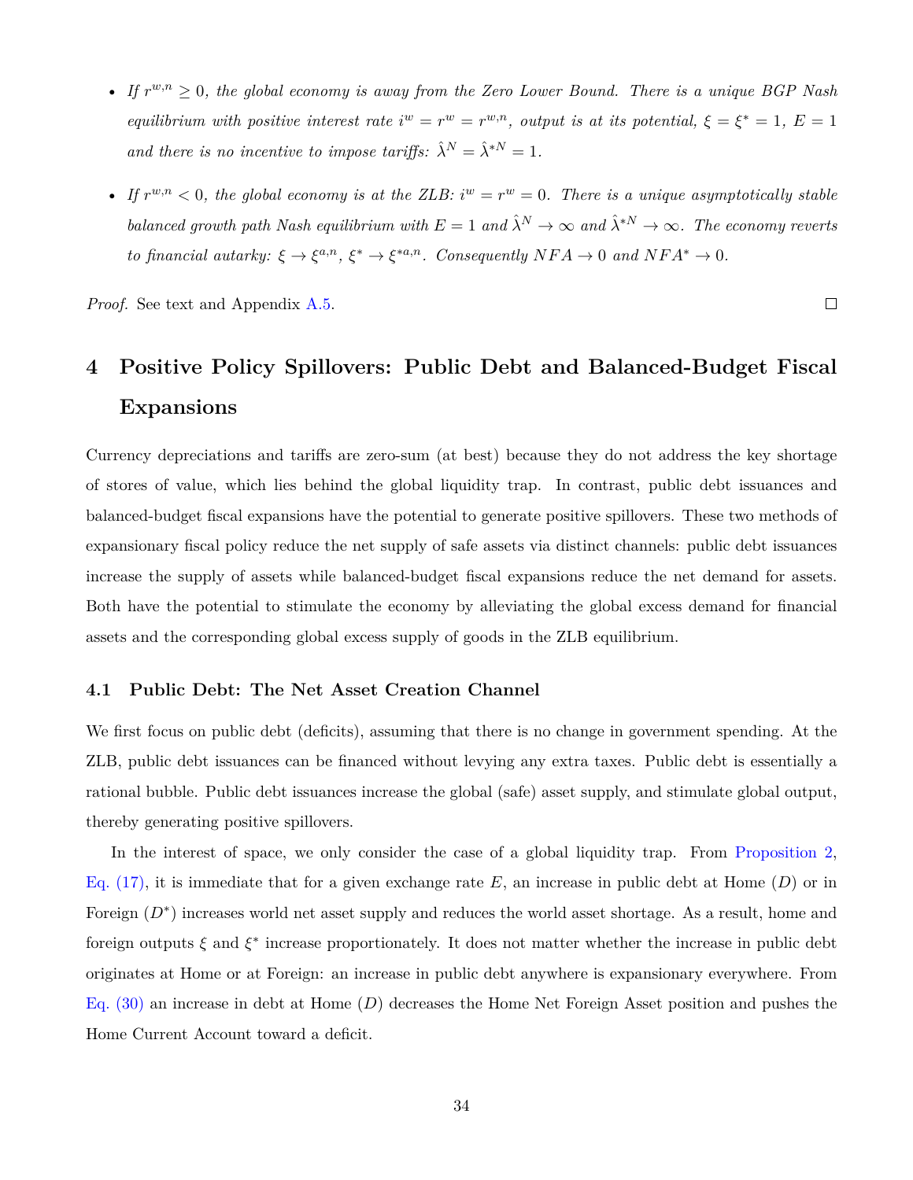- *If $r^{w,n} \geq 0$, the global economy is away from the Zero Lower Bound. There is a unique BGP Nash equilibrium with positive interest rate $i^w = r^w = r^{w,n}$, output is at its potential, $\xi = \xi^* = 1$, $E = 1$ and there is no incentive to impose tariffs: $\hat{\lambda}^N = \hat{\lambda}^{*N} = 1$.*
- *If $r^{w,n} < 0$, the global economy is at the ZLB: $i^w = r^w = 0$. There is a unique asymptotically stable balanced growth path Nash equilibrium with $E = 1$ and $\hat{\lambda}^N \to \infty$ and $\hat{\lambda}^{*N} \to \infty$. The economy reverts to financial autarky: $\xi \to \xi^{a,n}$, $\xi^* \to \xi^{*a,n}$. Consequently $NFA \to 0$ and $NFA^* \to 0$.*

*Proof.* See text and Appendix A.5. □

# 4 Positive Policy Spillovers: Public Debt and Balanced-Budget Fiscal Expansions

Currency depreciations and tariffs are zero-sum (at best) because they do not address the key shortage of stores of value, which lies behind the global liquidity trap. In contrast, public debt issuances and balanced-budget fiscal expansions have the potential to generate positive spillovers. These two methods of expansionary fiscal policy reduce the net supply of safe assets via distinct channels: public debt issuances increase the supply of assets while balanced-budget fiscal expansions reduce the net demand for assets. Both have the potential to stimulate the economy by alleviating the global excess demand for financial assets and the corresponding global excess supply of goods in the ZLB equilibrium.

## 4.1 Public Debt: The Net Asset Creation Channel

We first focus on public debt (deficits), assuming that there is no change in government spending. At the ZLB, public debt issuances can be financed without levying any extra taxes. Public debt is essentially a rational bubble. Public debt issuances increase the global (safe) asset supply, and stimulate global output, thereby generating positive spillovers.

In the interest of space, we only consider the case of a global liquidity trap. From Proposition 2, Eq. (17), it is immediate that for a given exchange rate $E$, an increase in public debt at Home ($D$) or in Foreign ($D^*$) increases world net asset supply and reduces the world asset shortage. As a result, home and foreign outputs $\xi$ and $\xi^*$ increase proportionately. It does not matter whether the increase in public debt originates at Home or at Foreign: an increase in public debt anywhere is expansionary everywhere. From Eq. (30) an increase in debt at Home ($D$) decreases the Home Net Foreign Asset position and pushes the Home Current Account toward a deficit.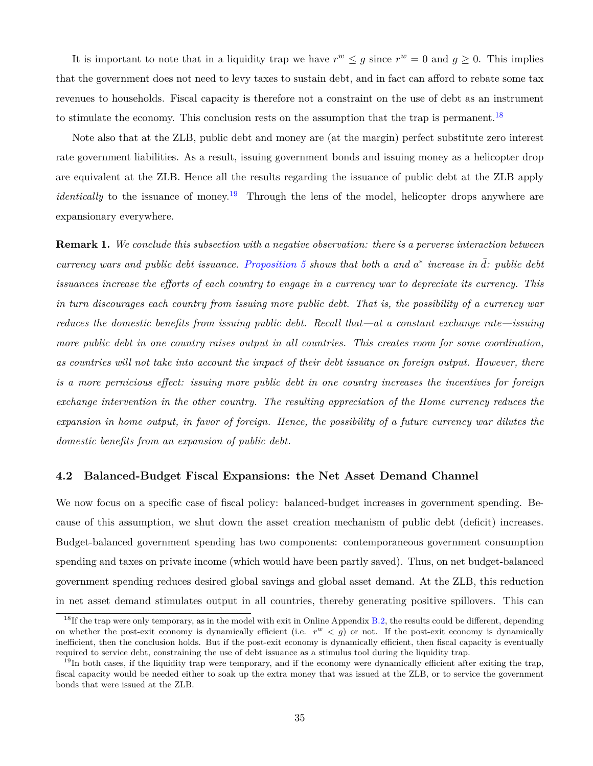It is important to note that in a liquidity trap we have $r^w \leq g$ since $r^w = 0$ and $g \geq 0$. This implies that the government does not need to levy taxes to sustain debt, and in fact can afford to rebate some tax revenues to households. Fiscal capacity is therefore not a constraint on the use of debt as an instrument to stimulate the economy. This conclusion rests on the assumption that the trap is permanent.[18]

Note also that at the ZLB, public debt and money are (at the margin) perfect substitute zero interest rate government liabilities. As a result, issuing government bonds and issuing money as a helicopter drop are equivalent at the ZLB. Hence all the results regarding the issuance of public debt at the ZLB apply *identically* to the issuance of money.[19] Through the lens of the model, helicopter drops anywhere are expansionary everywhere.

**Remark 1.** *We conclude this subsection with a negative observation: there is a perverse interaction between currency wars and public debt issuance. Proposition 5 shows that both $a$ and $a^*$ increase in $\bar{d}$: public debt issuances increase the efforts of each country to engage in a currency war to depreciate its currency. This in turn discourages each country from issuing more public debt. That is, the possibility of a currency war reduces the domestic benefits from issuing public debt. Recall that—at a constant exchange rate—issuing more public debt in one country raises output in all countries. This creates room for some coordination, as countries will not take into account the impact of their debt issuance on foreign output. However, there is a more pernicious effect: issuing more public debt in one country increases the incentives for foreign exchange intervention in the other country. The resulting appreciation of the Home currency reduces the expansion in home output, in favor of foreign. Hence, the possibility of a future currency war dilutes the domestic benefits from an expansion of public debt.*

## 4.2 Balanced-Budget Fiscal Expansions: the Net Asset Demand Channel

We now focus on a specific case of fiscal policy: balanced-budget increases in government spending. Because of this assumption, we shut down the asset creation mechanism of public debt (deficit) increases. Budget-balanced government spending has two components: contemporaneous government consumption spending and taxes on private income (which would have been partly saved). Thus, on net budget-balanced government spending reduces desired global savings and global asset demand. At the ZLB, this reduction in net asset demand stimulates output in all countries, thereby generating positive spillovers. This can

[18] If the trap were only temporary, as in the model with exit in Online Appendix B.2, the results could be different, depending on whether the post-exit economy is dynamically efficient (i.e. $r^w < g$) or not. If the post-exit economy is dynamically inefficient, then the conclusion holds. But if the post-exit economy is dynamically efficient, then fiscal capacity is eventually required to service debt, constraining the use of debt issuance as a stimulus tool during the liquidity trap.

[19] In both cases, if the liquidity trap were temporary, and if the economy were dynamically efficient after exiting the trap, fiscal capacity would be needed either to soak up the extra money that was issued at the ZLB, or to service the government bonds that were issued at the ZLB.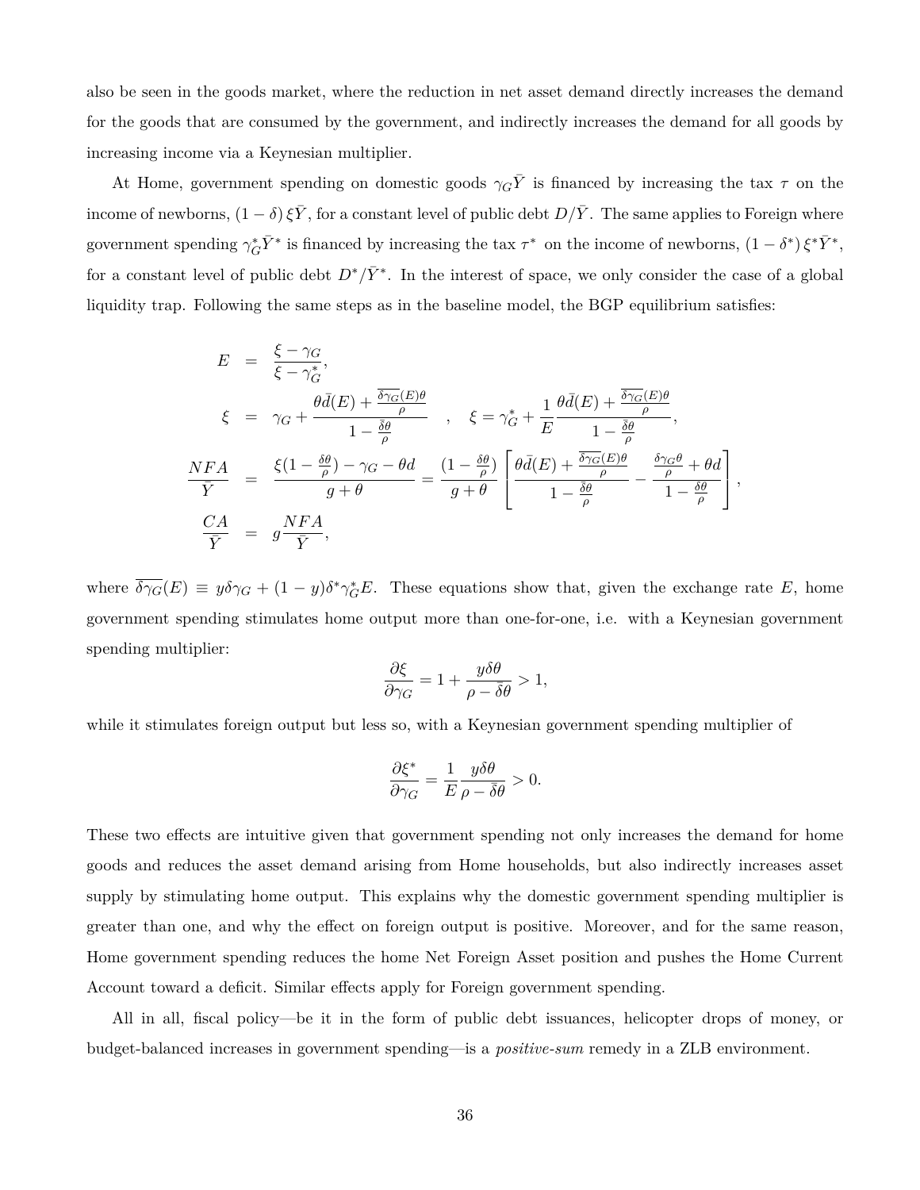also be seen in the goods market, where the reduction in net asset demand directly increases the demand for the goods that are consumed by the government, and indirectly increases the demand for all goods by increasing income via a Keynesian multiplier.

At Home, government spending on domestic goods $\gamma_G \bar{Y}$ is financed by increasing the tax $\tau$ on the income of newborns, $(1-\delta)\,\xi\bar{Y}$, for a constant level of public debt $D/\bar{Y}$. The same applies to Foreign where government spending $\gamma_G^* \bar{Y}^*$ is financed by increasing the tax $\tau^*$ on the income of newborns, $(1-\delta^*)\,\xi^*\bar{Y}^*$, for a constant level of public debt $D^*/\bar{Y}^*$. In the interest of space, we only consider the case of a global liquidity trap. Following the same steps as in the baseline model, the BGP equilibrium satisfies:

$$
\begin{aligned}
E &= \frac{\xi - \gamma_G}{\xi - \gamma_G^*}, \\
\xi &= \gamma_G + \frac{\theta \bar{d}(E) + \frac{\overline{\delta\gamma_G}(E)\theta}{\rho}}{1 - \frac{\bar{\delta}\theta}{\rho}} \quad , \quad \xi = \gamma_G^* + \frac{1}{E}\frac{\theta \bar{d}(E) + \frac{\overline{\delta\gamma_G}(E)\theta}{\rho}}{1 - \frac{\bar{\delta}\theta}{\rho}}, \\
\frac{NFA}{\bar{Y}} &= \frac{\xi(1 - \frac{\delta\theta}{\rho}) - \gamma_G - \theta d}{g + \theta} = \frac{(1 - \frac{\delta\theta}{\rho})}{g + \theta}\left[\frac{\theta \bar{d}(E) + \frac{\overline{\delta\gamma_G}(E)\theta}{\rho}}{1 - \frac{\bar{\delta}\theta}{\rho}} - \frac{\frac{\delta\gamma_G\theta}{\rho} + \theta d}{1 - \frac{\delta\theta}{\rho}}\right], \\
\frac{CA}{\bar{Y}} &= g\frac{NFA}{\bar{Y}},
\end{aligned}
$$

where $\overline{\delta\gamma_G}(E) \equiv y\delta\gamma_G + (1-y)\delta^*\gamma_G^* E$. These equations show that, given the exchange rate $E$, home government spending stimulates home output more than one-for-one, i.e. with a Keynesian government spending multiplier:

$$
\frac{\partial \xi}{\partial \gamma_G} = 1 + \frac{y\delta\theta}{\rho - \bar{\delta}\theta} > 1,
$$

while it stimulates foreign output but less so, with a Keynesian government spending multiplier of

$$
\frac{\partial \xi^*}{\partial \gamma_G} = \frac{1}{E}\frac{y\delta\theta}{\rho - \bar{\delta}\theta} > 0.
$$

These two effects are intuitive given that government spending not only increases the demand for home goods and reduces the asset demand arising from Home households, but also indirectly increases asset supply by stimulating home output. This explains why the domestic government spending multiplier is greater than one, and why the effect on foreign output is positive. Moreover, and for the same reason, Home government spending reduces the home Net Foreign Asset position and pushes the Home Current Account toward a deficit. Similar effects apply for Foreign government spending.

All in all, fiscal policy—be it in the form of public debt issuances, helicopter drops of money, or budget-balanced increases in government spending—is a *positive-sum* remedy in a ZLB environment.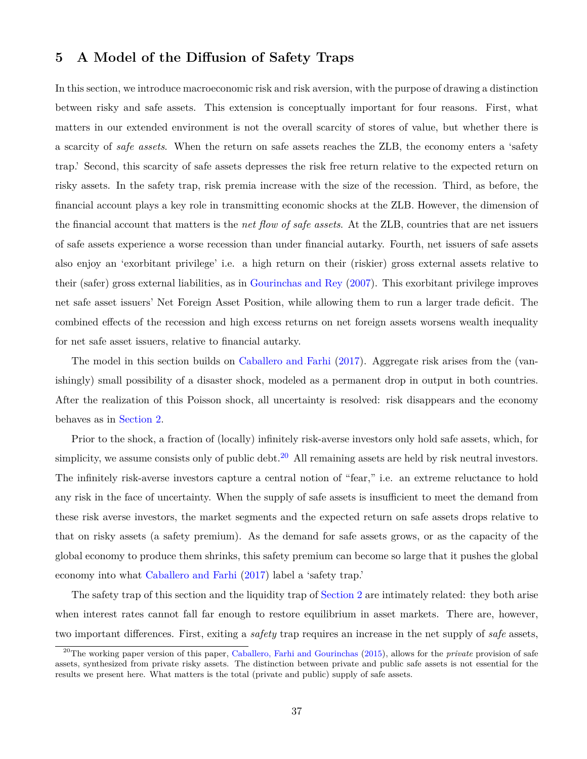# 5 A Model of the Diffusion of Safety Traps

In this section, we introduce macroeconomic risk and risk aversion, with the purpose of drawing a distinction between risky and safe assets. This extension is conceptually important for four reasons. First, what matters in our extended environment is not the overall scarcity of stores of value, but whether there is a scarcity of *safe assets*. When the return on safe assets reaches the ZLB, the economy enters a 'safety trap.' Second, this scarcity of safe assets depresses the risk free return relative to the expected return on risky assets. In the safety trap, risk premia increase with the size of the recession. Third, as before, the financial account plays a key role in transmitting economic shocks at the ZLB. However, the dimension of the financial account that matters is the *net flow of safe assets*. At the ZLB, countries that are net issuers of safe assets experience a worse recession than under financial autarky. Fourth, net issuers of safe assets also enjoy an 'exorbitant privilege' i.e. a high return on their (riskier) gross external assets relative to their (safer) gross external liabilities, as in Gourinchas and Rey (2007). This exorbitant privilege improves net safe asset issuers' Net Foreign Asset Position, while allowing them to run a larger trade deficit. The combined effects of the recession and high excess returns on net foreign assets worsens wealth inequality for net safe asset issuers, relative to financial autarky.

The model in this section builds on Caballero and Farhi (2017). Aggregate risk arises from the (vanishingly) small possibility of a disaster shock, modeled as a permanent drop in output in both countries. After the realization of this Poisson shock, all uncertainty is resolved: risk disappears and the economy behaves as in Section 2.

Prior to the shock, a fraction of (locally) infinitely risk-averse investors only hold safe assets, which, for simplicity, we assume consists only of public debt.[20] All remaining assets are held by risk neutral investors. The infinitely risk-averse investors capture a central notion of "fear," i.e. an extreme reluctance to hold any risk in the face of uncertainty. When the supply of safe assets is insufficient to meet the demand from these risk averse investors, the market segments and the expected return on safe assets drops relative to that on risky assets (a safety premium). As the demand for safe assets grows, or as the capacity of the global economy to produce them shrinks, this safety premium can become so large that it pushes the global economy into what Caballero and Farhi (2017) label a 'safety trap.'

The safety trap of this section and the liquidity trap of Section 2 are intimately related: they both arise when interest rates cannot fall far enough to restore equilibrium in asset markets. There are, however, two important differences. First, exiting a *safety* trap requires an increase in the net supply of *safe* assets,

[20] The working paper version of this paper, Caballero, Farhi and Gourinchas (2015), allows for the *private* provision of safe assets, synthesized from private risky assets. The distinction between private and public safe assets is not essential for the results we present here. What matters is the total (private and public) supply of safe assets.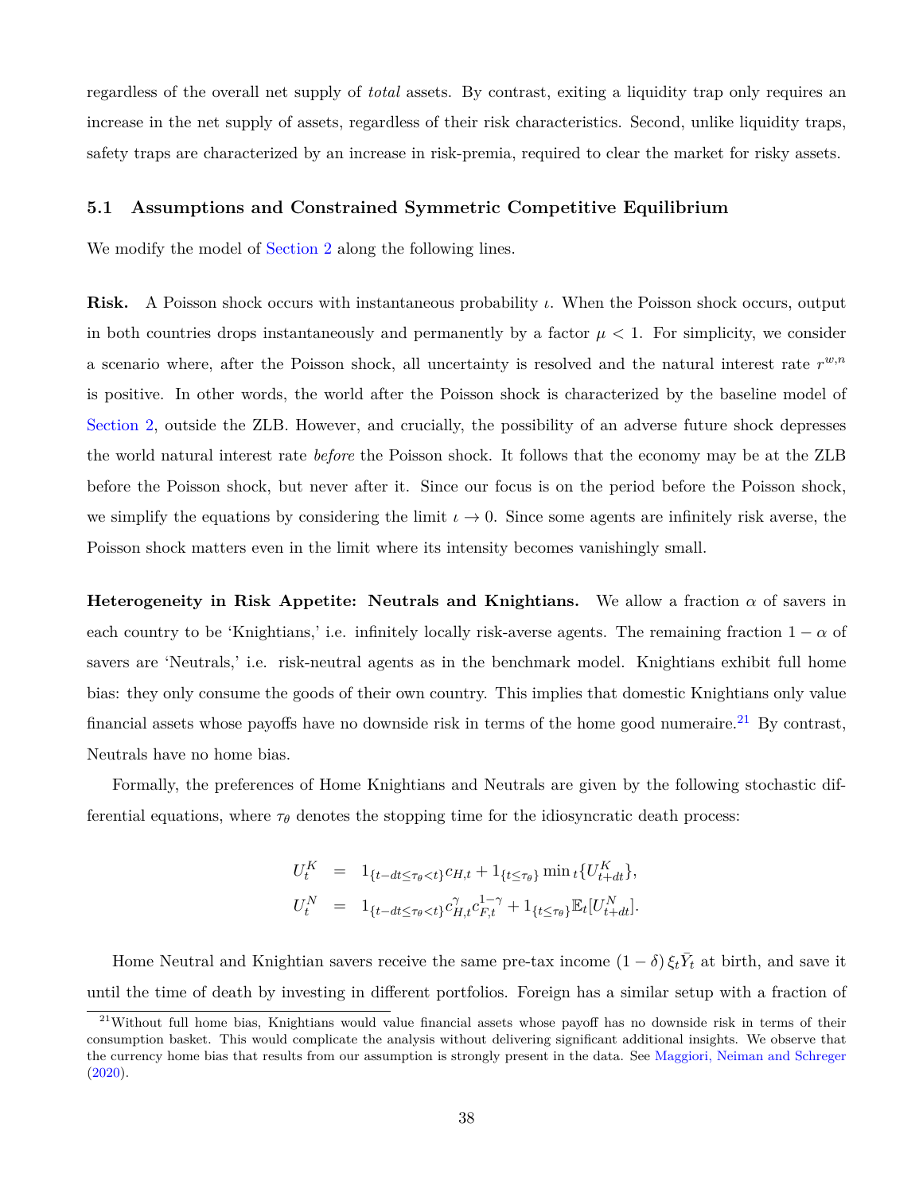regardless of the overall net supply of *total* assets. By contrast, exiting a liquidity trap only requires an increase in the net supply of assets, regardless of their risk characteristics. Second, unlike liquidity traps, safety traps are characterized by an increase in risk-premia, required to clear the market for risky assets.

### 5.1 Assumptions and Constrained Symmetric Competitive Equilibrium

We modify the model of Section 2 along the following lines.

**Risk.** A Poisson shock occurs with instantaneous probability $\iota$. When the Poisson shock occurs, output in both countries drops instantaneously and permanently by a factor $\mu < 1$. For simplicity, we consider a scenario where, after the Poisson shock, all uncertainty is resolved and the natural interest rate $r^{w,n}$ is positive. In other words, the world after the Poisson shock is characterized by the baseline model of Section 2, outside the ZLB. However, and crucially, the possibility of an adverse future shock depresses the world natural interest rate *before* the Poisson shock. It follows that the economy may be at the ZLB before the Poisson shock, but never after it. Since our focus is on the period before the Poisson shock, we simplify the equations by considering the limit $\iota \to 0$. Since some agents are infinitely risk averse, the Poisson shock matters even in the limit where its intensity becomes vanishingly small.

**Heterogeneity in Risk Appetite: Neutrals and Knightians.** We allow a fraction $\alpha$ of savers in each country to be 'Knightians,' i.e. infinitely locally risk-averse agents. The remaining fraction $1-\alpha$ of savers are 'Neutrals,' i.e. risk-neutral agents as in the benchmark model. Knightians exhibit full home bias: they only consume the goods of their own country. This implies that domestic Knightians only value financial assets whose payoffs have no downside risk in terms of the home good numeraire.[21] By contrast, Neutrals have no home bias.

Formally, the preferences of Home Knightians and Neutrals are given by the following stochastic differential equations, where $\tau_\theta$ denotes the stopping time for the idiosyncratic death process:

$$
\begin{aligned}
U_t^K &= 1_{\{t-dt \le \tau_\theta < t\}} c_{H,t} + 1_{\{t \le \tau_\theta\}} \min{}_t \{U_{t+dt}^K\}, \\
U_t^N &= 1_{\{t-dt \le \tau_\theta < t\}} c_{H,t}^{\gamma} c_{F,t}^{1-\gamma} + 1_{\{t \le \tau_\theta\}} \mathbb{E}_t [U_{t+dt}^N].
\end{aligned}
$$

Home Neutral and Knightian savers receive the same pre-tax income $(1-\delta)\,\xi_t \bar{Y}_t$ at birth, and save it until the time of death by investing in different portfolios. Foreign has a similar setup with a fraction of

[21] Without full home bias, Knightians would value financial assets whose payoff has no downside risk in terms of their consumption basket. This would complicate the analysis without delivering significant additional insights. We observe that the currency home bias that results from our assumption is strongly present in the data. See Maggiori, Neiman and Schreger (2020).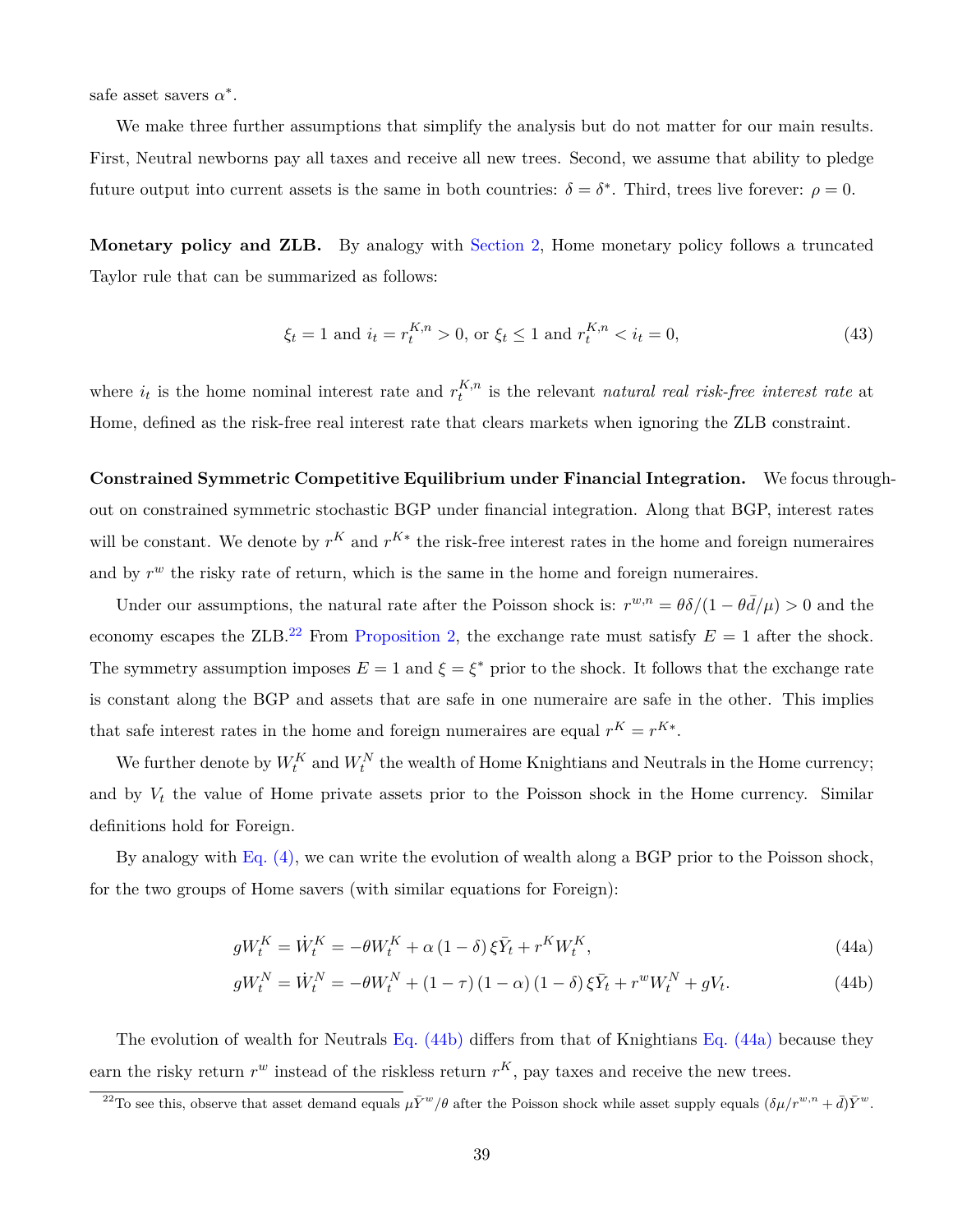safe asset savers $\alpha^*$.

We make three further assumptions that simplify the analysis but do not matter for our main results. First, Neutral newborns pay all taxes and receive all new trees. Second, we assume that ability to pledge future output into current assets is the same in both countries: $\delta = \delta^*$. Third, trees live forever: $\rho = 0$.

**Monetary policy and ZLB.** By analogy with Section 2, Home monetary policy follows a truncated Taylor rule that can be summarized as follows:

$$\xi_t = 1 \text{ and } i_t = r_t^{K,n} > 0, \text{ or } \xi_t \leq 1 \text{ and } r_t^{K,n} < i_t = 0, \tag{43}$$

where $i_t$ is the home nominal interest rate and $r_t^{K,n}$ is the relevant *natural real risk-free interest rate* at Home, defined as the risk-free real interest rate that clears markets when ignoring the ZLB constraint.

**Constrained Symmetric Competitive Equilibrium under Financial Integration.** We focus throughout on constrained symmetric stochastic BGP under financial integration. Along that BGP, interest rates will be constant. We denote by $r^K$ and $r^{K*}$ the risk-free interest rates in the home and foreign numeraires and by $r^w$ the risky rate of return, which is the same in the home and foreign numeraires.

Under our assumptions, the natural rate after the Poisson shock is: $r^{w,n} = \theta\delta/(1-\theta\bar{d}/\mu) > 0$ and the economy escapes the ZLB.[22] From Proposition 2, the exchange rate must satisfy $E = 1$ after the shock. The symmetry assumption imposes $E = 1$ and $\xi = \xi^*$ prior to the shock. It follows that the exchange rate is constant along the BGP and assets that are safe in one numeraire are safe in the other. This implies that safe interest rates in the home and foreign numeraires are equal $r^K = r^{K*}$.

We further denote by $W_t^K$ and $W_t^N$ the wealth of Home Knightians and Neutrals in the Home currency; and by $V_t$ the value of Home private assets prior to the Poisson shock in the Home currency. Similar definitions hold for Foreign.

By analogy with Eq. (4), we can write the evolution of wealth along a BGP prior to the Poisson shock, for the two groups of Home savers (with similar equations for Foreign):

$$gW_t^K = \dot{W}_t^K = -\theta W_t^K + \alpha\,(1-\delta)\,\xi\bar{Y}_t + r^K W_t^K, \tag{44a}$$

$$gW_t^N = \dot{W}_t^N = -\theta W_t^N + (1-\tau)\,(1-\alpha)\,(1-\delta)\,\xi\bar{Y}_t + r^w W_t^N + gV_t. \tag{44b}$$

The evolution of wealth for Neutrals Eq. (44b) differs from that of Knightians Eq. (44a) because they earn the risky return $r^w$ instead of the riskless return $r^K$, pay taxes and receive the new trees.

[22] To see this, observe that asset demand equals $\mu\bar{Y}^w/\theta$ after the Poisson shock while asset supply equals $(\delta\mu/r^{w,n} + \bar{d})\bar{Y}^w$.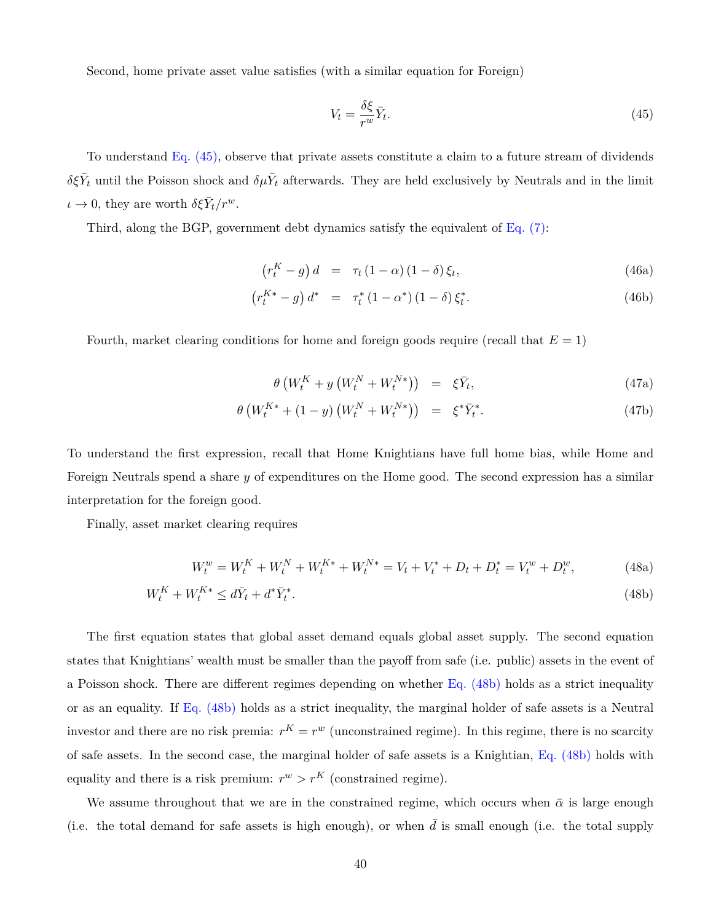Second, home private asset value satisfies (with a similar equation for Foreign)

$$V_t = \frac{\delta \xi}{r^w} \bar{Y}_t. \tag{45}$$

To understand Eq. (45), observe that private assets constitute a claim to a future stream of dividends $\delta \xi \bar{Y}_t$ until the Poisson shock and $\delta \mu \bar{Y}_t$ afterwards. They are held exclusively by Neutrals and in the limit $\iota \to 0$, they are worth $\delta \xi \bar{Y}_t / r^w$.

Third, along the BGP, government debt dynamics satisfy the equivalent of Eq. (7):

$$\left(r_t^K - g\right) d = \tau_t \left(1 - \alpha\right) \left(1 - \delta\right) \xi_t, \tag{46a}$$

$$\left(r_t^{K*} - g\right) d^* = \tau_t^* \left(1 - \alpha^*\right) \left(1 - \delta\right) \xi_t^*. \tag{46b}$$

Fourth, market clearing conditions for home and foreign goods require (recall that $E = 1$)

$$\theta \left(W_t^K + y \left(W_t^N + W_t^{N*}\right)\right) = \xi \bar{Y}_t, \tag{47a}$$

$$\theta \left(W_t^{K*} + (1 - y) \left(W_t^N + W_t^{N*}\right)\right) = \xi^* \bar{Y}_t^*. \tag{47b}$$

To understand the first expression, recall that Home Knightians have full home bias, while Home and Foreign Neutrals spend a share $y$ of expenditures on the Home good. The second expression has a similar interpretation for the foreign good.

Finally, asset market clearing requires

$$W_t^w = W_t^K + W_t^N + W_t^{K*} + W_t^{N*} = V_t + V_t^* + D_t + D_t^* = V_t^w + D_t^w, \tag{48a}$$

$$W_t^K + W_t^{K*} \leq d \bar{Y}_t + d^* \bar{Y}_t^*. \tag{48b}$$

The first equation states that global asset demand equals global asset supply. The second equation states that Knightians' wealth must be smaller than the payoff from safe (i.e. public) assets in the event of a Poisson shock. There are different regimes depending on whether Eq. (48b) holds as a strict inequality or as an equality. If Eq. (48b) holds as a strict inequality, the marginal holder of safe assets is a Neutral investor and there are no risk premia: $r^K = r^w$ (unconstrained regime). In this regime, there is no scarcity of safe assets. In the second case, the marginal holder of safe assets is a Knightian, Eq. (48b) holds with equality and there is a risk premium: $r^w > r^K$ (constrained regime).

We assume throughout that we are in the constrained regime, which occurs when $\bar{\alpha}$ is large enough (i.e. the total demand for safe assets is high enough), or when $\bar{d}$ is small enough (i.e. the total supply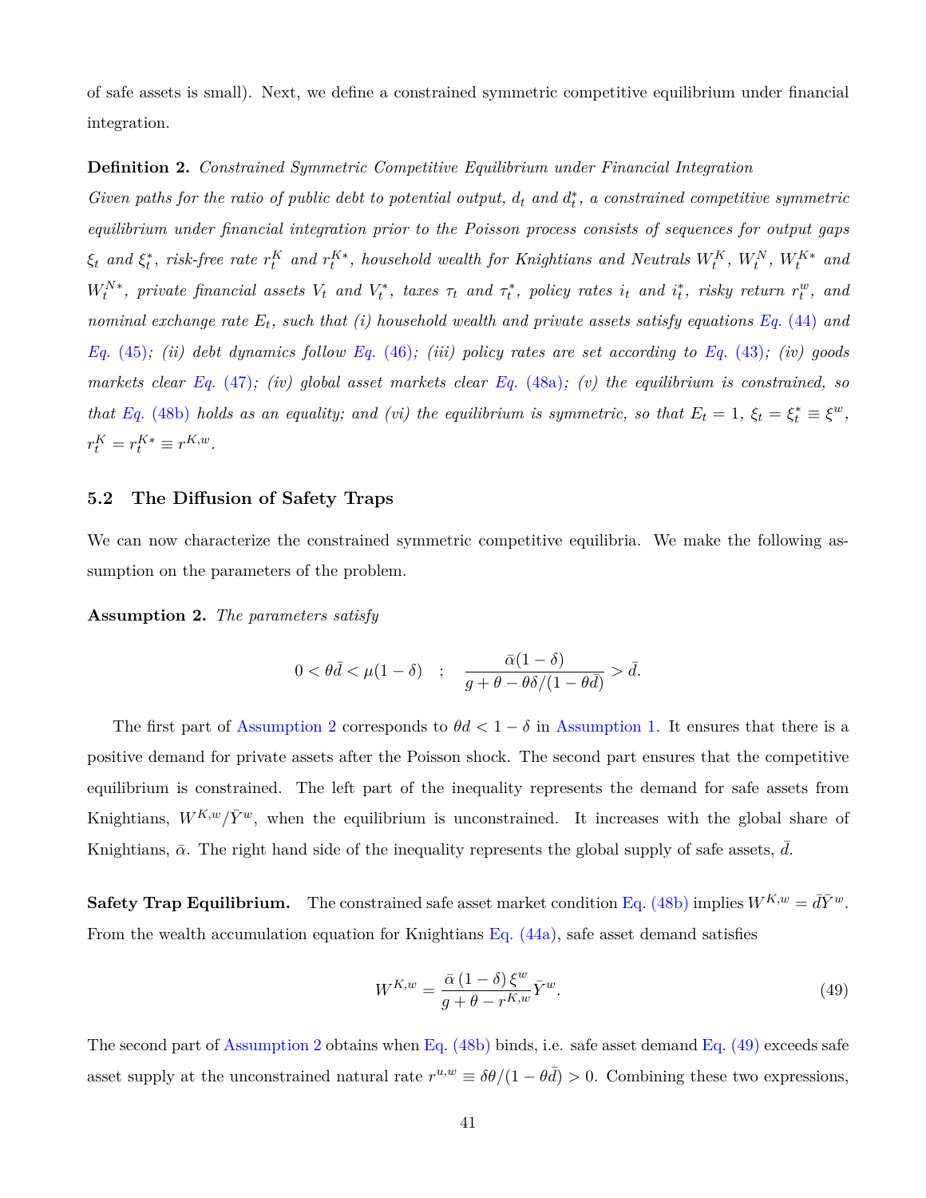of safe assets is small). Next, we define a constrained symmetric competitive equilibrium under financial integration.

**Definition 2.** *Constrained Symmetric Competitive Equilibrium under Financial Integration*
*Given paths for the ratio of public debt to potential output, $d_t$ and $d_t^*$, a constrained competitive symmetric equilibrium under financial integration prior to the Poisson process consists of sequences for output gaps $\xi_t$ and $\xi_t^*$, risk-free rate $r_t^K$ and $r_t^{K*}$, household wealth for Knightians and Neutrals $W_t^K$, $W_t^N$, $W_t^{K*}$ and $W_t^{N*}$, private financial assets $V_t$ and $V_t^*$, taxes $\tau_t$ and $\tau_t^*$, policy rates $i_t$ and $i_t^*$, risky return $r_t^w$, and nominal exchange rate $E_t$, such that (i) household wealth and private assets satisfy equations Eq. (44) and Eq. (45); (ii) debt dynamics follow Eq. (46); (iii) policy rates are set according to Eq. (43); (iv) goods markets clear Eq. (47); (iv) global asset markets clear Eq. (48a); (v) the equilibrium is constrained, so that Eq. (48b) holds as an equality; and (vi) the equilibrium is symmetric, so that $E_t = 1$, $\xi_t = \xi_t^* \equiv \xi^w$, $r_t^K = r_t^{K*} \equiv r^{K,w}$.*

## 5.2 The Diffusion of Safety Traps

We can now characterize the constrained symmetric competitive equilibria. We make the following assumption on the parameters of the problem.

**Assumption 2.** *The parameters satisfy*

$$0 < \theta \bar{d} < \mu(1-\delta) \quad ; \quad \frac{\bar{\alpha}(1-\delta)}{g + \theta - \theta\delta/(1-\theta\bar{d})} > \bar{d}.$$

The first part of Assumption 2 corresponds to $\theta d < 1 - \delta$ in Assumption 1. It ensures that there is a positive demand for private assets after the Poisson shock. The second part ensures that the competitive equilibrium is constrained. The left part of the inequality represents the demand for safe assets from Knightians, $W^{K,w}/\bar{Y}^w$, when the equilibrium is unconstrained. It increases with the global share of Knightians, $\bar{\alpha}$. The right hand side of the inequality represents the global supply of safe assets, $\bar{d}$.

**Safety Trap Equilibrium.** The constrained safe asset market condition Eq. (48b) implies $W^{K,w} = \bar{d}\bar{Y}^w$. From the wealth accumulation equation for Knightians Eq. (44a), safe asset demand satisfies

$$W^{K,w} = \frac{\bar{\alpha}\,(1-\delta)\,\xi^w}{g + \theta - r^{K,w}} \bar{Y}^w. \tag{49}$$

The second part of Assumption 2 obtains when Eq. (48b) binds, i.e. safe asset demand Eq. (49) exceeds safe asset supply at the unconstrained natural rate $r^{u,w} \equiv \delta\theta/(1-\theta\bar{d}) > 0$. Combining these two expressions,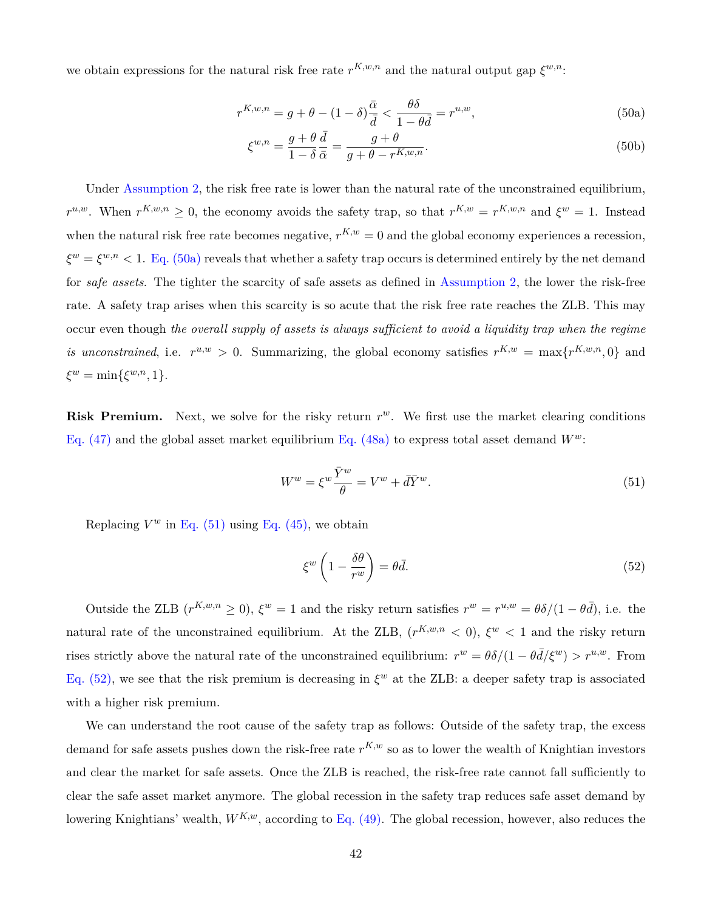we obtain expressions for the natural risk free rate $r^{K,w,n}$ and the natural output gap $\xi^{w,n}$:

$$r^{K,w,n} = g + \theta - (1-\delta)\frac{\bar{\alpha}}{\bar{d}} < \frac{\theta\delta}{1-\theta\bar{d}} = r^{u,w}, \tag{50a}$$

$$\xi^{w,n} = \frac{g+\theta}{1-\delta}\frac{\bar{d}}{\bar{\alpha}} = \frac{g+\theta}{g+\theta-r^{K,w,n}}. \tag{50b}$$

Under Assumption 2, the risk free rate is lower than the natural rate of the unconstrained equilibrium, $r^{u,w}$. When $r^{K,w,n} \geq 0$, the economy avoids the safety trap, so that $r^{K,w} = r^{K,w,n}$ and $\xi^w = 1$. Instead when the natural risk free rate becomes negative, $r^{K,w} = 0$ and the global economy experiences a recession, $\xi^w = \xi^{w,n} < 1$. Eq. (50a) reveals that whether a safety trap occurs is determined entirely by the net demand for *safe assets*. The tighter the scarcity of safe assets as defined in Assumption 2, the lower the risk-free rate. A safety trap arises when this scarcity is so acute that the risk free rate reaches the ZLB. This may occur even though *the overall supply of assets is always sufficient to avoid a liquidity trap when the regime is unconstrained*, i.e. $r^{u,w} > 0$. Summarizing, the global economy satisfies $r^{K,w} = \max\{r^{K,w,n}, 0\}$ and $\xi^w = \min\{\xi^{w,n}, 1\}$.

**Risk Premium.** Next, we solve for the risky return $r^w$. We first use the market clearing conditions Eq. (47) and the global asset market equilibrium Eq. (48a) to express total asset demand $W^w$:

$$W^w = \xi^w \frac{\bar{Y}^w}{\theta} = V^w + \bar{d}\bar{Y}^w. \tag{51}$$

Replacing $V^w$ in Eq. (51) using Eq. (45), we obtain

$$\xi^w\left(1 - \frac{\delta\theta}{r^w}\right) = \theta\bar{d}. \tag{52}$$

Outside the ZLB ($r^{K,w,n} \geq 0$), $\xi^w = 1$ and the risky return satisfies $r^w = r^{u,w} = \theta\delta/(1-\theta\bar{d})$, i.e. the natural rate of the unconstrained equilibrium. At the ZLB, ($r^{K,w,n} < 0$), $\xi^w < 1$ and the risky return rises strictly above the natural rate of the unconstrained equilibrium: $r^w = \theta\delta/(1-\theta\bar{d}/\xi^w) > r^{u,w}$. From Eq. (52), we see that the risk premium is decreasing in $\xi^w$ at the ZLB: a deeper safety trap is associated with a higher risk premium.

We can understand the root cause of the safety trap as follows: Outside of the safety trap, the excess demand for safe assets pushes down the risk-free rate $r^{K,w}$ so as to lower the wealth of Knightian investors and clear the market for safe assets. Once the ZLB is reached, the risk-free rate cannot fall sufficiently to clear the safe asset market anymore. The global recession in the safety trap reduces safe asset demand by lowering Knightians' wealth, $W^{K,w}$, according to Eq. (49). The global recession, however, also reduces the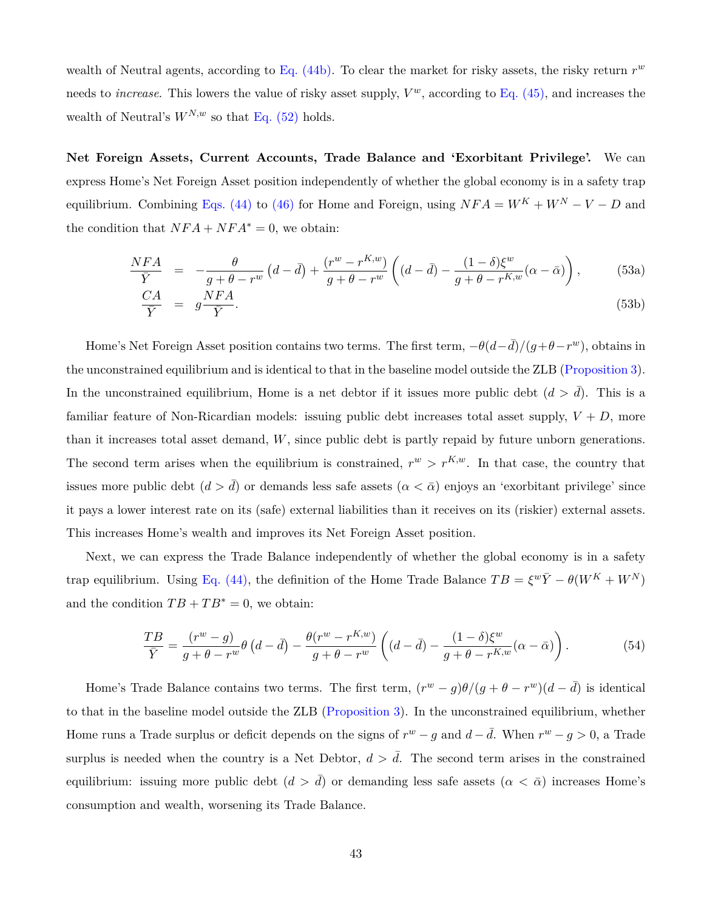wealth of Neutral agents, according to Eq. (44b). To clear the market for risky assets, the risky return $r^w$ needs to *increase*. This lowers the value of risky asset supply, $V^w$, according to Eq. (45), and increases the wealth of Neutral's $W^{N,w}$ so that Eq. (52) holds.

**Net Foreign Assets, Current Accounts, Trade Balance and 'Exorbitant Privilege'.** We can express Home's Net Foreign Asset position independently of whether the global economy is in a safety trap equilibrium. Combining Eqs. (44) to (46) for Home and Foreign, using $NFA = W^K + W^N - V - D$ and the condition that $NFA + NFA^* = 0$, we obtain:

$$
\begin{aligned}
\frac{NFA}{\bar{Y}} &= -\frac{\theta}{g+\theta-r^w}\left(d-\bar{d}\right) + \frac{(r^w - r^{K,w})}{g+\theta-r^w}\left((d-\bar{d}) - \frac{(1-\delta)\xi^w}{g+\theta-r^{K,w}}(\alpha-\bar{\alpha})\right), \qquad &(53a)\\
\frac{CA}{\bar{Y}} &= g\frac{NFA}{\bar{Y}}. &(53b)
\end{aligned}
$$

Home's Net Foreign Asset position contains two terms. The first term, $-\theta(d-\bar{d})/(g+\theta-r^w)$, obtains in the unconstrained equilibrium and is identical to that in the baseline model outside the ZLB (Proposition 3). In the unconstrained equilibrium, Home is a net debtor if it issues more public debt ($d > \bar{d}$). This is a familiar feature of Non-Ricardian models: issuing public debt increases total asset supply, $V + D$, more than it increases total asset demand, $W$, since public debt is partly repaid by future unborn generations. The second term arises when the equilibrium is constrained, $r^w > r^{K,w}$. In that case, the country that issues more public debt ($d > \bar{d}$) or demands less safe assets ($\alpha < \bar{\alpha}$) enjoys an 'exorbitant privilege' since it pays a lower interest rate on its (safe) external liabilities than it receives on its (riskier) external assets. This increases Home's wealth and improves its Net Foreign Asset position.

Next, we can express the Trade Balance independently of whether the global economy is in a safety trap equilibrium. Using Eq. (44), the definition of the Home Trade Balance $TB = \xi^w\bar{Y} - \theta(W^K + W^N)$ and the condition $TB + TB^* = 0$, we obtain:

$$
\frac{TB}{\bar{Y}} = \frac{(r^w - g)}{g+\theta-r^w}\theta\left(d-\bar{d}\right) - \frac{\theta(r^w - r^{K,w})}{g+\theta-r^w}\left((d-\bar{d}) - \frac{(1-\delta)\xi^w}{g+\theta-r^{K,w}}(\alpha-\bar{\alpha})\right). \qquad (54)
$$

Home's Trade Balance contains two terms. The first term, $(r^w - g)\theta/(g+\theta-r^w)(d-\bar{d})$ is identical to that in the baseline model outside the ZLB (Proposition 3). In the unconstrained equilibrium, whether Home runs a Trade surplus or deficit depends on the signs of $r^w - g$ and $d - \bar{d}$. When $r^w - g > 0$, a Trade surplus is needed when the country is a Net Debtor, $d > \bar{d}$. The second term arises in the constrained equilibrium: issuing more public debt ($d > \bar{d}$) or demanding less safe assets ($\alpha < \bar{\alpha}$) increases Home's consumption and wealth, worsening its Trade Balance.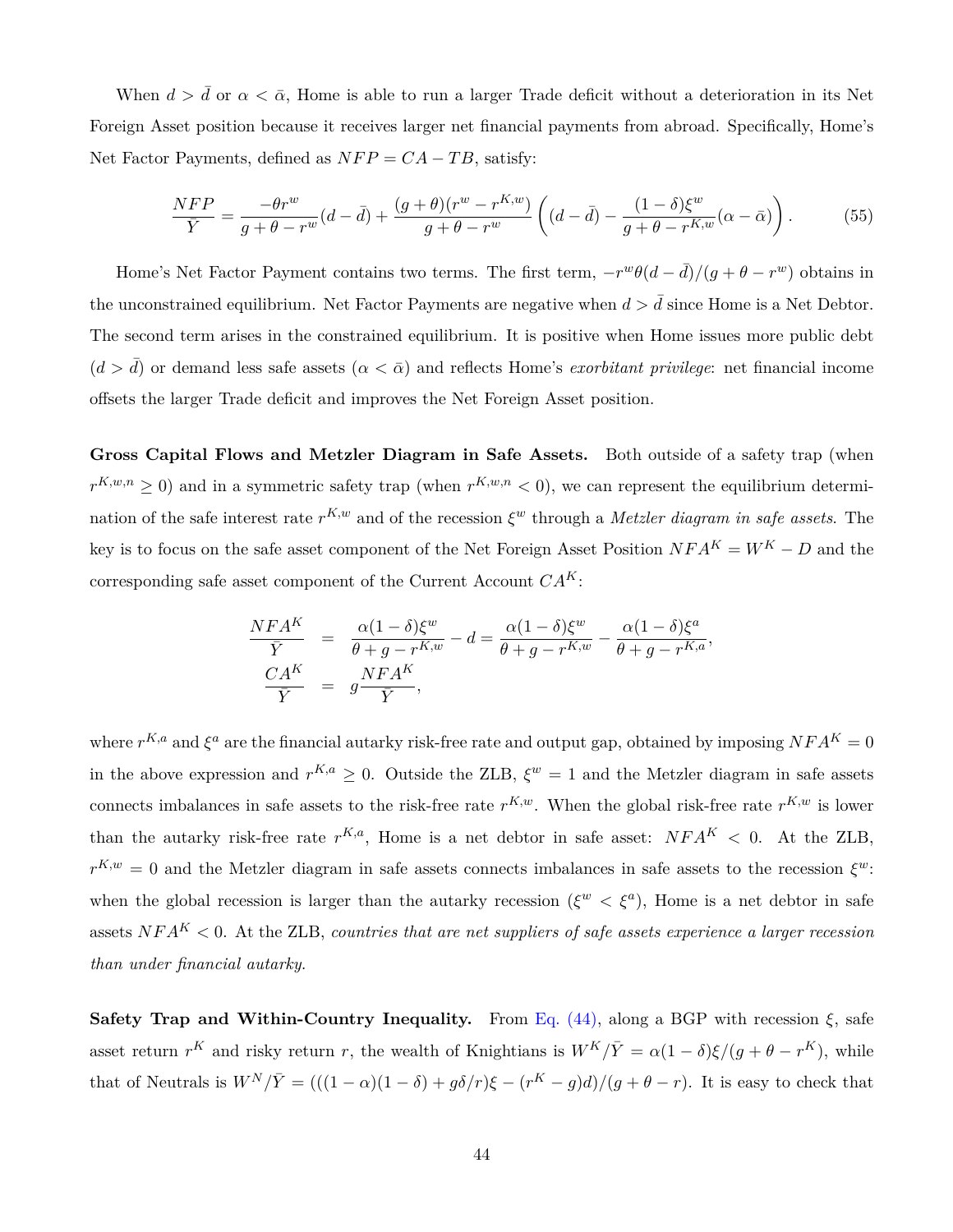When $d > \bar{d}$ or $\alpha < \bar{\alpha}$, Home is able to run a larger Trade deficit without a deterioration in its Net Foreign Asset position because it receives larger net financial payments from abroad. Specifically, Home's Net Factor Payments, defined as $NFP = CA - TB$, satisfy:

$$\frac{NFP}{\bar{Y}} = \frac{-\theta r^w}{g + \theta - r^w}(d - \bar{d}) + \frac{(g+\theta)(r^w - r^{K,w})}{g + \theta - r^w}\left((d - \bar{d}) - \frac{(1-\delta)\xi^w}{g + \theta - r^{K,w}}(\alpha - \bar{\alpha})\right). \tag{55}$$

Home's Net Factor Payment contains two terms. The first term, $-r^w\theta(d - \bar{d})/(g + \theta - r^w)$ obtains in the unconstrained equilibrium. Net Factor Payments are negative when $d > \bar{d}$ since Home is a Net Debtor. The second term arises in the constrained equilibrium. It is positive when Home issues more public debt ($d > \bar{d}$) or demand less safe assets ($\alpha < \bar{\alpha}$) and reflects Home's *exorbitant privilege*: net financial income offsets the larger Trade deficit and improves the Net Foreign Asset position.

**Gross Capital Flows and Metzler Diagram in Safe Assets.** Both outside of a safety trap (when $r^{K,w,n} \geq 0$) and in a symmetric safety trap (when $r^{K,w,n} < 0$), we can represent the equilibrium determination of the safe interest rate $r^{K,w}$ and of the recession $\xi^w$ through a *Metzler diagram in safe assets*. The key is to focus on the safe asset component of the Net Foreign Asset Position $NFA^K = W^K - D$ and the corresponding safe asset component of the Current Account $CA^K$:

$$\begin{aligned}
\frac{NFA^K}{\bar{Y}} &= \frac{\alpha(1-\delta)\xi^w}{\theta + g - r^{K,w}} - d = \frac{\alpha(1-\delta)\xi^w}{\theta + g - r^{K,w}} - \frac{\alpha(1-\delta)\xi^a}{\theta + g - r^{K,a}}, \\
\frac{CA^K}{\bar{Y}} &= g\frac{NFA^K}{\bar{Y}},
\end{aligned}$$

where $r^{K,a}$ and $\xi^a$ are the financial autarky risk-free rate and output gap, obtained by imposing $NFA^K = 0$ in the above expression and $r^{K,a} \geq 0$. Outside the ZLB, $\xi^w = 1$ and the Metzler diagram in safe assets connects imbalances in safe assets to the risk-free rate $r^{K,w}$. When the global risk-free rate $r^{K,w}$ is lower than the autarky risk-free rate $r^{K,a}$, Home is a net debtor in safe asset: $NFA^K < 0$. At the ZLB, $r^{K,w} = 0$ and the Metzler diagram in safe assets connects imbalances in safe assets to the recession $\xi^w$: when the global recession is larger than the autarky recession ($\xi^w < \xi^a$), Home is a net debtor in safe assets $NFA^K < 0$. At the ZLB, *countries that are net suppliers of safe assets experience a larger recession than under financial autarky.*

**Safety Trap and Within-Country Inequality.** From Eq. (44), along a BGP with recession $\xi$, safe asset return $r^K$ and risky return $r$, the wealth of Knightians is $W^K/\bar{Y} = \alpha(1-\delta)\xi/(g + \theta - r^K)$, while that of Neutrals is $W^N/\bar{Y} = (((1-\alpha)(1-\delta) + g\delta/r)\xi - (r^K - g)d)/(g + \theta - r)$. It is easy to check that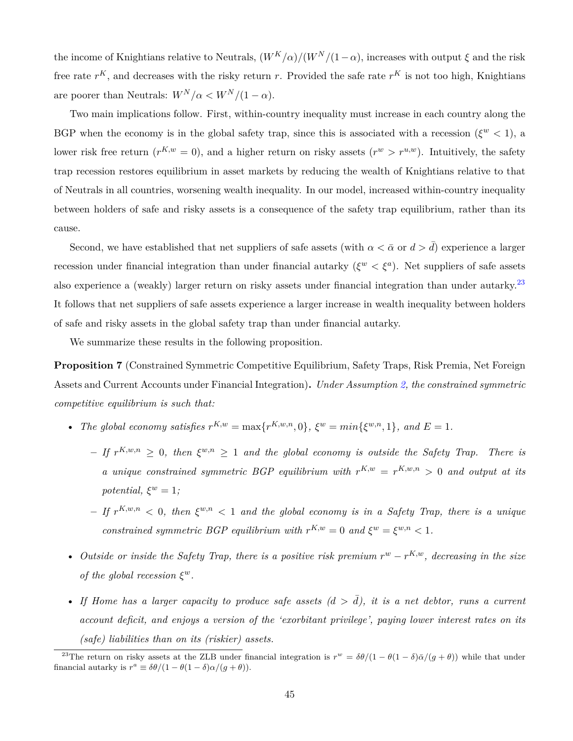the income of Knightians relative to Neutrals, $(W^K/\alpha)/(W^N/(1-\alpha)$, increases with output $\xi$ and the risk free rate $r^K$, and decreases with the risky return $r$. Provided the safe rate $r^K$ is not too high, Knightians are poorer than Neutrals: $W^N/\alpha < W^N/(1-\alpha)$.

Two main implications follow. First, within-country inequality must increase in each country along the BGP when the economy is in the global safety trap, since this is associated with a recession ($\xi^w < 1$), a lower risk free return ($r^{K,w} = 0$), and a higher return on risky assets ($r^w > r^{u,w}$). Intuitively, the safety trap recession restores equilibrium in asset markets by reducing the wealth of Knightians relative to that of Neutrals in all countries, worsening wealth inequality. In our model, increased within-country inequality between holders of safe and risky assets is a consequence of the safety trap equilibrium, rather than its cause.

Second, we have established that net suppliers of safe assets (with $\alpha < \bar{\alpha}$ or $d > \bar{d}$) experience a larger recession under financial integration than under financial autarky ($\xi^w < \xi^a$). Net suppliers of safe assets also experience a (weakly) larger return on risky assets under financial integration than under autarky.[23] It follows that net suppliers of safe assets experience a larger increase in wealth inequality between holders of safe and risky assets in the global safety trap than under financial autarky.

We summarize these results in the following proposition.

**Proposition 7** (Constrained Symmetric Competitive Equilibrium, Safety Traps, Risk Premia, Net Foreign Assets and Current Accounts under Financial Integration)**.** *Under Assumption 2, the constrained symmetric competitive equilibrium is such that:*

- *The global economy satisfies $r^{K,w} = \max\{r^{K,w,n}, 0\}$, $\xi^w = min\{\xi^{w,n}, 1\}$, and $E = 1$.*
  - *If $r^{K,w,n} \geq 0$, then $\xi^{w,n} \geq 1$ and the global economy is outside the Safety Trap. There is a unique constrained symmetric BGP equilibrium with $r^{K,w} = r^{K,w,n} > 0$ and output at its potential, $\xi^w = 1$;*
  - *If $r^{K,w,n} < 0$, then $\xi^{w,n} < 1$ and the global economy is in a Safety Trap, there is a unique constrained symmetric BGP equilibrium with $r^{K,w} = 0$ and $\xi^w = \xi^{w,n} < 1$.*
- *Outside or inside the Safety Trap, there is a positive risk premium $r^w - r^{K,w}$, decreasing in the size of the global recession $\xi^w$.*
- *If Home has a larger capacity to produce safe assets ($d > \bar{d}$), it is a net debtor, runs a current account deficit, and enjoys a version of the 'exorbitant privilege', paying lower interest rates on its (safe) liabilities than on its (riskier) assets.*

[23] The return on risky assets at the ZLB under financial integration is $r^w = \delta\theta/(1 - \theta(1-\delta)\bar{\alpha}/(g+\theta))$ while that under financial autarky is $r^a \equiv \delta\theta/(1 - \theta(1-\delta)\alpha/(g+\theta))$.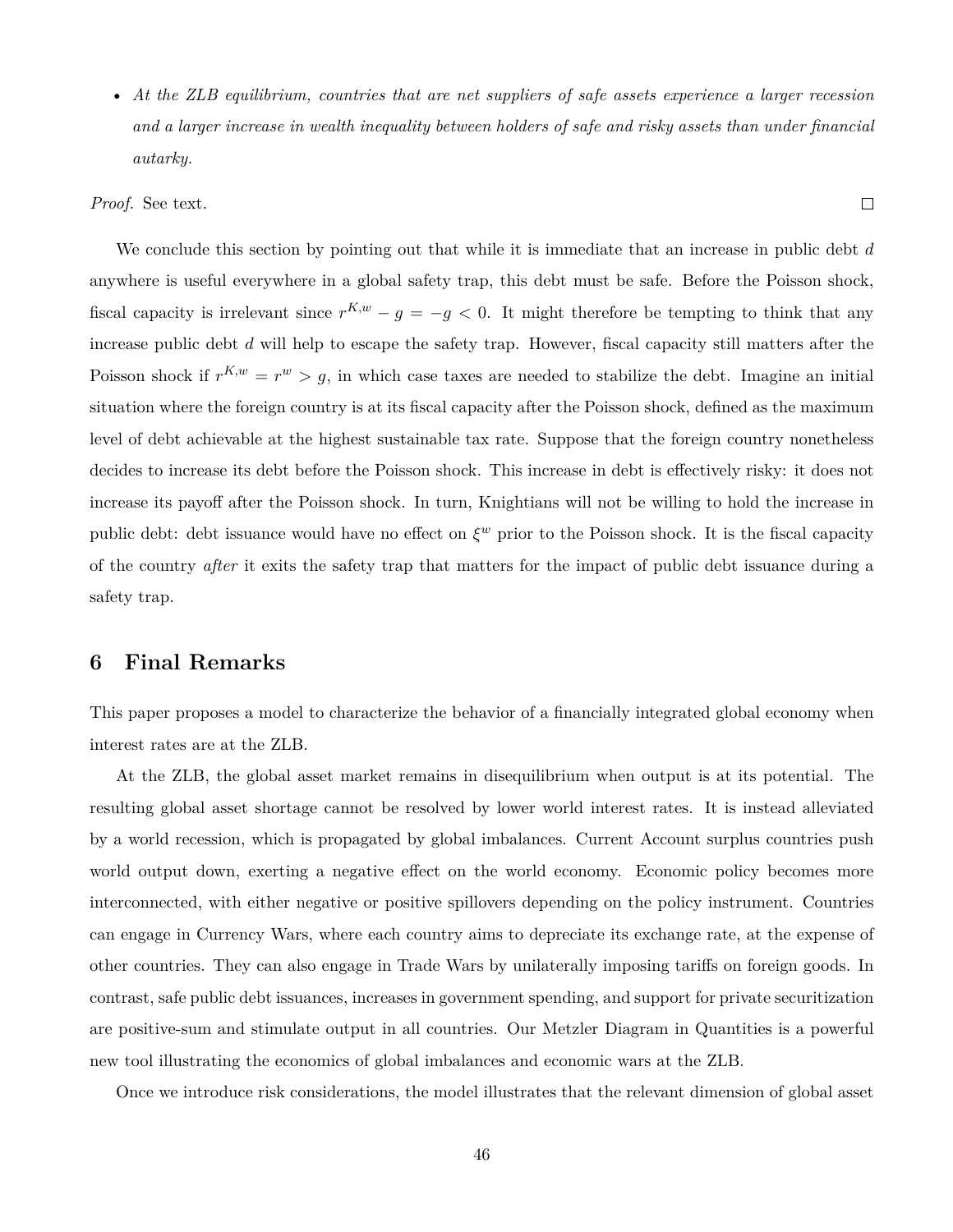- *At the ZLB equilibrium, countries that are net suppliers of safe assets experience a larger recession and a larger increase in wealth inequality between holders of safe and risky assets than under financial autarky.*

*Proof.* See text. □

We conclude this section by pointing out that while it is immediate that an increase in public debt $d$ anywhere is useful everywhere in a global safety trap, this debt must be safe. Before the Poisson shock, fiscal capacity is irrelevant since $r^{K,w} - g = -g < 0$. It might therefore be tempting to think that any increase public debt $d$ will help to escape the safety trap. However, fiscal capacity still matters after the Poisson shock if $r^{K,w} = r^w > g$, in which case taxes are needed to stabilize the debt. Imagine an initial situation where the foreign country is at its fiscal capacity after the Poisson shock, defined as the maximum level of debt achievable at the highest sustainable tax rate. Suppose that the foreign country nonetheless decides to increase its debt before the Poisson shock. This increase in debt is effectively risky: it does not increase its payoff after the Poisson shock. In turn, Knightians will not be willing to hold the increase in public debt: debt issuance would have no effect on $\xi^w$ prior to the Poisson shock. It is the fiscal capacity of the country *after* it exits the safety trap that matters for the impact of public debt issuance during a safety trap.

## 6 Final Remarks

This paper proposes a model to characterize the behavior of a financially integrated global economy when interest rates are at the ZLB.

At the ZLB, the global asset market remains in disequilibrium when output is at its potential. The resulting global asset shortage cannot be resolved by lower world interest rates. It is instead alleviated by a world recession, which is propagated by global imbalances. Current Account surplus countries push world output down, exerting a negative effect on the world economy. Economic policy becomes more interconnected, with either negative or positive spillovers depending on the policy instrument. Countries can engage in Currency Wars, where each country aims to depreciate its exchange rate, at the expense of other countries. They can also engage in Trade Wars by unilaterally imposing tariffs on foreign goods. In contrast, safe public debt issuances, increases in government spending, and support for private securitization are positive-sum and stimulate output in all countries. Our Metzler Diagram in Quantities is a powerful new tool illustrating the economics of global imbalances and economic wars at the ZLB.

Once we introduce risk considerations, the model illustrates that the relevant dimension of global asset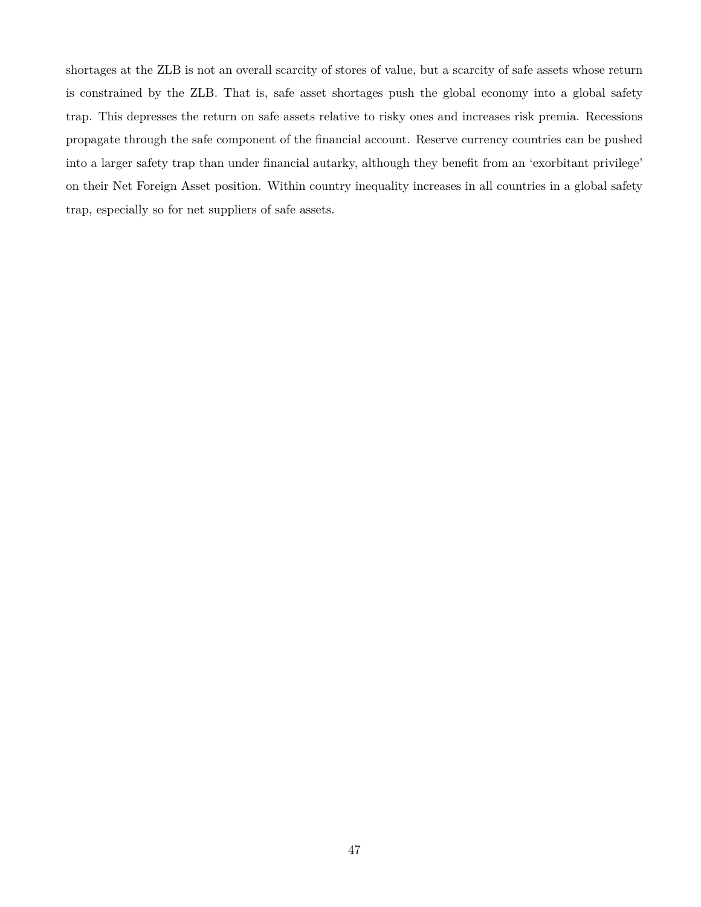shortages at the ZLB is not an overall scarcity of stores of value, but a scarcity of safe assets whose return is constrained by the ZLB. That is, safe asset shortages push the global economy into a global safety trap. This depresses the return on safe assets relative to risky ones and increases risk premia. Recessions propagate through the safe component of the financial account. Reserve currency countries can be pushed into a larger safety trap than under financial autarky, although they benefit from an 'exorbitant privilege' on their Net Foreign Asset position. Within country inequality increases in all countries in a global safety trap, especially so for net suppliers of safe assets.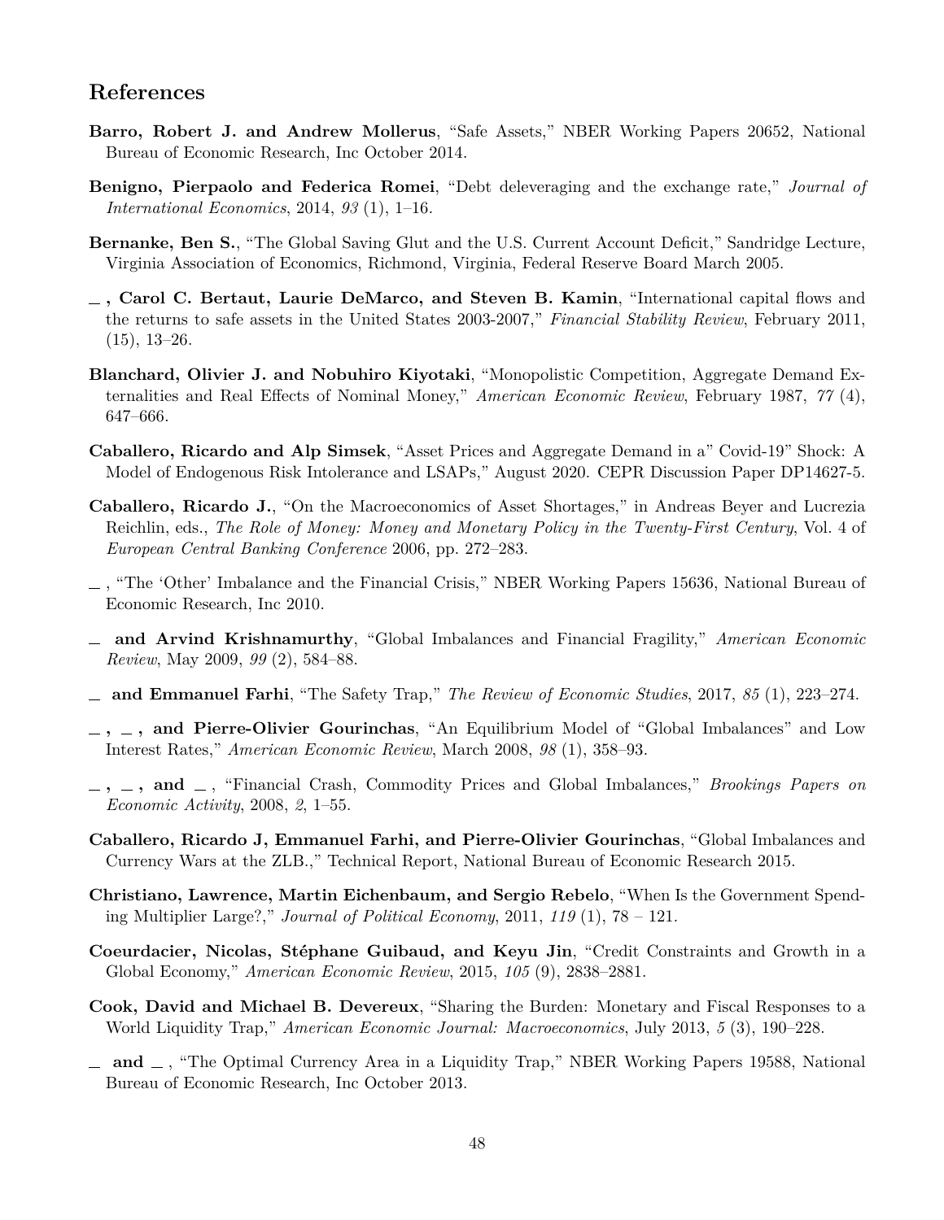## References

**Barro, Robert J. and Andrew Mollerus**, "Safe Assets," NBER Working Papers 20652, National Bureau of Economic Research, Inc October 2014.

**Benigno, Pierpaolo and Federica Romei**, "Debt deleveraging and the exchange rate," *Journal of International Economics*, 2014, *93* (1), 1–16.

**Bernanke, Ben S.**, "The Global Saving Glut and the U.S. Current Account Deficit," Sandridge Lecture, Virginia Association of Economics, Richmond, Virginia, Federal Reserve Board March 2005.

**\_ , Carol C. Bertaut, Laurie DeMarco, and Steven B. Kamin**, "International capital flows and the returns to safe assets in the United States 2003-2007," *Financial Stability Review*, February 2011, (15), 13–26.

**Blanchard, Olivier J. and Nobuhiro Kiyotaki**, "Monopolistic Competition, Aggregate Demand Externalities and Real Effects of Nominal Money," *American Economic Review*, February 1987, *77* (4), 647–666.

**Caballero, Ricardo and Alp Simsek**, "Asset Prices and Aggregate Demand in a" Covid-19" Shock: A Model of Endogenous Risk Intolerance and LSAPs," August 2020. CEPR Discussion Paper DP14627-5.

**Caballero, Ricardo J.**, "On the Macroeconomics of Asset Shortages," in Andreas Beyer and Lucrezia Reichlin, eds., *The Role of Money: Money and Monetary Policy in the Twenty-First Century*, Vol. 4 of *European Central Banking Conference* 2006, pp. 272–283.

\_ , "The 'Other' Imbalance and the Financial Crisis," NBER Working Papers 15636, National Bureau of Economic Research, Inc 2010.

**\_ and Arvind Krishnamurthy**, "Global Imbalances and Financial Fragility," *American Economic Review*, May 2009, *99* (2), 584–88.

**\_ and Emmanuel Farhi**, "The Safety Trap," *The Review of Economic Studies*, 2017, *85* (1), 223–274.

**\_ , \_ , and Pierre-Olivier Gourinchas**, "An Equilibrium Model of "Global Imbalances" and Low Interest Rates," *American Economic Review*, March 2008, *98* (1), 358–93.

**\_ , \_ , and \_** , "Financial Crash, Commodity Prices and Global Imbalances," *Brookings Papers on Economic Activity*, 2008, *2*, 1–55.

**Caballero, Ricardo J, Emmanuel Farhi, and Pierre-Olivier Gourinchas**, "Global Imbalances and Currency Wars at the ZLB.," Technical Report, National Bureau of Economic Research 2015.

**Christiano, Lawrence, Martin Eichenbaum, and Sergio Rebelo**, "When Is the Government Spending Multiplier Large?," *Journal of Political Economy*, 2011, *119* (1), 78 – 121.

**Coeurdacier, Nicolas, Stéphane Guibaud, and Keyu Jin**, "Credit Constraints and Growth in a Global Economy," *American Economic Review*, 2015, *105* (9), 2838–2881.

**Cook, David and Michael B. Devereux**, "Sharing the Burden: Monetary and Fiscal Responses to a World Liquidity Trap," *American Economic Journal: Macroeconomics*, July 2013, *5* (3), 190–228.

**\_ and \_** , "The Optimal Currency Area in a Liquidity Trap," NBER Working Papers 19588, National Bureau of Economic Research, Inc October 2013.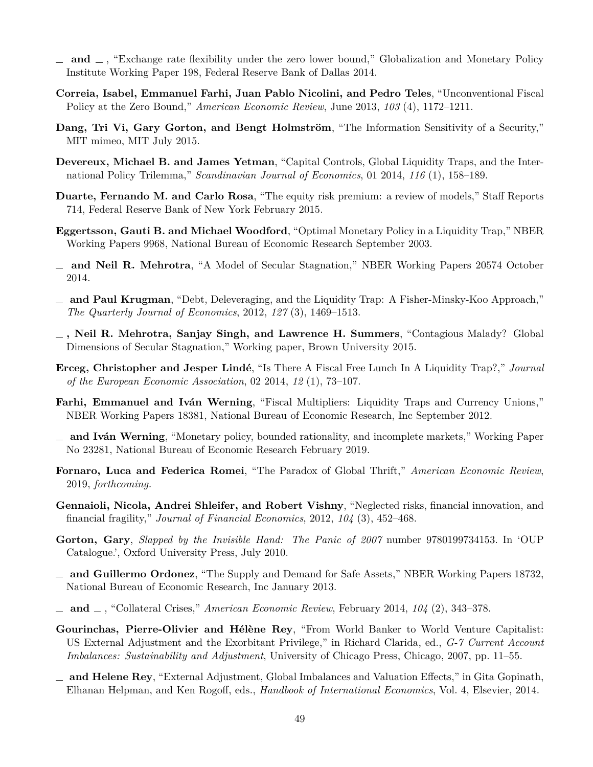— and — , "Exchange rate flexibility under the zero lower bound," Globalization and Monetary Policy Institute Working Paper 198, Federal Reserve Bank of Dallas 2014.

**Correia, Isabel, Emmanuel Farhi, Juan Pablo Nicolini, and Pedro Teles**, "Unconventional Fiscal Policy at the Zero Bound," *American Economic Review*, June 2013, *103* (4), 1172–1211.

**Dang, Tri Vi, Gary Gorton, and Bengt Holmström**, "The Information Sensitivity of a Security," MIT mimeo, MIT July 2015.

**Devereux, Michael B. and James Yetman**, "Capital Controls, Global Liquidity Traps, and the International Policy Trilemma," *Scandinavian Journal of Economics*, 01 2014, *116* (1), 158–189.

**Duarte, Fernando M. and Carlo Rosa**, "The equity risk premium: a review of models," Staff Reports 714, Federal Reserve Bank of New York February 2015.

**Eggertsson, Gauti B. and Michael Woodford**, "Optimal Monetary Policy in a Liquidity Trap," NBER Working Papers 9968, National Bureau of Economic Research September 2003.

— **and Neil R. Mehrotra**, "A Model of Secular Stagnation," NBER Working Papers 20574 October 2014.

— **and Paul Krugman**, "Debt, Deleveraging, and the Liquidity Trap: A Fisher-Minsky-Koo Approach," *The Quarterly Journal of Economics*, 2012, *127* (3), 1469–1513.

— **, Neil R. Mehrotra, Sanjay Singh, and Lawrence H. Summers**, "Contagious Malady? Global Dimensions of Secular Stagnation," Working paper, Brown University 2015.

**Erceg, Christopher and Jesper Lindé**, "Is There A Fiscal Free Lunch In A Liquidity Trap?," *Journal of the European Economic Association*, 02 2014, *12* (1), 73–107.

**Farhi, Emmanuel and Iván Werning**, "Fiscal Multipliers: Liquidity Traps and Currency Unions," NBER Working Papers 18381, National Bureau of Economic Research, Inc September 2012.

— **and Iván Werning**, "Monetary policy, bounded rationality, and incomplete markets," Working Paper No 23281, National Bureau of Economic Research February 2019.

**Fornaro, Luca and Federica Romei**, "The Paradox of Global Thrift," *American Economic Review*, 2019, *forthcoming.*

**Gennaioli, Nicola, Andrei Shleifer, and Robert Vishny**, "Neglected risks, financial innovation, and financial fragility," *Journal of Financial Economics*, 2012, *104* (3), 452–468.

**Gorton, Gary**, *Slapped by the Invisible Hand: The Panic of 2007* number 9780199734153. In 'OUP Catalogue.', Oxford University Press, July 2010.

— **and Guillermo Ordonez**, "The Supply and Demand for Safe Assets," NBER Working Papers 18732, National Bureau of Economic Research, Inc January 2013.

— **and** — , "Collateral Crises," *American Economic Review*, February 2014, *104* (2), 343–378.

**Gourinchas, Pierre-Olivier and Hélène Rey**, "From World Banker to World Venture Capitalist: US External Adjustment and the Exorbitant Privilege," in Richard Clarida, ed., *G-7 Current Account Imbalances: Sustainability and Adjustment*, University of Chicago Press, Chicago, 2007, pp. 11–55.

— **and Helene Rey**, "External Adjustment, Global Imbalances and Valuation Effects," in Gita Gopinath, Elhanan Helpman, and Ken Rogoff, eds., *Handbook of International Economics*, Vol. 4, Elsevier, 2014.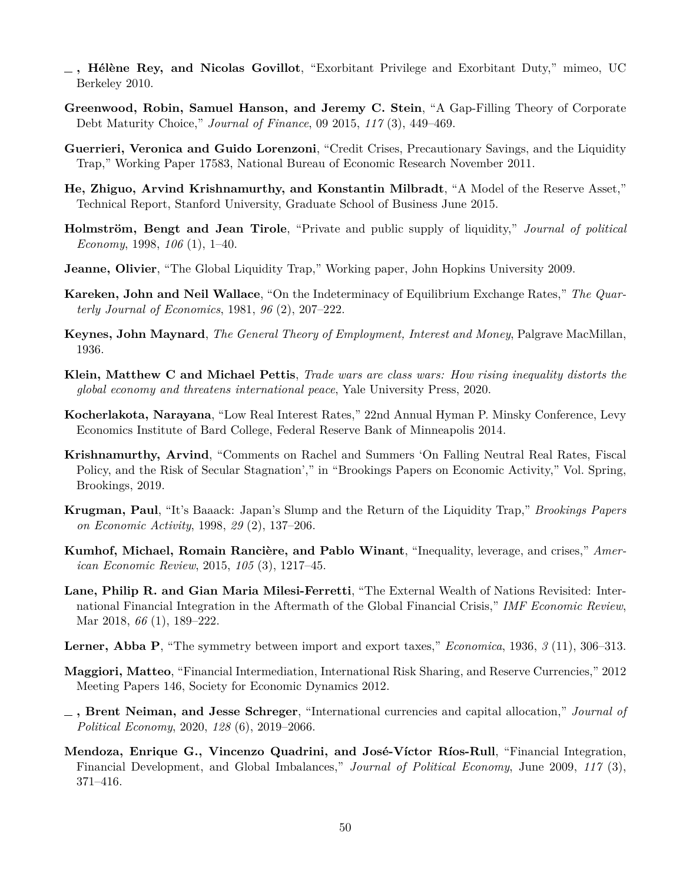**\_ , Hélène Rey, and Nicolas Govillot**, "Exorbitant Privilege and Exorbitant Duty," mimeo, UC Berkeley 2010.

**Greenwood, Robin, Samuel Hanson, and Jeremy C. Stein**, "A Gap-Filling Theory of Corporate Debt Maturity Choice," *Journal of Finance*, 09 2015, *117* (3), 449–469.

**Guerrieri, Veronica and Guido Lorenzoni**, "Credit Crises, Precautionary Savings, and the Liquidity Trap," Working Paper 17583, National Bureau of Economic Research November 2011.

**He, Zhiguo, Arvind Krishnamurthy, and Konstantin Milbradt**, "A Model of the Reserve Asset," Technical Report, Stanford University, Graduate School of Business June 2015.

**Holmström, Bengt and Jean Tirole**, "Private and public supply of liquidity," *Journal of political Economy*, 1998, *106* (1), 1–40.

**Jeanne, Olivier**, "The Global Liquidity Trap," Working paper, John Hopkins University 2009.

**Kareken, John and Neil Wallace**, "On the Indeterminacy of Equilibrium Exchange Rates," *The Quarterly Journal of Economics*, 1981, *96* (2), 207–222.

**Keynes, John Maynard**, *The General Theory of Employment, Interest and Money*, Palgrave MacMillan, 1936.

**Klein, Matthew C and Michael Pettis**, *Trade wars are class wars: How rising inequality distorts the global economy and threatens international peace*, Yale University Press, 2020.

**Kocherlakota, Narayana**, "Low Real Interest Rates," 22nd Annual Hyman P. Minsky Conference, Levy Economics Institute of Bard College, Federal Reserve Bank of Minneapolis 2014.

**Krishnamurthy, Arvind**, "Comments on Rachel and Summers 'On Falling Neutral Real Rates, Fiscal Policy, and the Risk of Secular Stagnation'," in "Brookings Papers on Economic Activity," Vol. Spring, Brookings, 2019.

**Krugman, Paul**, "It's Baaack: Japan's Slump and the Return of the Liquidity Trap," *Brookings Papers on Economic Activity*, 1998, *29* (2), 137–206.

**Kumhof, Michael, Romain Rancière, and Pablo Winant**, "Inequality, leverage, and crises," *American Economic Review*, 2015, *105* (3), 1217–45.

**Lane, Philip R. and Gian Maria Milesi-Ferretti**, "The External Wealth of Nations Revisited: International Financial Integration in the Aftermath of the Global Financial Crisis," *IMF Economic Review*, Mar 2018, *66* (1), 189–222.

**Lerner, Abba P**, "The symmetry between import and export taxes," *Economica*, 1936, *3* (11), 306–313.

**Maggiori, Matteo**, "Financial Intermediation, International Risk Sharing, and Reserve Currencies," 2012 Meeting Papers 146, Society for Economic Dynamics 2012.

**\_ , Brent Neiman, and Jesse Schreger**, "International currencies and capital allocation," *Journal of Political Economy*, 2020, *128* (6), 2019–2066.

**Mendoza, Enrique G., Vincenzo Quadrini, and José-Víctor Ríos-Rull**, "Financial Integration, Financial Development, and Global Imbalances," *Journal of Political Economy*, June 2009, *117* (3), 371–416.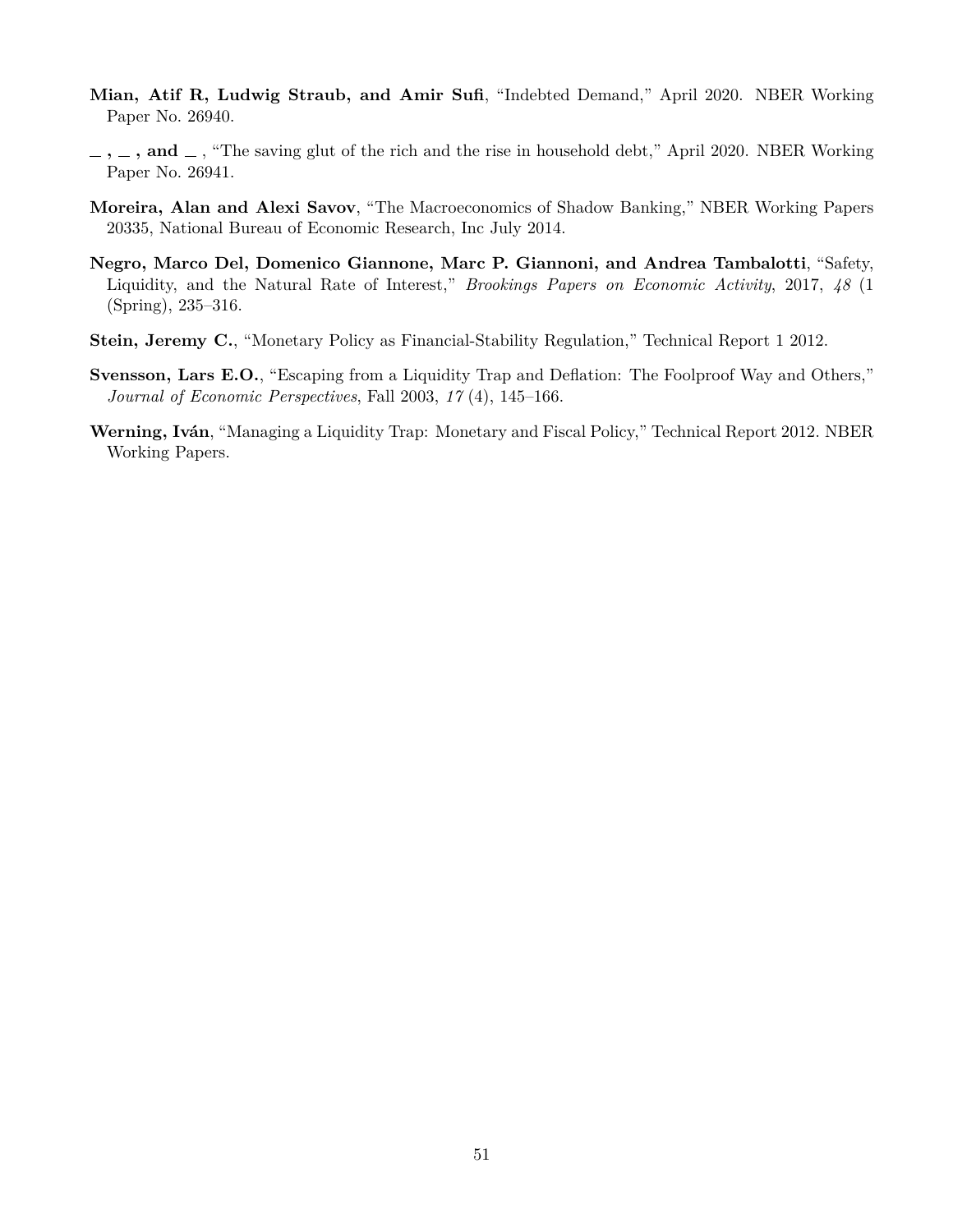**Mian, Atif R, Ludwig Straub, and Amir Sufi**, "Indebted Demand," April 2020. NBER Working Paper No. 26940.

**_ , _ , and _** , "The saving glut of the rich and the rise in household debt," April 2020. NBER Working Paper No. 26941.

**Moreira, Alan and Alexi Savov**, "The Macroeconomics of Shadow Banking," NBER Working Papers 20335, National Bureau of Economic Research, Inc July 2014.

**Negro, Marco Del, Domenico Giannone, Marc P. Giannoni, and Andrea Tambalotti**, "Safety, Liquidity, and the Natural Rate of Interest," *Brookings Papers on Economic Activity*, 2017, *48* (1 (Spring), 235–316.

**Stein, Jeremy C.**, "Monetary Policy as Financial-Stability Regulation," Technical Report 1 2012.

**Svensson, Lars E.O.**, "Escaping from a Liquidity Trap and Deflation: The Foolproof Way and Others," *Journal of Economic Perspectives*, Fall 2003, *17* (4), 145–166.

**Werning, Iván**, "Managing a Liquidity Trap: Monetary and Fiscal Policy," Technical Report 2012. NBER Working Papers.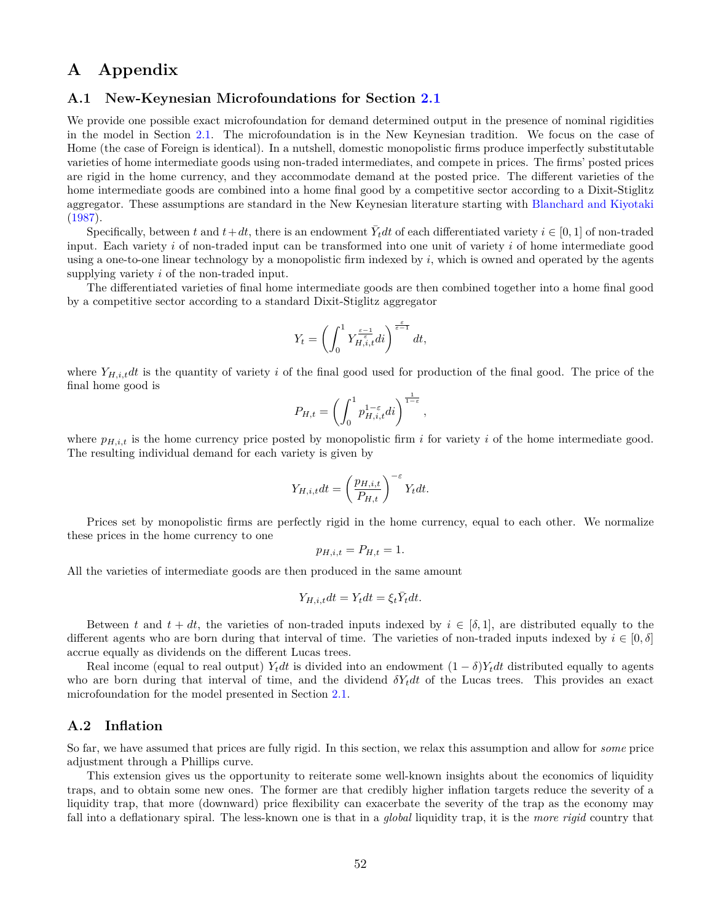# A Appendix

## A.1 New-Keynesian Microfoundations for Section 2.1

We provide one possible exact microfoundation for demand determined output in the presence of nominal rigidities in the model in Section 2.1. The microfoundation is in the New Keynesian tradition. We focus on the case of Home (the case of Foreign is identical). In a nutshell, domestic monopolistic firms produce imperfectly substitutable varieties of home intermediate goods using non-traded intermediates, and compete in prices. The firms' posted prices are rigid in the home currency, and they accommodate demand at the posted price. The different varieties of the home intermediate goods are combined into a home final good by a competitive sector according to a Dixit-Stiglitz aggregator. These assumptions are standard in the New Keynesian literature starting with Blanchard and Kiyotaki (1987).

Specifically, between $t$ and $t+dt$, there is an endowment $\bar{Y}_t dt$ of each differentiated variety $i \in [0,1]$ of non-traded input. Each variety $i$ of non-traded input can be transformed into one unit of variety $i$ of home intermediate good using a one-to-one linear technology by a monopolistic firm indexed by $i$, which is owned and operated by the agents supplying variety $i$ of the non-traded input.

The differentiated varieties of final home intermediate goods are then combined together into a home final good by a competitive sector according to a standard Dixit-Stiglitz aggregator

$$Y_t = \left( \int_0^1 Y_{H,i,t}^{\frac{\varepsilon-1}{\varepsilon}} di \right)^{\frac{\varepsilon}{\varepsilon-1}} dt,$$

where $Y_{H,i,t}dt$ is the quantity of variety $i$ of the final good used for production of the final good. The price of the final home good is

$$P_{H,t} = \left( \int_0^1 p_{H,i,t}^{1-\varepsilon} di \right)^{\frac{1}{1-\varepsilon}},$$

where $p_{H,i,t}$ is the home currency price posted by monopolistic firm $i$ for variety $i$ of the home intermediate good. The resulting individual demand for each variety is given by

$$Y_{H,i,t}dt = \left( \frac{p_{H,i,t}}{P_{H,t}} \right)^{-\varepsilon} Y_t dt.$$

Prices set by monopolistic firms are perfectly rigid in the home currency, equal to each other. We normalize these prices in the home currency to one

$$p_{H,i,t} = P_{H,t} = 1.$$

All the varieties of intermediate goods are then produced in the same amount

$$Y_{H,i,t}dt = Y_t dt = \xi_t \bar{Y}_t dt.$$

Between $t$ and $t+dt$, the varieties of non-traded inputs indexed by $i \in [\delta, 1]$, are distributed equally to the different agents who are born during that interval of time. The varieties of non-traded inputs indexed by $i \in [0, \delta]$ accrue equally as dividends on the different Lucas trees.

Real income (equal to real output) $Y_t dt$ is divided into an endowment $(1-\delta)Y_t dt$ distributed equally to agents who are born during that interval of time, and the dividend $\delta Y_t dt$ of the Lucas trees. This provides an exact microfoundation for the model presented in Section 2.1.

## A.2 Inflation

So far, we have assumed that prices are fully rigid. In this section, we relax this assumption and allow for *some* price adjustment through a Phillips curve.

This extension gives us the opportunity to reiterate some well-known insights about the economics of liquidity traps, and to obtain some new ones. The former are that credibly higher inflation targets reduce the severity of a liquidity trap, that more (downward) price flexibility can exacerbate the severity of the trap as the economy may fall into a deflationary spiral. The less-known one is that in a *global* liquidity trap, it is the *more rigid* country that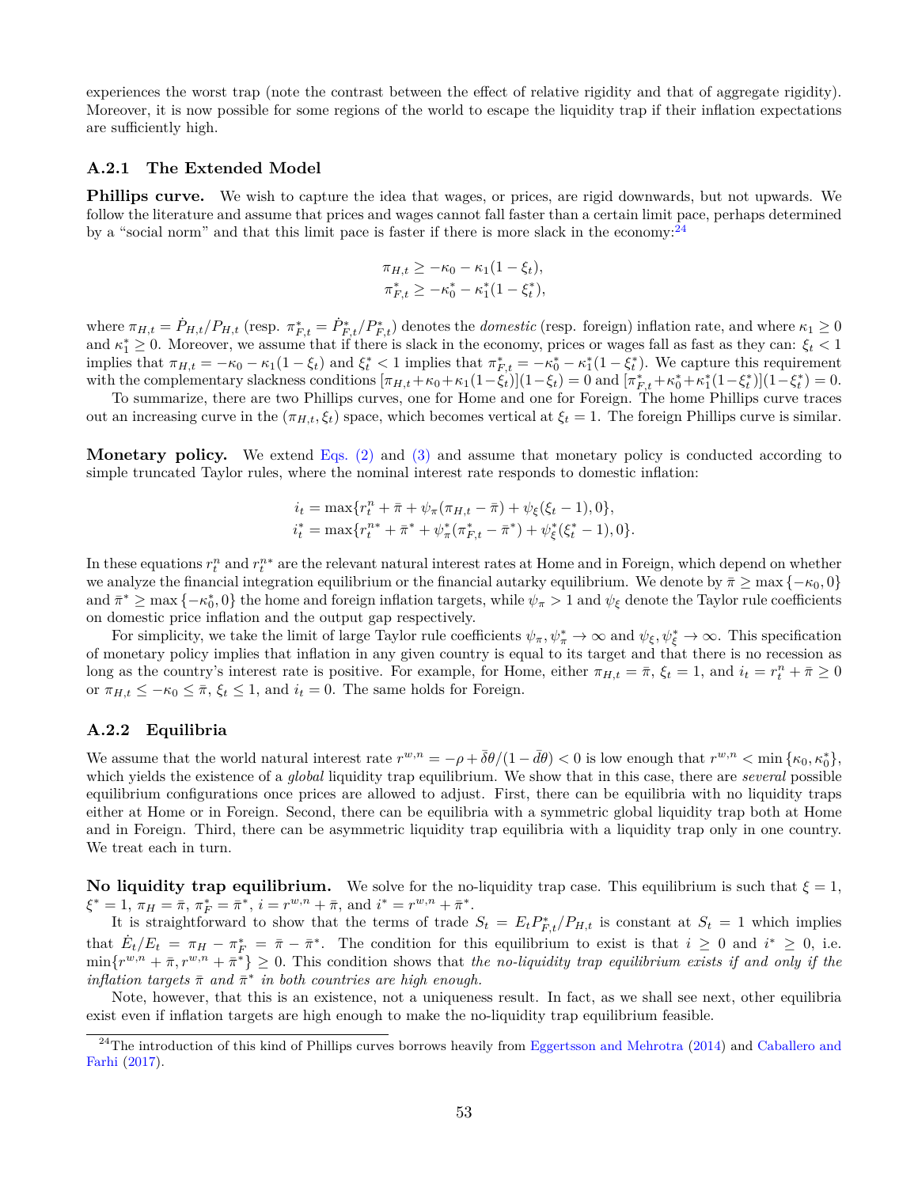experiences the worst trap (note the contrast between the effect of relative rigidity and that of aggregate rigidity). Moreover, it is now possible for some regions of the world to escape the liquidity trap if their inflation expectations are sufficiently high.

### A.2.1 The Extended Model

**Phillips curve.** We wish to capture the idea that wages, or prices, are rigid downwards, but not upwards. We follow the literature and assume that prices and wages cannot fall faster than a certain limit pace, perhaps determined by a "social norm" and that this limit pace is faster if there is more slack in the economy:[24]

$$\pi_{H,t} \geq -\kappa_0 - \kappa_1(1 - \xi_t),$$
$$\pi^*_{F,t} \geq -\kappa^*_0 - \kappa^*_1(1 - \xi^*_t),$$

where $\pi_{H,t} = \dot{P}_{H,t}/P_{H,t}$ (resp. $\pi^*_{F,t} = \dot{P}^*_{F,t}/P^*_{F,t}$) denotes the *domestic* (resp. foreign) inflation rate, and where $\kappa_1 \geq 0$ and $\kappa^*_1 \geq 0$. Moreover, we assume that if there is slack in the economy, prices or wages fall as fast as they can: $\xi_t < 1$ implies that $\pi_{H,t} = -\kappa_0 - \kappa_1(1 - \xi_t)$ and $\xi^*_t < 1$ implies that $\pi^*_{F,t} = -\kappa^*_0 - \kappa^*_1(1 - \xi^*_t)$. We capture this requirement with the complementary slackness conditions $[\pi_{H,t} + \kappa_0 + \kappa_1(1-\xi_t)](1-\xi_t) = 0$ and $[\pi^*_{F,t} + \kappa^*_0 + \kappa^*_1(1-\xi^*_t)](1-\xi^*_t) = 0$.

To summarize, there are two Phillips curves, one for Home and one for Foreign. The home Phillips curve traces out an increasing curve in the $(\pi_{H,t}, \xi_t)$ space, which becomes vertical at $\xi_t = 1$. The foreign Phillips curve is similar.

**Monetary policy.** We extend Eqs. (2) and (3) and assume that monetary policy is conducted according to simple truncated Taylor rules, where the nominal interest rate responds to domestic inflation:

$$i_t = \max\{r^n_t + \bar{\pi} + \psi_\pi(\pi_{H,t} - \bar{\pi}) + \psi_\xi(\xi_t - 1), 0\},$$
$$i^*_t = \max\{r^{n*}_t + \bar{\pi}^* + \psi^*_\pi(\pi^*_{F,t} - \bar{\pi}^*) + \psi^*_\xi(\xi^*_t - 1), 0\}.$$

In these equations $r^n_t$ and $r^{n*}_t$ are the relevant natural interest rates at Home and in Foreign, which depend on whether we analyze the financial integration equilibrium or the financial autarky equilibrium. We denote by $\bar{\pi} \geq \max\{-\kappa_0, 0\}$ and $\bar{\pi}^* \geq \max\{-\kappa^*_0, 0\}$ the home and foreign inflation targets, while $\psi_\pi > 1$ and $\psi_\xi$ denote the Taylor rule coefficients on domestic price inflation and the output gap respectively.

For simplicity, we take the limit of large Taylor rule coefficients $\psi_\pi, \psi^*_\pi \to \infty$ and $\psi_\xi, \psi^*_\xi \to \infty$. This specification of monetary policy implies that inflation in any given country is equal to its target and that there is no recession as long as the country's interest rate is positive. For example, for Home, either $\pi_{H,t} = \bar{\pi}$, $\xi_t = 1$, and $i_t = r^n_t + \bar{\pi} \geq 0$ or $\pi_{H,t} \leq -\kappa_0 \leq \bar{\pi}$, $\xi_t \leq 1$, and $i_t = 0$. The same holds for Foreign.

### A.2.2 Equilibria

We assume that the world natural interest rate $r^{w,n} = -\rho + \bar{\delta}\theta/(1 - \bar{d}\theta) < 0$ is low enough that $r^{w,n} < \min\{\kappa_0, \kappa^*_0\}$, which yields the existence of a *global* liquidity trap equilibrium. We show that in this case, there are *several* possible equilibrium configurations once prices are allowed to adjust. First, there can be equilibria with no liquidity traps either at Home or in Foreign. Second, there can be equilibria with a symmetric global liquidity trap both at Home and in Foreign. Third, there can be asymmetric liquidity trap equilibria with a liquidity trap only in one country. We treat each in turn.

**No liquidity trap equilibrium.** We solve for the no-liquidity trap case. This equilibrium is such that $\xi = 1$, $\xi^* = 1$, $\pi_H = \bar{\pi}$, $\pi^*_F = \bar{\pi}^*$, $i = r^{w,n} + \bar{\pi}$, and $i^* = r^{w,n} + \bar{\pi}^*$.

It is straightforward to show that the terms of trade $S_t = E_t P^*_{F,t}/P_{H,t}$ is constant at $S_t = 1$ which implies that $\dot{E}_t/E_t = \pi_H - \pi^*_F = \bar{\pi} - \bar{\pi}^*$. The condition for this equilibrium to exist is that $i \geq 0$ and $i^* \geq 0$, i.e. $\min\{r^{w,n} + \bar{\pi}, r^{w,n} + \bar{\pi}^*\} \geq 0$. This condition shows that *the no-liquidity trap equilibrium exists if and only if the inflation targets $\bar{\pi}$ and $\bar{\pi}^*$ in both countries are high enough.*

Note, however, that this is an existence, not a uniqueness result. In fact, as we shall see next, other equilibria exist even if inflation targets are high enough to make the no-liquidity trap equilibrium feasible.

[24] The introduction of this kind of Phillips curves borrows heavily from Eggertsson and Mehrotra (2014) and Caballero and Farhi (2017).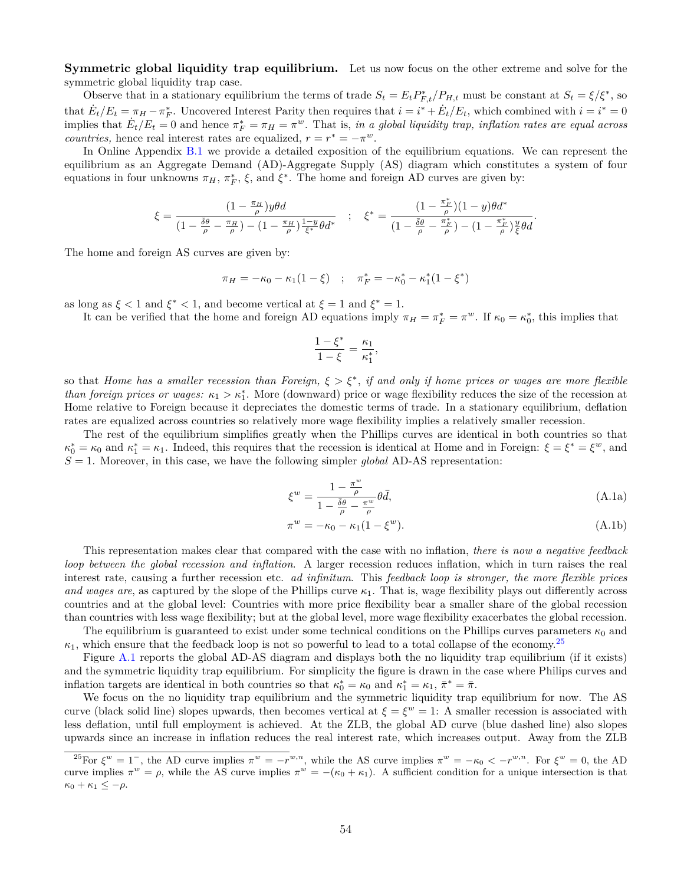**Symmetric global liquidity trap equilibrium.** Let us now focus on the other extreme and solve for the symmetric global liquidity trap case.

Observe that in a stationary equilibrium the terms of trade $S_t = E_t P^*_{F,t}/P_{H,t}$ must be constant at $S_t = \xi/\xi^*$, so that $\dot{E}_t/E_t = \pi_H - \pi^*_F$. Uncovered Interest Parity then requires that $i = i^* + \dot{E}_t/E_t$, which combined with $i = i^* = 0$ implies that $\dot{E}_t/E_t = 0$ and hence $\pi^*_F = \pi_H = \pi^w$. That is, *in a global liquidity trap, inflation rates are equal across countries,* hence real interest rates are equalized, $r = r^* = -\pi^w$.

In Online Appendix B.1 we provide a detailed exposition of the equilibrium equations. We can represent the equilibrium as an Aggregate Demand (AD)-Aggregate Supply (AS) diagram which constitutes a system of four equations in four unknowns $\pi_H$, $\pi^*_F$, $\xi$, and $\xi^*$. The home and foreign AD curves are given by:

$$\xi = \frac{(1 - \frac{\pi_H}{\rho}) y \theta d}{(1 - \frac{\delta\theta}{\rho} - \frac{\pi_H}{\rho}) - (1 - \frac{\pi_H}{\rho})\frac{1-y}{\xi^*}\theta d^*} \quad ; \quad \xi^* = \frac{(1 - \frac{\pi^*_F}{\rho})(1-y)\theta d^*}{(1 - \frac{\delta\theta}{\rho} - \frac{\pi^*_F}{\rho}) - (1 - \frac{\pi^*_F}{\rho})\frac{y}{\xi}\theta d}.$$

The home and foreign AS curves are given by:

$$\pi_H = -\kappa_0 - \kappa_1(1 - \xi) \quad ; \quad \pi^*_F = -\kappa^*_0 - \kappa^*_1(1 - \xi^*)$$

as long as $\xi < 1$ and $\xi^* < 1$, and become vertical at $\xi = 1$ and $\xi^* = 1$.

It can be verified that the home and foreign AD equations imply $\pi_H = \pi^*_F = \pi^w$. If $\kappa_0 = \kappa^*_0$, this implies that

$$\frac{1 - \xi^*}{1 - \xi} = \frac{\kappa_1}{\kappa^*_1},$$

so that *Home has a smaller recession than Foreign, $\xi > \xi^*$, if and only if home prices or wages are more flexible than foreign prices or wages: $\kappa_1 > \kappa^*_1$.* More (downward) price or wage flexibility reduces the size of the recession at Home relative to Foreign because it depreciates the domestic terms of trade. In a stationary equilibrium, deflation rates are equalized across countries so relatively more wage flexibility implies a relatively smaller recession.

The rest of the equilibrium simplifies greatly when the Phillips curves are identical in both countries so that $\kappa^*_0 = \kappa_0$ and $\kappa^*_1 = \kappa_1$. Indeed, this requires that the recession is identical at Home and in Foreign: $\xi = \xi^* = \xi^w$, and $S = 1$. Moreover, in this case, we have the following simpler *global* AD-AS representation:

$$\xi^w = \frac{1 - \frac{\pi^w}{\rho}}{1 - \frac{\delta\theta}{\rho} - \frac{\pi^w}{\rho}} \theta \bar{d}, \tag{A.1a}$$

$$\pi^w = -\kappa_0 - \kappa_1(1 - \xi^w). \tag{A.1b}$$

This representation makes clear that compared with the case with no inflation, *there is now a negative feedback loop between the global recession and inflation*. A larger recession reduces inflation, which in turn raises the real interest rate, causing a further recession etc. *ad infinitum*. This *feedback loop is stronger, the more flexible prices and wages are*, as captured by the slope of the Phillips curve $\kappa_1$. That is, wage flexibility plays out differently across countries and at the global level: Countries with more price flexibility bear a smaller share of the global recession than countries with less wage flexibility; but at the global level, more wage flexibility exacerbates the global recession.

The equilibrium is guaranteed to exist under some technical conditions on the Phillips curves parameters $\kappa_0$ and $\kappa_1$, which ensure that the feedback loop is not so powerful to lead to a total collapse of the economy.[25]

Figure A.1 reports the global AD-AS diagram and displays both the no liquidity trap equilibrium (if it exists) and the symmetric liquidity trap equilibrium. For simplicity the figure is drawn in the case where Philips curves and inflation targets are identical in both countries so that $\kappa^*_0 = \kappa_0$ and $\kappa^*_1 = \kappa_1$, $\bar{\pi}^* = \bar{\pi}$.

We focus on the no liquidity trap equilibrium and the symmetric liquidity trap equilibrium for now. The AS curve (black solid line) slopes upwards, then becomes vertical at $\xi = \xi^w = 1$: A smaller recession is associated with less deflation, until full employment is achieved. At the ZLB, the global AD curve (blue dashed line) also slopes upwards since an increase in inflation reduces the real interest rate, which increases output. Away from the ZLB

[25] For $\xi^w = 1^-$, the AD curve implies $\pi^w = -r^{w,n}$, while the AS curve implies $\pi^w = -\kappa_0 < -r^{w,n}$. For $\xi^w = 0$, the AD curve implies $\pi^w = \rho$, while the AS curve implies $\pi^w = -(\kappa_0 + \kappa_1)$. A sufficient condition for a unique intersection is that $\kappa_0 + \kappa_1 \leq -\rho$.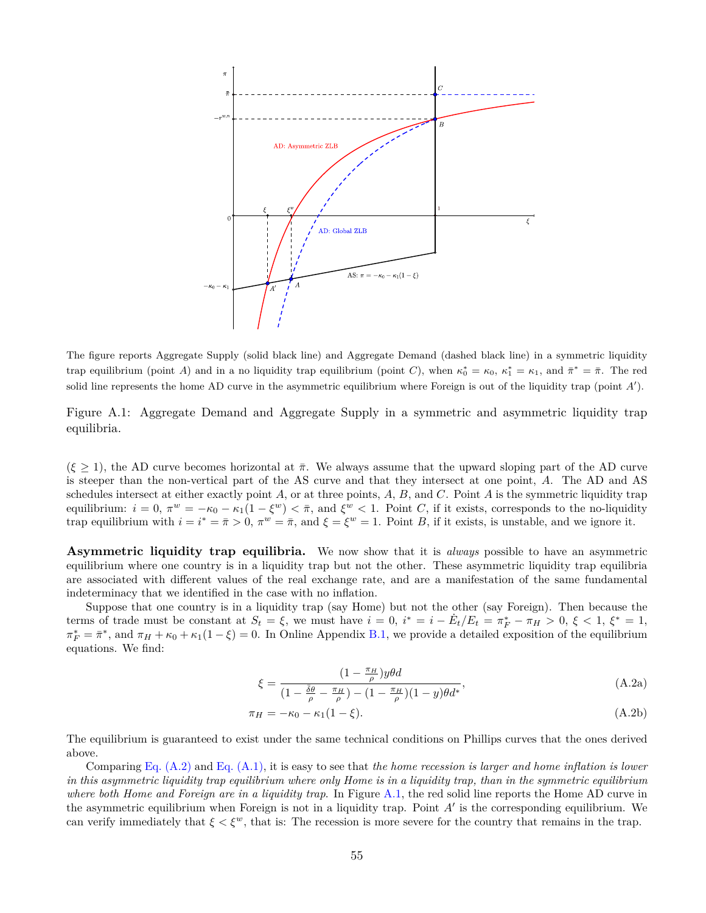The figure reports Aggregate Supply (solid black line) and Aggregate Demand (dashed black line) in a symmetric liquidity trap equilibrium (point $A$) and in a no liquidity trap equilibrium (point $C$), when $\kappa_0^* = \kappa_0$, $\kappa_1^* = \kappa_1$, and $\bar{\pi}^* = \bar{\pi}$. The red solid line represents the home AD curve in the asymmetric equilibrium where Foreign is out of the liquidity trap (point $A'$).

Figure A.1: Aggregate Demand and Aggregate Supply in a symmetric and asymmetric liquidity trap equilibria.

($\xi \geq 1$), the AD curve becomes horizontal at $\bar{\pi}$. We always assume that the upward sloping part of the AD curve is steeper than the non-vertical part of the AS curve and that they intersect at one point, $A$. The AD and AS schedules intersect at either exactly point $A$, or at three points, $A$, $B$, and $C$. Point $A$ is the symmetric liquidity trap equilibrium: $i = 0$, $\pi^w = -\kappa_0 - \kappa_1(1 - \xi^w) < \bar{\pi}$, and $\xi^w < 1$. Point $C$, if it exists, corresponds to the no-liquidity trap equilibrium with $i = i^* = \bar{\pi} > 0$, $\pi^w = \bar{\pi}$, and $\xi = \xi^w = 1$. Point $B$, if it exists, is unstable, and we ignore it.

**Asymmetric liquidity trap equilibria.** We now show that it is *always* possible to have an asymmetric equilibrium where one country is in a liquidity trap but not the other. These asymmetric liquidity trap equilibria are associated with different values of the real exchange rate, and are a manifestation of the same fundamental indeterminacy that we identified in the case with no inflation.

Suppose that one country is in a liquidity trap (say Home) but not the other (say Foreign). Then because the terms of trade must be constant at $S_t = \xi$, we must have $i = 0$, $i^* = i - \dot{E}_t/E_t = \pi_F^* - \pi_H > 0$, $\xi < 1$, $\xi^* = 1$, $\pi_F^* = \bar{\pi}^*$, and $\pi_H + \kappa_0 + \kappa_1(1 - \xi) = 0$. In Online Appendix B.1, we provide a detailed exposition of the equilibrium equations. We find:

$$\xi = \frac{(1 - \frac{\pi_H}{\rho})y\theta d}{(1 - \frac{\delta\theta}{\rho} - \frac{\pi_H}{\rho}) - (1 - \frac{\pi_H}{\rho})(1 - y)\theta d^*}, \tag{A.2a}$$

$$\pi_H = -\kappa_0 - \kappa_1(1 - \xi). \tag{A.2b}$$

The equilibrium is guaranteed to exist under the same technical conditions on Phillips curves that the ones derived above.

Comparing Eq. (A.2) and Eq. (A.1), it is easy to see that *the home recession is larger and home inflation is lower in this asymmetric liquidity trap equilibrium where only Home is in a liquidity trap, than in the symmetric equilibrium where both Home and Foreign are in a liquidity trap*. In Figure A.1, the red solid line reports the Home AD curve in the asymmetric equilibrium when Foreign is not in a liquidity trap. Point $A'$ is the corresponding equilibrium. We can verify immediately that $\xi < \xi^w$, that is: The recession is more severe for the country that remains in the trap.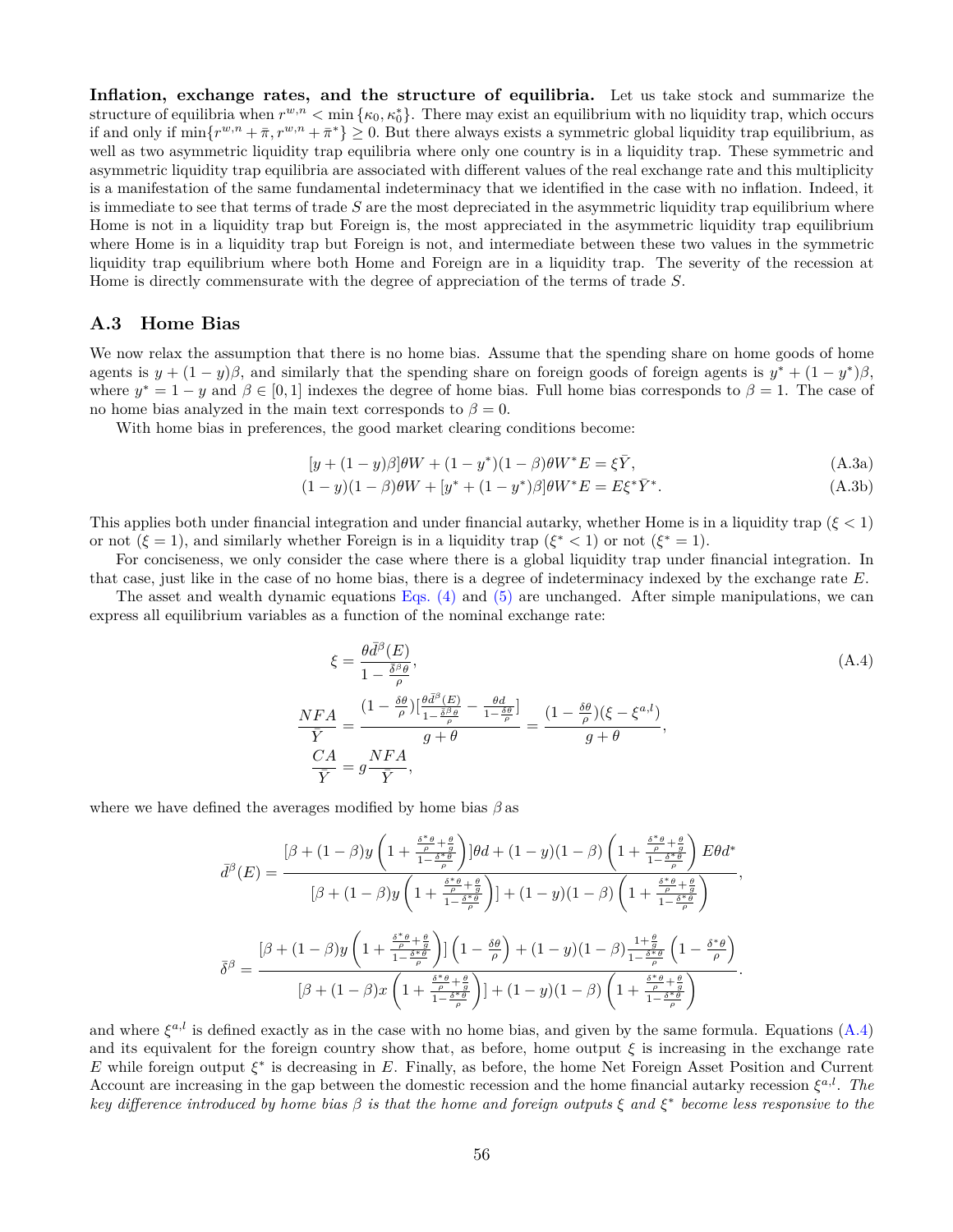**Inflation, exchange rates, and the structure of equilibria.** Let us take stock and summarize the structure of equilibria when $r^{w,n} < \min\{\kappa_0, \kappa_0^*\}$. There may exist an equilibrium with no liquidity trap, which occurs if and only if $\min\{r^{w,n} + \bar{\pi}, r^{w,n} + \bar{\pi}^*\} \geq 0$. But there always exists a symmetric global liquidity trap equilibrium, as well as two asymmetric liquidity trap equilibria where only one country is in a liquidity trap. These symmetric and asymmetric liquidity trap equilibria are associated with different values of the real exchange rate and this multiplicity is a manifestation of the same fundamental indeterminacy that we identified in the case with no inflation. Indeed, it is immediate to see that terms of trade $S$ are the most depreciated in the asymmetric liquidity trap equilibrium where Home is not in a liquidity trap but Foreign is, the most appreciated in the asymmetric liquidity trap equilibrium where Home is in a liquidity trap but Foreign is not, and intermediate between these two values in the symmetric liquidity trap equilibrium where both Home and Foreign are in a liquidity trap. The severity of the recession at Home is directly commensurate with the degree of appreciation of the terms of trade $S$.

## A.3 Home Bias

We now relax the assumption that there is no home bias. Assume that the spending share on home goods of home agents is $y + (1-y)\beta$, and similarly that the spending share on foreign goods of foreign agents is $y^* + (1-y^*)\beta$, where $y^* = 1 - y$ and $\beta \in [0, 1]$ indexes the degree of home bias. Full home bias corresponds to $\beta = 1$. The case of no home bias analyzed in the main text corresponds to $\beta = 0$.

With home bias in preferences, the good market clearing conditions become:

$$[y + (1-y)\beta]\theta W + (1-y^*)(1-\beta)\theta W^* E = \xi \bar{Y}, \tag{A.3a}$$

$$(1-y)(1-\beta)\theta W + [y^* + (1-y^*)\beta]\theta W^* E = E\xi^* \bar{Y}^*. \tag{A.3b}$$

This applies both under financial integration and under financial autarky, whether Home is in a liquidity trap ($\xi < 1$) or not ($\xi = 1$), and similarly whether Foreign is in a liquidity trap ($\xi^* < 1$) or not ($\xi^* = 1$).

For conciseness, we only consider the case where there is a global liquidity trap under financial integration. In that case, just like in the case of no home bias, there is a degree of indeterminacy indexed by the exchange rate $E$.

The asset and wealth dynamic equations Eqs. (4) and (5) are unchanged. After simple manipulations, we can express all equilibrium variables as a function of the nominal exchange rate:

$$\xi = \frac{\theta \bar{d}^{\beta}(E)}{1 - \frac{\bar{\delta}^{\beta}\theta}{\rho}}, \tag{A.4}$$

$$\frac{NFA}{\bar{Y}} = \frac{(1 - \frac{\delta\theta}{\rho})[\frac{\theta \bar{d}^{\beta}(E)}{1 - \frac{\bar{\delta}^{\beta}\theta}{\rho}} - \frac{\theta d}{1 - \frac{\delta\theta}{\rho}}]}{g + \theta} = \frac{(1 - \frac{\delta\theta}{\rho})(\xi - \xi^{a,l})}{g + \theta},$$

$$\frac{CA}{\bar{Y}} = g\frac{NFA}{\bar{Y}},$$

where we have defined the averages modified by home bias $\beta$ as

$$\bar{d}^{\beta}(E) = \frac{[\beta + (1-\beta)y\left(1 + \frac{\frac{\delta^*\theta}{\rho} + \frac{\theta}{g}}{1 - \frac{\delta^*\theta}{\rho}}\right)]\theta d + (1-y)(1-\beta)\left(1 + \frac{\frac{\delta^*\theta}{\rho} + \frac{\theta}{g}}{1 - \frac{\delta^*\theta}{\rho}}\right)E\theta d^*}{[\beta + (1-\beta)y\left(1 + \frac{\frac{\delta^*\theta}{\rho} + \frac{\theta}{g}}{1 - \frac{\delta^*\theta}{\rho}}\right)] + (1-y)(1-\beta)\left(1 + \frac{\frac{\delta^*\theta}{\rho} + \frac{\theta}{g}}{1 - \frac{\delta^*\theta}{\rho}}\right)},$$

$$\bar{\delta}^{\beta} = \frac{[\beta + (1-\beta)y\left(1 + \frac{\frac{\delta^*\theta}{\rho} + \frac{\theta}{g}}{1 - \frac{\delta^*\theta}{\rho}}\right)]\left(1 - \frac{\delta\theta}{\rho}\right) + (1-y)(1-\beta)\frac{1 + \frac{\theta}{g}}{1 - \frac{\delta^*\theta}{\rho}}\left(1 - \frac{\delta^*\theta}{\rho}\right)}{[\beta + (1-\beta)x\left(1 + \frac{\frac{\delta^*\theta}{\rho} + \frac{\theta}{g}}{1 - \frac{\delta^*\theta}{\rho}}\right)] + (1-y)(1-\beta)\left(1 + \frac{\frac{\delta^*\theta}{\rho} + \frac{\theta}{g}}{1 - \frac{\delta^*\theta}{\rho}}\right)}.$$

and where $\xi^{a,l}$ is defined exactly as in the case with no home bias, and given by the same formula. Equations (A.4) and its equivalent for the foreign country show that, as before, home output $\xi$ is increasing in the exchange rate $E$ while foreign output $\xi^*$ is decreasing in $E$. Finally, as before, the home Net Foreign Asset Position and Current Account are increasing in the gap between the domestic recession and the home financial autarky recession $\xi^{a,l}$. *The key difference introduced by home bias $\beta$ is that the home and foreign outputs $\xi$ and $\xi^*$ become less responsive to the*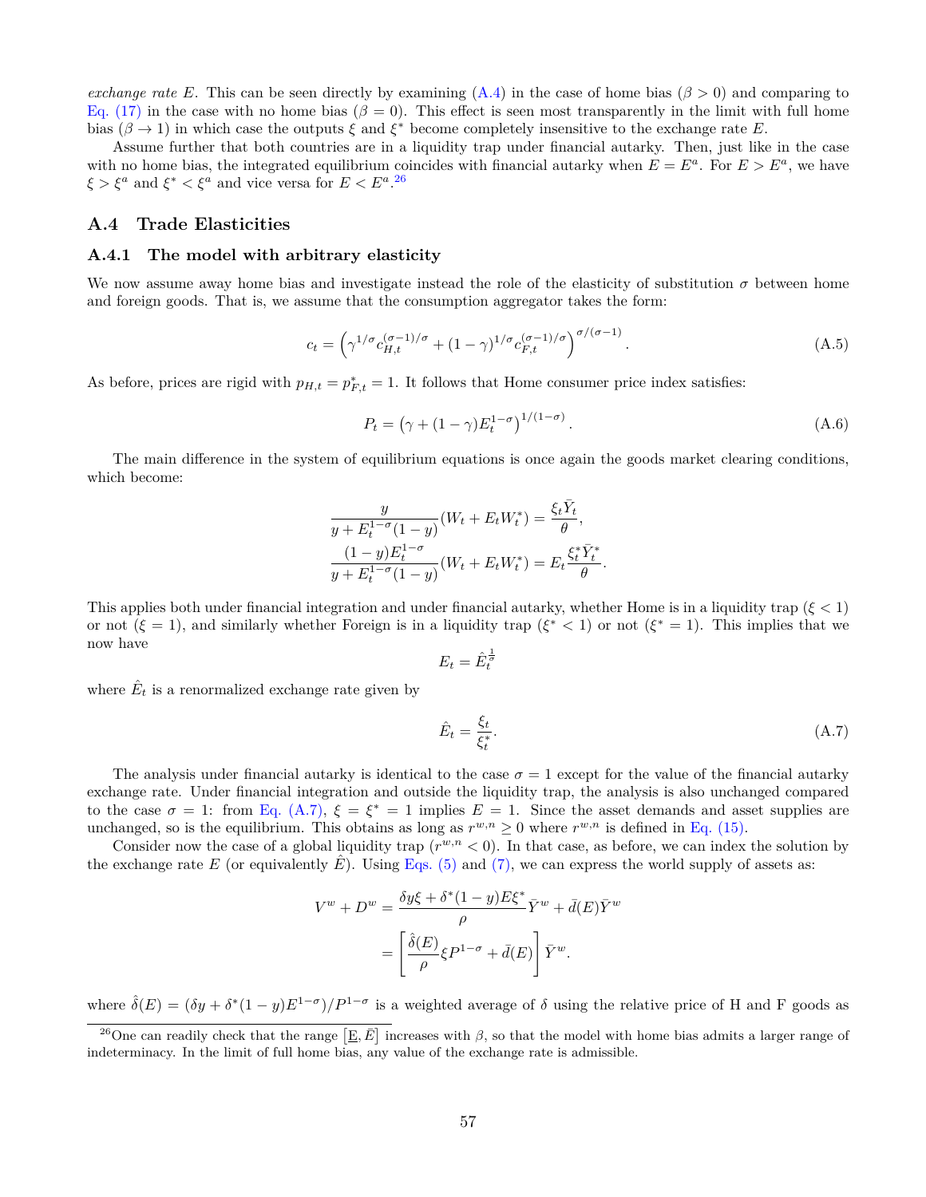*exchange rate E*. This can be seen directly by examining (A.4) in the case of home bias ($\beta > 0$) and comparing to Eq. (17) in the case with no home bias ($\beta = 0$). This effect is seen most transparently in the limit with full home bias ($\beta \to 1$) in which case the outputs $\xi$ and $\xi^*$ become completely insensitive to the exchange rate $E$.

Assume further that both countries are in a liquidity trap under financial autarky. Then, just like in the case with no home bias, the integrated equilibrium coincides with financial autarky when $E = E^a$. For $E > E^a$, we have $\xi > \xi^a$ and $\xi^* < \xi^a$ and vice versa for $E < E^a$.[26]

## A.4 Trade Elasticities

### A.4.1 The model with arbitrary elasticity

We now assume away home bias and investigate instead the role of the elasticity of substitution $\sigma$ between home and foreign goods. That is, we assume that the consumption aggregator takes the form:

$$c_t = \left(\gamma^{1/\sigma} c_{H,t}^{(\sigma-1)/\sigma} + (1-\gamma)^{1/\sigma} c_{F,t}^{(\sigma-1)/\sigma}\right)^{\sigma/(\sigma-1)}. \tag{A.5}$$

As before, prices are rigid with $p_{H,t} = p^*_{F,t} = 1$. It follows that Home consumer price index satisfies:

$$P_t = \left(\gamma + (1-\gamma) E_t^{1-\sigma}\right)^{1/(1-\sigma)}. \tag{A.6}$$

The main difference in the system of equilibrium equations is once again the goods market clearing conditions, which become:

$$\frac{y}{y + E_t^{1-\sigma}(1-y)}(W_t + E_t W_t^*) = \frac{\xi_t \bar{Y}_t}{\theta},$$
$$\frac{(1-y)E_t^{1-\sigma}}{y + E_t^{1-\sigma}(1-y)}(W_t + E_t W_t^*) = E_t \frac{\xi_t^* \bar{Y}_t^*}{\theta}.$$

This applies both under financial integration and under financial autarky, whether Home is in a liquidity trap ($\xi < 1$) or not ($\xi = 1$), and similarly whether Foreign is in a liquidity trap ($\xi^* < 1$) or not ($\xi^* = 1$). This implies that we now have

$$E_t = \hat{E}_t^{\frac{1}{\sigma}}$$

where $\hat{E}_t$ is a renormalized exchange rate given by

$$\hat{E}_t = \frac{\xi_t}{\xi_t^*}. \tag{A.7}$$

The analysis under financial autarky is identical to the case $\sigma = 1$ except for the value of the financial autarky exchange rate. Under financial integration and outside the liquidity trap, the analysis is also unchanged compared to the case $\sigma = 1$: from Eq. (A.7), $\xi = \xi^* = 1$ implies $E = 1$. Since the asset demands and asset supplies are unchanged, so is the equilibrium. This obtains as long as $r^{w,n} \geq 0$ where $r^{w,n}$ is defined in Eq. (15).

Consider now the case of a global liquidity trap ($r^{w,n} < 0$). In that case, as before, we can index the solution by the exchange rate $E$ (or equivalently $\hat{E}$). Using Eqs. (5) and (7), we can express the world supply of assets as:

$$V^w + D^w = \frac{\delta y \xi + \delta^*(1-y)E\xi^*}{\rho}\bar{Y}^w + \bar{d}(E)\bar{Y}^w$$
$$= \left[\frac{\hat{\delta}(E)}{\rho}\xi P^{1-\sigma} + \bar{d}(E)\right]\bar{Y}^w.$$

where $\hat{\delta}(E) = (\delta y + \delta^*(1-y)E^{1-\sigma})/P^{1-\sigma}$ is a weighted average of $\delta$ using the relative price of H and F goods as

[26] One can readily check that the range $[\underline{E}, \bar{E}]$ increases with $\beta$, so that the model with home bias admits a larger range of indeterminacy. In the limit of full home bias, any value of the exchange rate is admissible.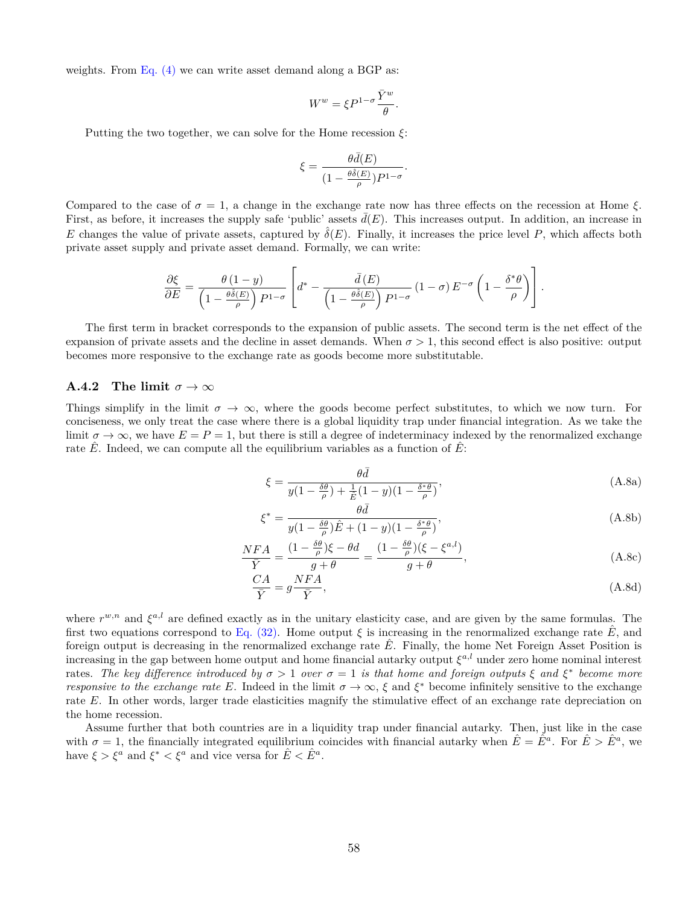weights. From Eq. (4) we can write asset demand along a BGP as:

$$W^w = \xi P^{1-\sigma}\frac{\bar{Y}^w}{\theta}.$$

Putting the two together, we can solve for the Home recession $\xi$:

$$\xi = \frac{\theta \bar{d}(E)}{(1-\frac{\theta\hat{\delta}(E)}{\rho})P^{1-\sigma}}.$$

Compared to the case of $\sigma = 1$, a change in the exchange rate now has three effects on the recession at Home $\xi$. First, as before, it increases the supply safe 'public' assets $\bar{d}(E)$. This increases output. In addition, an increase in $E$ changes the value of private assets, captured by $\hat{\delta}(E)$. Finally, it increases the price level $P$, which affects both private asset supply and private asset demand. Formally, we can write:

$$\frac{\partial \xi}{\partial E} = \frac{\theta\,(1-y)}{\left(1-\frac{\theta\hat{\delta}(E)}{\rho}\right)P^{1-\sigma}}\left[d^* - \frac{\bar{d}\,(E)}{\left(1-\frac{\theta\hat{\delta}(E)}{\rho}\right)P^{1-\sigma}}\,(1-\sigma)\,E^{-\sigma}\left(1-\frac{\delta^*\theta}{\rho}\right)\right].$$

The first term in bracket corresponds to the expansion of public assets. The second term is the net effect of the expansion of private assets and the decline in asset demands. When $\sigma > 1$, this second effect is also positive: output becomes more responsive to the exchange rate as goods become more substitutable.

### A.4.2 The limit $\sigma \to \infty$

Things simplify in the limit $\sigma \to \infty$, where the goods become perfect substitutes, to which we now turn. For conciseness, we only treat the case where there is a global liquidity trap under financial integration. As we take the limit $\sigma \to \infty$, we have $E = P = 1$, but there is still a degree of indeterminacy indexed by the renormalized exchange rate $\hat{E}$. Indeed, we can compute all the equilibrium variables as a function of $\hat{E}$:

$$\xi = \frac{\theta\bar{d}}{y(1-\frac{\delta\theta}{\rho}) + \frac{1}{\hat{E}}(1-y)(1-\frac{\delta^*\theta}{\rho})}, \tag{A.8a}$$

$$\xi^* = \frac{\theta\bar{d}}{y(1-\frac{\delta\theta}{\rho})\hat{E} + (1-y)(1-\frac{\delta^*\theta}{\rho})}, \tag{A.8b}$$

$$\frac{NFA}{\bar{Y}} = \frac{(1-\frac{\delta\theta}{\rho})\xi - \theta d}{g+\theta} = \frac{(1-\frac{\delta\theta}{\rho})(\xi - \xi^{a,l})}{g+\theta}, \tag{A.8c}$$

$$\frac{CA}{\bar{Y}} = g\frac{NFA}{\bar{Y}}, \tag{A.8d}$$

where $r^{w,n}$ and $\xi^{a,l}$ are defined exactly as in the unitary elasticity case, and are given by the same formulas. The first two equations correspond to Eq. (32). Home output $\xi$ is increasing in the renormalized exchange rate $\hat{E}$, and foreign output is decreasing in the renormalized exchange rate $\hat{E}$. Finally, the home Net Foreign Asset Position is increasing in the gap between home output and home financial autarky output $\xi^{a,l}$ under zero home nominal interest rates. *The key difference introduced by $\sigma > 1$ over $\sigma = 1$ is that home and foreign outputs $\xi$ and $\xi^*$ become more responsive to the exchange rate $E$.* Indeed in the limit $\sigma \to \infty$, $\xi$ and $\xi^*$ become infinitely sensitive to the exchange rate $E$. In other words, larger trade elasticities magnify the stimulative effect of an exchange rate depreciation on the home recession.

Assume further that both countries are in a liquidity trap under financial autarky. Then, just like in the case with $\sigma = 1$, the financially integrated equilibrium coincides with financial autarky when $\hat{E} = \hat{E}^a$. For $\hat{E} > \hat{E}^a$, we have $\xi > \xi^a$ and $\xi^* < \xi^a$ and vice versa for $\hat{E} < \hat{E}^a$.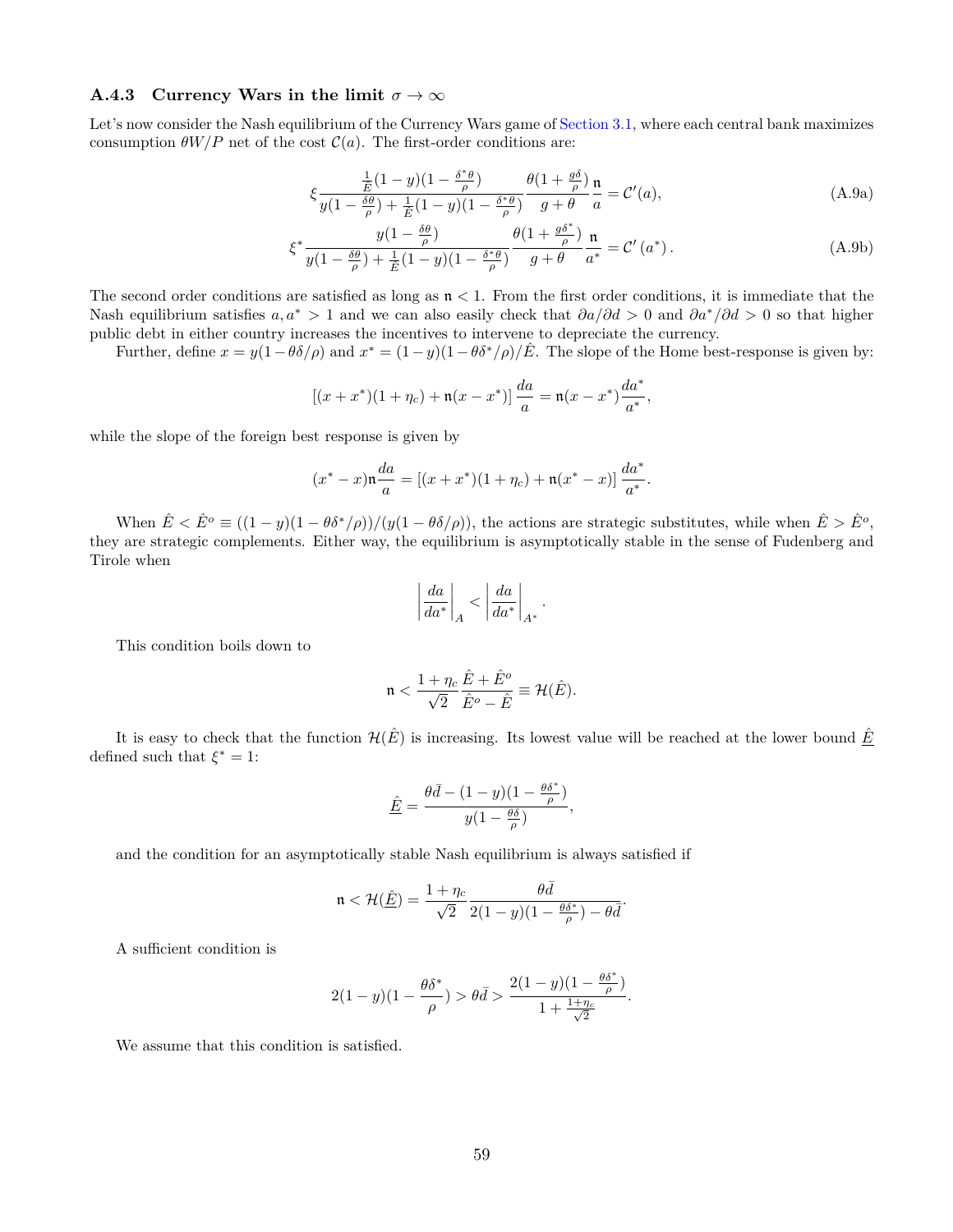### A.4.3 Currency Wars in the limit $\sigma \to \infty$

Let's now consider the Nash equilibrium of the Currency Wars game of Section 3.1, where each central bank maximizes consumption $\theta W/P$ net of the cost $\mathcal{C}(a)$. The first-order conditions are:

$$\xi \frac{\frac{1}{\hat{E}}(1-y)(1-\frac{\delta^*\theta}{\rho})}{y(1-\frac{\delta\theta}{\rho})+\frac{1}{\hat{E}}(1-y)(1-\frac{\delta^*\theta}{\rho})} \frac{\theta(1+\frac{g\delta}{\rho})}{g+\theta}\frac{\mathfrak{n}}{a} = \mathcal{C}'(a), \tag{A.9a}$$

$$\xi^* \frac{y(1-\frac{\delta\theta}{\rho})}{y(1-\frac{\delta\theta}{\rho})+\frac{1}{\hat{E}}(1-y)(1-\frac{\delta^*\theta}{\rho})} \frac{\theta(1+\frac{g\delta^*}{\rho})}{g+\theta}\frac{\mathfrak{n}}{a^*} = \mathcal{C}'\left(a^*\right). \tag{A.9b}$$

The second order conditions are satisfied as long as $\mathfrak{n} < 1$. From the first order conditions, it is immediate that the Nash equilibrium satisfies $a, a^* > 1$ and we can also easily check that $\partial a/\partial d > 0$ and $\partial a^*/\partial d > 0$ so that higher public debt in either country increases the incentives to intervene to depreciate the currency.

Further, define $x = y(1-\theta\delta/\rho)$ and $x^* = (1-y)(1-\theta\delta^*/\rho)/\hat{E}$. The slope of the Home best-response is given by:

$$\left[(x+x^*)(1+\eta_c)+\mathfrak{n}(x-x^*)\right]\frac{da}{a} = \mathfrak{n}(x-x^*)\frac{da^*}{a^*},$$

while the slope of the foreign best response is given by

$$(x^*-x)\mathfrak{n}\frac{da}{a} = \left[(x+x^*)(1+\eta_c)+\mathfrak{n}(x^*-x)\right]\frac{da^*}{a^*}.$$

When $\hat{E} < \hat{E}^o \equiv ((1-y)(1-\theta\delta^*/\rho))/(y(1-\theta\delta/\rho))$, the actions are strategic substitutes, while when $\hat{E} > \hat{E}^o$, they are strategic complements. Either way, the equilibrium is asymptotically stable in the sense of Fudenberg and Tirole when

$$\left|\frac{da}{da^*}\right|_A < \left|\frac{da}{da^*}\right|_{A^*}.$$

This condition boils down to

$$\mathfrak{n} < \frac{1+\eta_c}{\sqrt{2}}\frac{\hat{E}+\hat{E}^o}{\hat{E}^o-\hat{E}} \equiv \mathcal{H}(\hat{E}).$$

It is easy to check that the function $\mathcal{H}(\hat{E})$ is increasing. Its lowest value will be reached at the lower bound $\underline{\hat{E}}$ defined such that $\xi^* = 1$:

$$\underline{\hat{E}} = \frac{\theta\bar{d}-(1-y)(1-\frac{\theta\delta^*}{\rho})}{y(1-\frac{\theta\delta}{\rho})},$$

and the condition for an asymptotically stable Nash equilibrium is always satisfied if

$$\mathfrak{n} < \mathcal{H}(\underline{\hat{E}}) = \frac{1+\eta_c}{\sqrt{2}}\frac{\theta\bar{d}}{2(1-y)(1-\frac{\theta\delta^*}{\rho})-\theta\bar{d}}.$$

A sufficient condition is

$$2(1-y)(1-\frac{\theta\delta^*}{\rho}) > \theta\bar{d} > \frac{2(1-y)(1-\frac{\theta\delta^*}{\rho})}{1+\frac{1+\eta_c}{\sqrt{2}}}.$$

We assume that this condition is satisfied.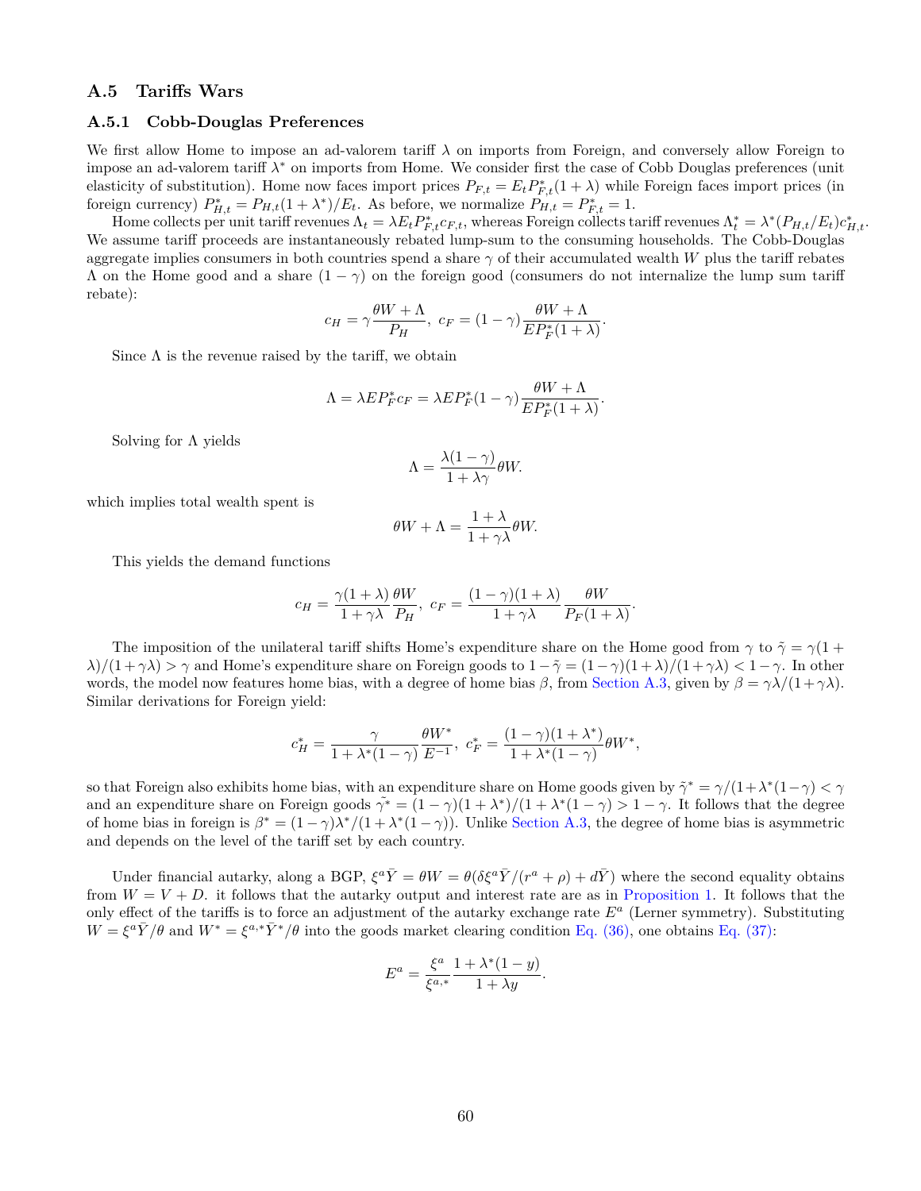## A.5 Tariffs Wars

### A.5.1 Cobb-Douglas Preferences

We first allow Home to impose an ad-valorem tariff $\lambda$ on imports from Foreign, and conversely allow Foreign to impose an ad-valorem tariff $\lambda^*$ on imports from Home. We consider first the case of Cobb Douglas preferences (unit elasticity of substitution). Home now faces import prices $P_{F,t} = E_t P^*_{F,t}(1+\lambda)$ while Foreign faces import prices (in foreign currency) $P^*_{H,t} = P_{H,t}(1+\lambda^*)/E_t$. As before, we normalize $P_{H,t} = P^*_{F,t} = 1$.

Home collects per unit tariff revenues $\Lambda_t = \lambda E_t P^*_{F,t} c_{F,t}$, whereas Foreign collects tariff revenues $\Lambda^*_t = \lambda^*(P_{H,t}/E_t)c^*_{H,t}$. We assume tariff proceeds are instantaneously rebated lump-sum to the consuming households. The Cobb-Douglas aggregate implies consumers in both countries spend a share $\gamma$ of their accumulated wealth $W$ plus the tariff rebates $\Lambda$ on the Home good and a share $(1-\gamma)$ on the foreign good (consumers do not internalize the lump sum tariff rebate):

$$c_H = \gamma \frac{\theta W + \Lambda}{P_H},\ c_F = (1-\gamma)\frac{\theta W + \Lambda}{EP^*_F(1+\lambda)}.$$

Since $\Lambda$ is the revenue raised by the tariff, we obtain

$$\Lambda = \lambda E P^*_F c_F = \lambda E P^*_F (1-\gamma)\frac{\theta W + \Lambda}{EP^*_F(1+\lambda)}.$$

Solving for $\Lambda$ yields

$$\Lambda = \frac{\lambda(1-\gamma)}{1+\lambda\gamma}\theta W.$$

which implies total wealth spent is

$$\theta W + \Lambda = \frac{1+\lambda}{1+\gamma\lambda}\theta W.$$

This yields the demand functions

$$c_H = \frac{\gamma(1+\lambda)}{1+\gamma\lambda}\frac{\theta W}{P_H},\ c_F = \frac{(1-\gamma)(1+\lambda)}{1+\gamma\lambda}\frac{\theta W}{P_F(1+\lambda)}.$$

The imposition of the unilateral tariff shifts Home's expenditure share on the Home good from $\gamma$ to $\tilde{\gamma} = \gamma(1+\lambda)/(1+\gamma\lambda) > \gamma$ and Home's expenditure share on Foreign goods to $1-\tilde{\gamma} = (1-\gamma)(1+\lambda)/(1+\gamma\lambda) < 1-\gamma$. In other words, the model now features home bias, with a degree of home bias $\beta$, from Section A.3, given by $\beta = \gamma\lambda/(1+\gamma\lambda)$. Similar derivations for Foreign yield:

$$c^*_H = \frac{\gamma}{1+\lambda^*(1-\gamma)}\frac{\theta W^*}{E^{-1}},\ c^*_F = \frac{(1-\gamma)(1+\lambda^*)}{1+\lambda^*(1-\gamma)}\theta W^*,$$

so that Foreign also exhibits home bias, with an expenditure share on Home goods given by $\tilde{\gamma}^* = \gamma/(1+\lambda^*(1-\gamma) < \gamma$ and an expenditure share on Foreign goods $\tilde{\gamma^*} = (1-\gamma)(1+\lambda^*)/(1+\lambda^*(1-\gamma) > 1-\gamma$. It follows that the degree of home bias in foreign is $\beta^* = (1-\gamma)\lambda^*/(1+\lambda^*(1-\gamma))$. Unlike Section A.3, the degree of home bias is asymmetric and depends on the level of the tariff set by each country.

Under financial autarky, along a BGP, $\xi^a\bar{Y} = \theta W = \theta(\delta\xi^a\bar{Y}/(r^a+\rho) + d\bar{Y})$ where the second equality obtains from $W = V + D$. it follows that the autarky output and interest rate are as in Proposition 1. It follows that the only effect of the tariffs is to force an adjustment of the autarky exchange rate $E^a$ (Lerner symmetry). Substituting $W = \xi^a\bar{Y}/\theta$ and $W^* = \xi^{a,*}\bar{Y}^*/\theta$ into the goods market clearing condition Eq. (36), one obtains Eq. (37):

$$E^a = \frac{\xi^a}{\xi^{a,*}}\frac{1+\lambda^*(1-y)}{1+\lambda y}.$$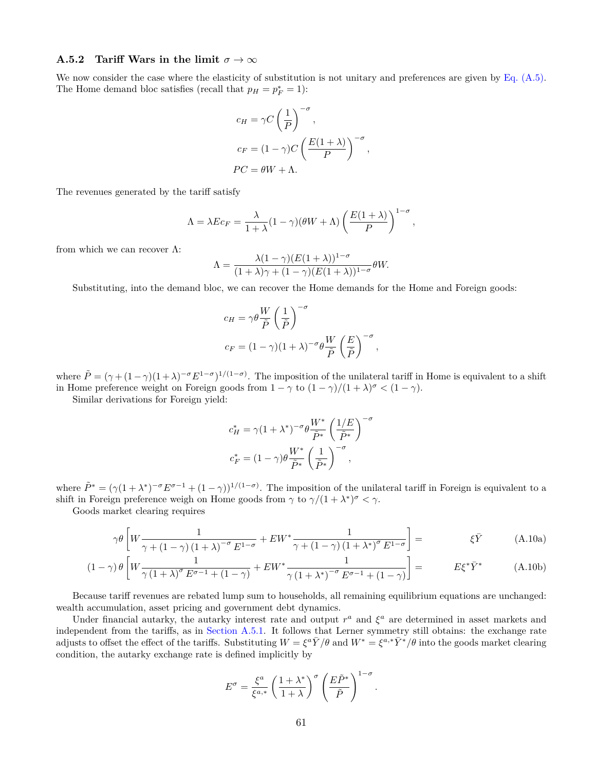### A.5.2 Tariff Wars in the limit $\sigma \to \infty$

We now consider the case where the elasticity of substitution is not unitary and preferences are given by Eq. (A.5). The Home demand bloc satisfies (recall that $p_H = p_F^* = 1$):

$$
\begin{aligned}
c_H &= \gamma C \left(\frac{1}{P}\right)^{-\sigma}, \\
c_F &= (1-\gamma) C \left(\frac{E(1+\lambda)}{P}\right)^{-\sigma}, \\
PC &= \theta W + \Lambda.
\end{aligned}
$$

The revenues generated by the tariff satisfy

$$
\Lambda = \lambda E c_F = \frac{\lambda}{1+\lambda}(1-\gamma)(\theta W + \Lambda)\left(\frac{E(1+\lambda)}{P}\right)^{1-\sigma},
$$

from which we can recover $\Lambda$:

$$
\Lambda = \frac{\lambda(1-\gamma)(E(1+\lambda))^{1-\sigma}}{(1+\lambda)\gamma + (1-\gamma)(E(1+\lambda))^{1-\sigma}}\theta W.
$$

Substituting, into the demand bloc, we can recover the Home demands for the Home and Foreign goods:

$$
\begin{aligned}
c_H &= \gamma \theta \frac{W}{\tilde{P}}\left(\frac{1}{\tilde{P}}\right)^{-\sigma} \\
c_F &= (1-\gamma)(1+\lambda)^{-\sigma}\theta \frac{W}{\tilde{P}}\left(\frac{E}{\tilde{P}}\right)^{-\sigma},
\end{aligned}
$$

where $\tilde{P} = (\gamma + (1-\gamma)(1+\lambda)^{-\sigma}E^{1-\sigma})^{1/(1-\sigma)}$. The imposition of the unilateral tariff in Home is equivalent to a shift in Home preference weight on Foreign goods from $1-\gamma$ to $(1-\gamma)/(1+\lambda)^{\sigma} < (1-\gamma)$.

Similar derivations for Foreign yield:

$$
\begin{aligned}
c_H^* &= \gamma(1+\lambda^*)^{-\sigma}\theta \frac{W^*}{\tilde{P}^*}\left(\frac{1/E}{\tilde{P}^*}\right)^{-\sigma} \\
c_F^* &= (1-\gamma)\theta \frac{W^*}{\tilde{P}^*}\left(\frac{1}{\tilde{P}^*}\right)^{-\sigma},
\end{aligned}
$$

where $\tilde{P}^* = (\gamma(1+\lambda^*)^{-\sigma}E^{\sigma-1} + (1-\gamma))^{1/(1-\sigma)}$. The imposition of the unilateral tariff in Foreign is equivalent to a shift in Foreign preference weigh on Home goods from $\gamma$ to $\gamma/(1+\lambda^*)^{\sigma} < \gamma$.

Goods market clearing requires

$$
\gamma\theta\left[W\frac{1}{\gamma + (1-\gamma)(1+\lambda)^{-\sigma}E^{1-\sigma}} + EW^*\frac{1}{\gamma + (1-\gamma)(1+\lambda^*)^{\sigma}E^{1-\sigma}}\right] = \xi\bar{Y} \tag{A.10a}
$$

$$
(1-\gamma)\theta\left[W\frac{1}{\gamma(1+\lambda)^{\sigma}E^{\sigma-1} + (1-\gamma)} + EW^*\frac{1}{\gamma(1+\lambda^*)^{-\sigma}E^{\sigma-1} + (1-\gamma)}\right] = E\xi^*\bar{Y}^* \tag{A.10b}
$$

Because tariff revenues are rebated lump sum to households, all remaining equilibrium equations are unchanged: wealth accumulation, asset pricing and government debt dynamics.

Under financial autarky, the autarky interest rate and output $r^a$ and $\xi^a$ are determined in asset markets and independent from the tariffs, as in Section A.5.1. It follows that Lerner symmetry still obtains: the exchange rate adjusts to offset the effect of the tariffs. Substituting $W = \xi^a\bar{Y}/\theta$ and $W^* = \xi^{a,*}\bar{Y}^*/\theta$ into the goods market clearing condition, the autarky exchange rate is defined implicitly by

$$
E^{\sigma} = \frac{\xi^a}{\xi^{a,*}}\left(\frac{1+\lambda^*}{1+\lambda}\right)^{\sigma}\left(\frac{E\tilde{P}^*}{\tilde{P}}\right)^{1-\sigma}.
$$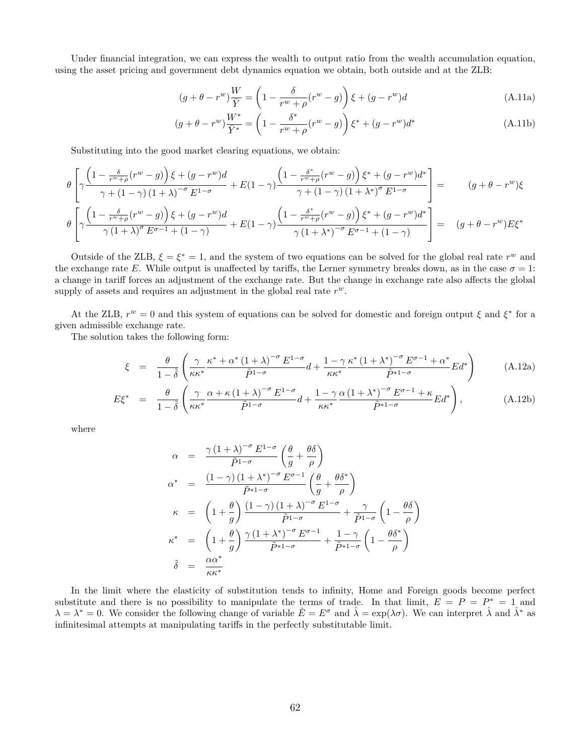Under financial integration, we can express the wealth to output ratio from the wealth accumulation equation, using the asset pricing and government debt dynamics equation we obtain, both outside and at the ZLB:

$$(g+\theta-r^w)\frac{W}{Y} = \left(1-\frac{\delta}{r^w+\rho}(r^w-g)\right)\xi + (g-r^w)d \tag{A.11a}$$

$$(g+\theta-r^w)\frac{W^*}{Y^*} = \left(1-\frac{\delta^*}{r^w+\rho}(r^w-g)\right)\xi^* + (g-r^w)d^* \tag{A.11b}$$

Substituting into the good market clearing equations, we obtain:

$$\theta\left[\gamma\frac{\left(1-\frac{\delta}{r^w+\rho}(r^w-g)\right)\xi+(g-r^w)d}{\gamma+(1-\gamma)\left(1+\lambda\right)^{-\sigma}E^{1-\sigma}} + E(1-\gamma)\frac{\left(1-\frac{\delta^*}{r^w+\rho}(r^w-g)\right)\xi^*+(g-r^w)d^*}{\gamma+(1-\gamma)\left(1+\lambda^*\right)^{\sigma}E^{1-\sigma}}\right] = (g+\theta-r^w)\xi$$

$$\theta\left[\gamma\frac{\left(1-\frac{\delta}{r^w+\rho}(r^w-g)\right)\xi+(g-r^w)d}{\gamma\left(1+\lambda\right)^{\sigma}E^{\sigma-1}+(1-\gamma)} + E(1-\gamma)\frac{\left(1-\frac{\delta^*}{r^w+\rho}(r^w-g)\right)\xi^*+(g-r^w)d^*}{\gamma\left(1+\lambda^*\right)^{-\sigma}E^{\sigma-1}+(1-\gamma)}\right] = (g+\theta-r^w)E\xi^*$$

Outside of the ZLB, $\xi=\xi^*=1$, and the system of two equations can be solved for the global real rate $r^w$ and the exchange rate $E$. While output is unaffected by tariffs, the Lerner symmetry breaks down, as in the case $\sigma=1$: a change in tariff forces an adjustment of the exchange rate. But the change in exchange rate also affects the global supply of assets and requires an adjustment in the global real rate $r^w$.

At the ZLB, $r^w=0$ and this system of equations can be solved for domestic and foreign output $\xi$ and $\xi^*$ for a given admissible exchange rate.

The solution takes the following form:

$$\xi = \frac{\theta}{1-\tilde{\delta}}\left(\frac{\gamma}{\kappa\kappa^*}\frac{\kappa^*+\alpha^*\left(1+\lambda\right)^{-\sigma}E^{1-\sigma}}{\tilde{P}^{1-\sigma}}d + \frac{1-\gamma}{\kappa\kappa^*}\frac{\kappa^*\left(1+\lambda^*\right)^{-\sigma}E^{\sigma-1}+\alpha^*}{\tilde{P}^{*1-\sigma}}Ed^*\right) \tag{A.12a}$$

$$E\xi^* = \frac{\theta}{1-\tilde{\delta}}\left(\frac{\gamma}{\kappa\kappa^*}\frac{\alpha+\kappa\left(1+\lambda\right)^{-\sigma}E^{1-\sigma}}{\tilde{P}^{1-\sigma}}d + \frac{1-\gamma}{\kappa\kappa^*}\frac{\alpha\left(1+\lambda^*\right)^{-\sigma}E^{\sigma-1}+\kappa}{\tilde{P}^{*1-\sigma}}Ed^*\right), \tag{A.12b}$$

where

$$\begin{aligned}
\alpha &= \frac{\gamma\left(1+\lambda\right)^{-\sigma}E^{1-\sigma}}{\tilde{P}^{1-\sigma}}\left(\frac{\theta}{g}+\frac{\theta\delta}{\rho}\right)\\
\alpha^* &= \frac{(1-\gamma)\left(1+\lambda^*\right)^{-\sigma}E^{\sigma-1}}{\tilde{P}^{*1-\sigma}}\left(\frac{\theta}{g}+\frac{\theta\delta^*}{\rho}\right)\\
\kappa &= \left(1+\frac{\theta}{g}\right)\frac{(1-\gamma)\left(1+\lambda\right)^{-\sigma}E^{1-\sigma}}{\tilde{P}^{1-\sigma}} + \frac{\gamma}{\tilde{P}^{1-\sigma}}\left(1-\frac{\theta\delta}{\rho}\right)\\
\kappa^* &= \left(1+\frac{\theta}{g}\right)\frac{\gamma\left(1+\lambda^*\right)^{-\sigma}E^{\sigma-1}}{\tilde{P}^{*1-\sigma}} + \frac{1-\gamma}{\tilde{P}^{*1-\sigma}}\left(1-\frac{\theta\delta^*}{\rho}\right)\\
\tilde{\delta} &= \frac{\alpha\alpha^*}{\kappa\kappa^*}
\end{aligned}$$

In the limit where the elasticity of substitution tends to infinity, Home and Foreign goods become perfect substitute and there is no possibility to manipulate the terms of trade. In that limit, $E=P=P^*=1$ and $\lambda=\lambda^*=0$. We consider the following change of variable $\hat{E}=E^{\sigma}$ and $\hat{\lambda}=\exp(\lambda\sigma)$. We can interpret $\hat{\lambda}$ and $\hat{\lambda}^*$ as infinitesimal attempts at manipulating tariffs in the perfectly substitutable limit.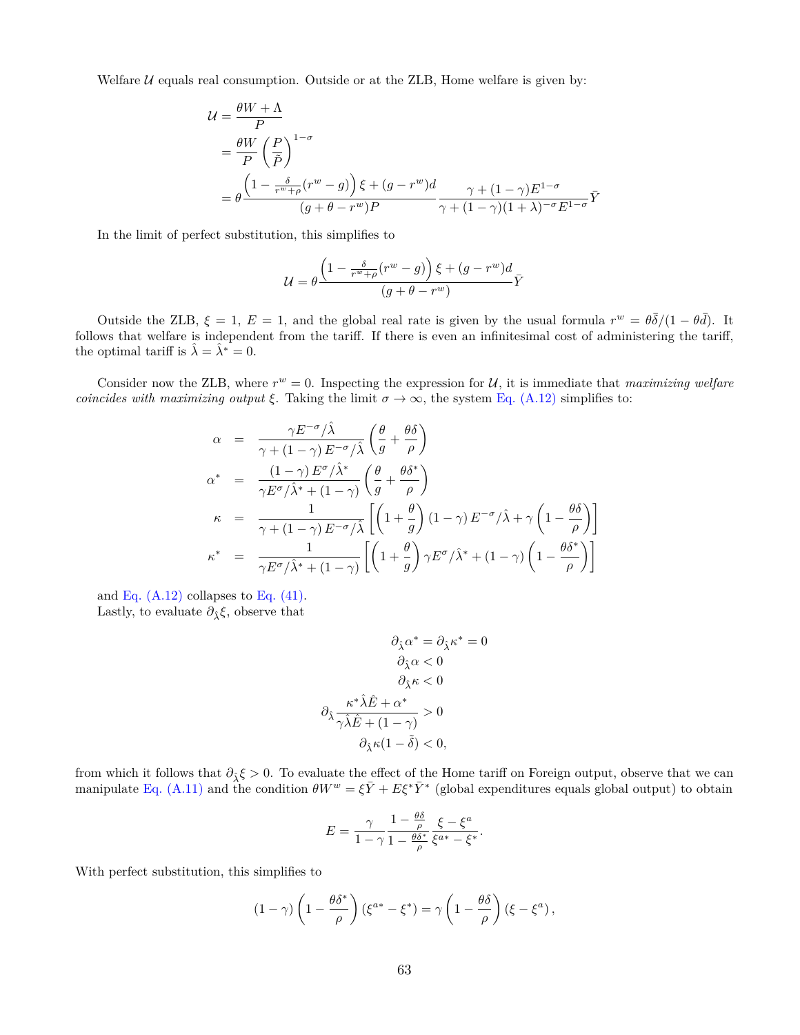Welfare $\mathcal{U}$ equals real consumption. Outside or at the ZLB, Home welfare is given by:

$$
\begin{aligned}
\mathcal{U} &= \frac{\theta W + \Lambda}{P} \\
&= \frac{\theta W}{P}\left(\frac{P}{\bar{P}}\right)^{1-\sigma} \\
&= \theta \frac{\left(1 - \frac{\delta}{r^w+\rho}(r^w - g)\right)\xi + (g - r^w)d}{(g+\theta - r^w)P} \frac{\gamma + (1-\gamma)E^{1-\sigma}}{\gamma + (1-\gamma)(1+\lambda)^{-\sigma}E^{1-\sigma}}\bar{Y}
\end{aligned}
$$

In the limit of perfect substitution, this simplifies to

$$
\mathcal{U} = \theta \frac{\left(1 - \frac{\delta}{r^w+\rho}(r^w - g)\right)\xi + (g - r^w)d}{(g+\theta - r^w)}\bar{Y}
$$

Outside the ZLB, $\xi = 1$, $E = 1$, and the global real rate is given by the usual formula $r^w = \theta\bar{\delta}/(1-\theta\bar{d})$. It follows that welfare is independent from the tariff. If there is even an infinitesimal cost of administering the tariff, the optimal tariff is $\hat{\lambda} = \hat{\lambda}^* = 0$.

Consider now the ZLB, where $r^w = 0$. Inspecting the expression for $\mathcal{U}$, it is immediate that *maximizing welfare coincides with maximizing output* $\xi$. Taking the limit $\sigma \to \infty$, the system Eq. (A.12) simplifies to:

$$
\begin{aligned}
\alpha &= \frac{\gamma E^{-\sigma}/\hat{\lambda}}{\gamma + (1-\gamma)E^{-\sigma}/\hat{\lambda}}\left(\frac{\theta}{g} + \frac{\theta\delta}{\rho}\right) \\
\alpha^* &= \frac{(1-\gamma)E^{\sigma}/\hat{\lambda}^*}{\gamma E^{\sigma}/\hat{\lambda}^* + (1-\gamma)}\left(\frac{\theta}{g} + \frac{\theta\delta^*}{\rho}\right) \\
\kappa &= \frac{1}{\gamma + (1-\gamma)E^{-\sigma}/\hat{\lambda}}\left[\left(1+\frac{\theta}{g}\right)(1-\gamma)E^{-\sigma}/\hat{\lambda} + \gamma\left(1 - \frac{\theta\delta}{\rho}\right)\right] \\
\kappa^* &= \frac{1}{\gamma E^{\sigma}/\hat{\lambda}^* + (1-\gamma)}\left[\left(1+\frac{\theta}{g}\right)\gamma E^{\sigma}/\hat{\lambda}^* + (1-\gamma)\left(1 - \frac{\theta\delta^*}{\rho}\right)\right]
\end{aligned}
$$

and Eq. (A.12) collapses to Eq. (41).

Lastly, to evaluate $\partial_{\hat{\lambda}}\xi$, observe that

$$
\begin{gathered}
\partial_{\hat{\lambda}}\alpha^* = \partial_{\hat{\lambda}}\kappa^* = 0 \\
\partial_{\hat{\lambda}}\alpha < 0 \\
\partial_{\hat{\lambda}}\kappa < 0 \\
\partial_{\hat{\lambda}}\frac{\kappa^*\hat{\lambda}\hat{E} + \alpha^*}{\gamma\hat{\lambda}\hat{E} + (1-\gamma)} > 0 \\
\partial_{\hat{\lambda}}\kappa(1-\tilde{\delta}) < 0,
\end{gathered}
$$

from which it follows that $\partial_{\hat{\lambda}}\xi > 0$. To evaluate the effect of the Home tariff on Foreign output, observe that we can manipulate Eq. (A.11) and the condition $\theta W^w = \xi\bar{Y} + E\xi^*\bar{Y}^*$ (global expenditures equals global output) to obtain

$$
E = \frac{\gamma}{1-\gamma}\frac{1 - \frac{\theta\delta}{\rho}}{1 - \frac{\theta\delta^*}{\rho}}\frac{\xi - \xi^a}{\xi^{a*} - \xi^*}.
$$

With perfect substitution, this simplifies to

$$
(1-\gamma)\left(1 - \frac{\theta\delta^*}{\rho}\right)(\xi^{a*} - \xi^*) = \gamma\left(1 - \frac{\theta\delta}{\rho}\right)(\xi - \xi^a),
$$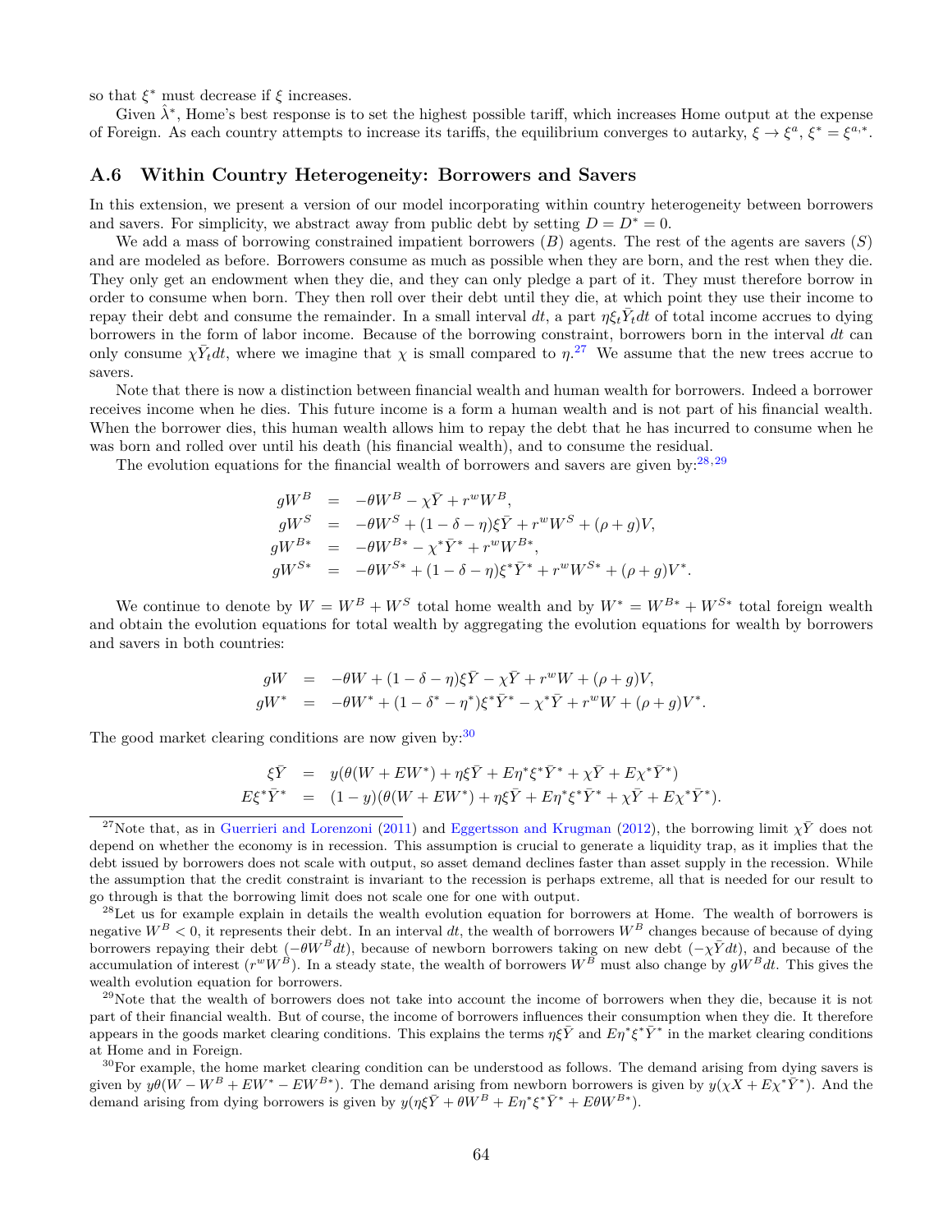so that $\xi^*$ must decrease if $\xi$ increases.

Given $\hat{\lambda}^*$, Home's best response is to set the highest possible tariff, which increases Home output at the expense of Foreign. As each country attempts to increase its tariffs, the equilibrium converges to autarky, $\xi \to \xi^a$, $\xi^* = \xi^{a,*}$.

## A.6 Within Country Heterogeneity: Borrowers and Savers

In this extension, we present a version of our model incorporating within country heterogeneity between borrowers and savers. For simplicity, we abstract away from public debt by setting $D = D^* = 0$.

We add a mass of borrowing constrained impatient borrowers ($B$) agents. The rest of the agents are savers ($S$) and are modeled as before. Borrowers consume as much as possible when they are born, and the rest when they die. They only get an endowment when they die, and they can only pledge a part of it. They must therefore borrow in order to consume when born. They then roll over their debt until they die, at which point they use their income to repay their debt and consume the remainder. In a small interval $dt$, a part $\eta \xi_t \bar{Y}_t dt$ of total income accrues to dying borrowers in the form of labor income. Because of the borrowing constraint, borrowers born in the interval $dt$ can only consume $\chi \bar{Y}_t dt$, where we imagine that $\chi$ is small compared to $\eta$.[27] We assume that the new trees accrue to savers.

Note that there is now a distinction between financial wealth and human wealth for borrowers. Indeed a borrower receives income when he dies. This future income is a form a human wealth and is not part of his financial wealth. When the borrower dies, this human wealth allows him to repay the debt that he has incurred to consume when he was born and rolled over until his death (his financial wealth), and to consume the residual.

The evolution equations for the financial wealth of borrowers and savers are given by:[28,29]

$$
\begin{aligned}
gW^B &= -\theta W^B - \chi \bar{Y} + r^w W^B, \\
gW^S &= -\theta W^S + (1-\delta-\eta)\xi \bar{Y} + r^w W^S + (\rho+g)V, \\
gW^{B*} &= -\theta W^{B*} - \chi^* \bar{Y}^* + r^w W^{B*}, \\
gW^{S*} &= -\theta W^{S*} + (1-\delta-\eta)\xi^* \bar{Y}^* + r^w W^{S*} + (\rho+g)V^*.
\end{aligned}
$$

We continue to denote by $W = W^B + W^S$ total home wealth and by $W^* = W^{B*} + W^{S*}$ total foreign wealth and obtain the evolution equations for total wealth by aggregating the evolution equations for wealth by borrowers and savers in both countries:

$$
\begin{aligned}
gW &= -\theta W + (1-\delta-\eta)\xi \bar{Y} - \chi \bar{Y} + r^w W + (\rho+g)V, \\
gW^* &= -\theta W^* + (1-\delta^*-\eta^*)\xi^* \bar{Y}^* - \chi^* \bar{Y} + r^w W + (\rho+g)V^*.
\end{aligned}
$$

The good market clearing conditions are now given by:[30]

$$
\begin{aligned}
\xi \bar{Y} &= y(\theta(W + EW^*) + \eta \xi \bar{Y} + E\eta^* \xi^* \bar{Y}^* + \chi \bar{Y} + E\chi^* \bar{Y}^*) \\
E\xi^* \bar{Y}^* &= (1-y)(\theta(W + EW^*) + \eta \xi \bar{Y} + E\eta^* \xi^* \bar{Y}^* + \chi \bar{Y} + E\chi^* \bar{Y}^*).
\end{aligned}
$$

---

[27] Note that, as in Guerrieri and Lorenzoni (2011) and Eggertsson and Krugman (2012), the borrowing limit $\chi \bar{Y}$ does not depend on whether the economy is in recession. This assumption is crucial to generate a liquidity trap, as it implies that the debt issued by borrowers does not scale with output, so asset demand declines faster than asset supply in the recession. While the assumption that the credit constraint is invariant to the recession is perhaps extreme, all that is needed for our result to go through is that the borrowing limit does not scale one for one with output.

[28] Let us for example explain in details the wealth evolution equation for borrowers at Home. The wealth of borrowers is negative $W^B < 0$, it represents their debt. In an interval $dt$, the wealth of borrowers $W^B$ changes because of because of dying borrowers repaying their debt ($-\theta W^B dt$), because of newborn borrowers taking on new debt ($-\chi \bar{Y} dt$), and because of the accumulation of interest ($r^w W^B$). In a steady state, the wealth of borrowers $W^B$ must also change by $gW^B dt$. This gives the wealth evolution equation for borrowers.

[29] Note that the wealth of borrowers does not take into account the income of borrowers when they die, because it is not part of their financial wealth. But of course, the income of borrowers influences their consumption when they die. It therefore appears in the goods market clearing conditions. This explains the terms $\eta \xi \bar{Y}$ and $E\eta^* \xi^* \bar{Y}^*$ in the market clearing conditions at Home and in Foreign.

[30] For example, the home market clearing condition can be understood as follows. The demand arising from dying savers is given by $y\theta(W - W^B + EW^* - EW^{B*})$. The demand arising from newborn borrowers is given by $y(\chi X + E\chi^* \bar{Y}^*)$. And the demand arising from dying borrowers is given by $y(\eta \xi \bar{Y} + \theta W^B + E\eta^* \xi^* \bar{Y}^* + E\theta W^{B*})$.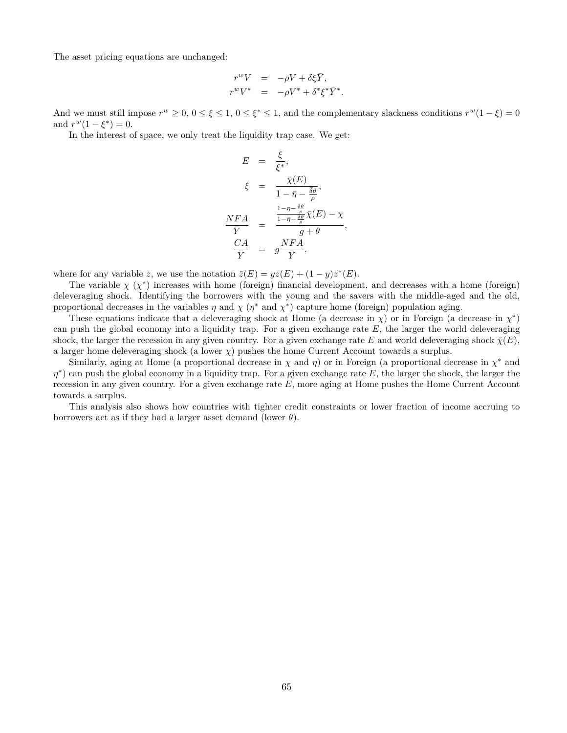The asset pricing equations are unchanged:

$$
\begin{aligned}
r^w V &= -\rho V + \delta \xi \bar{Y}, \\
r^w V^* &= -\rho V^* + \delta^* \xi^* \bar{Y}^*.
\end{aligned}
$$

And we must still impose $r^w \geq 0$, $0 \leq \xi \leq 1$, $0 \leq \xi^* \leq 1$, and the complementary slackness conditions $r^w(1-\xi) = 0$ and $r^w(1-\xi^*) = 0$.

In the interest of space, we only treat the liquidity trap case. We get:

$$
\begin{aligned}
E &= \frac{\xi}{\xi^*}, \\
\xi &= \frac{\bar{\chi}(E)}{1 - \bar{\eta} - \frac{\bar{\delta\theta}}{\rho}}, \\
\frac{NFA}{\bar{Y}} &= \frac{\frac{1-\eta-\frac{\delta\theta}{\rho}}{1-\bar{\eta}-\frac{\bar{\delta\theta}}{\rho}} \bar{\chi}(E) - \chi}{g + \theta}, \\
\frac{CA}{\bar{Y}} &= g \frac{NFA}{\bar{Y}}.
\end{aligned}
$$

where for any variable $z$, we use the notation $\bar{z}(E) = yz(E) + (1-y)z^*(E)$.

The variable $\chi$ ($\chi^*$) increases with home (foreign) financial development, and decreases with a home (foreign) deleveraging shock. Identifying the borrowers with the young and the savers with the middle-aged and the old, proportional decreases in the variables $\eta$ and $\chi$ ($\eta^*$ and $\chi^*$) capture home (foreign) population aging.

These equations indicate that a deleveraging shock at Home (a decrease in $\chi$) or in Foreign (a decrease in $\chi^*$) can push the global economy into a liquidity trap. For a given exchange rate $E$, the larger the world deleveraging shock, the larger the recession in any given country. For a given exchange rate $E$ and world deleveraging shock $\bar{\chi}(E)$, a larger home deleveraging shock (a lower $\chi$) pushes the home Current Account towards a surplus.

Similarly, aging at Home (a proportional decrease in $\chi$ and $\eta$) or in Foreign (a proportional decrease in $\chi^*$ and $\eta^*$) can push the global economy in a liquidity trap. For a given exchange rate $E$, the larger the shock, the larger the recession in any given country. For a given exchange rate $E$, more aging at Home pushes the Home Current Account towards a surplus.

This analysis also shows how countries with tighter credit constraints or lower fraction of income accruing to borrowers act as if they had a larger asset demand (lower $\theta$).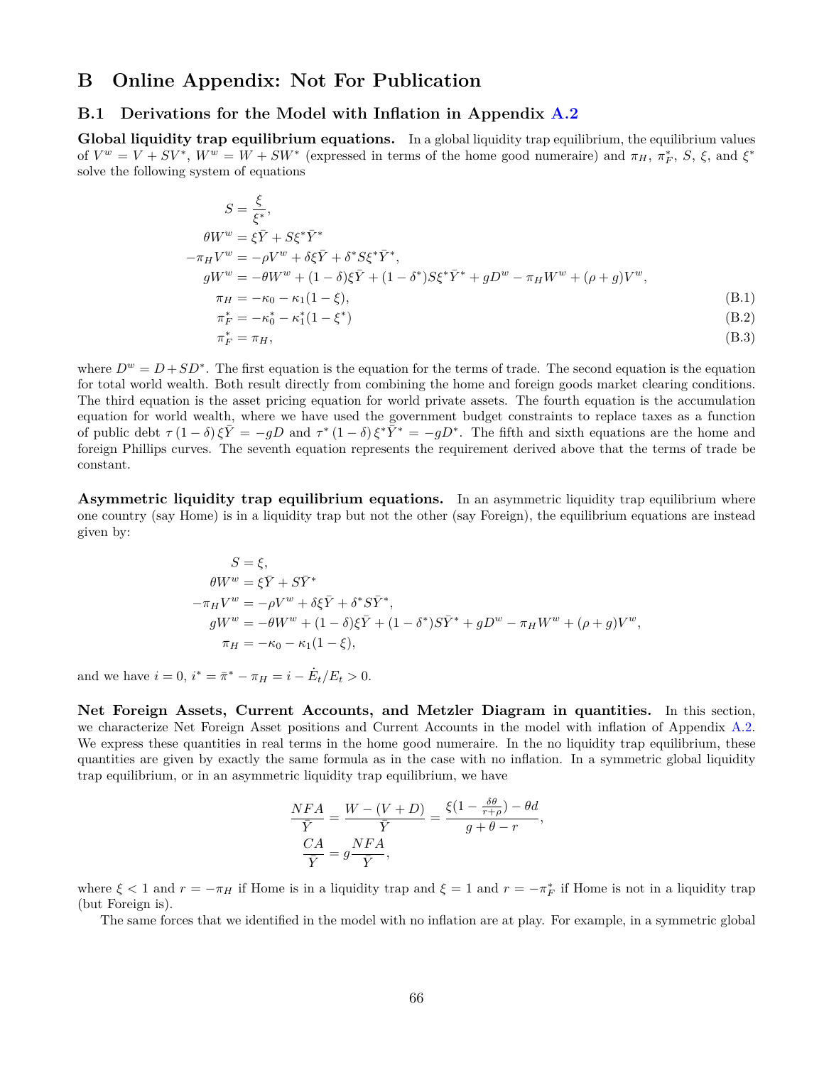# B Online Appendix: Not For Publication

## B.1 Derivations for the Model with Inflation in Appendix A.2

**Global liquidity trap equilibrium equations.** In a global liquidity trap equilibrium, the equilibrium values of $V^w = V + SV^*$, $W^w = W + SW^*$ (expressed in terms of the home good numeraire) and $\pi_H$, $\pi_F^*$, $S$, $\xi$, and $\xi^*$ solve the following system of equations

$$
\begin{aligned}
S &= \frac{\xi}{\xi^*}, \\
\theta W^w &= \xi \bar{Y} + S\xi^* \bar{Y}^* \\
-\pi_H V^w &= -\rho V^w + \delta \xi \bar{Y} + \delta^* S \xi^* \bar{Y}^*, \\
g W^w &= -\theta W^w + (1-\delta)\xi \bar{Y} + (1-\delta^*) S \xi^* \bar{Y}^* + g D^w - \pi_H W^w + (\rho + g) V^w, \\
\pi_H &= -\kappa_0 - \kappa_1 (1 - \xi), \qquad \text{(B.1)} \\
\pi_F^* &= -\kappa_0^* - \kappa_1^* (1 - \xi^*) \qquad \text{(B.2)} \\
\pi_F^* &= \pi_H, \qquad \text{(B.3)}
\end{aligned}
$$

where $D^w = D + SD^*$. The first equation is the equation for the terms of trade. The second equation is the equation for total world wealth. Both result directly from combining the home and foreign goods market clearing conditions. The third equation is the asset pricing equation for world private assets. The fourth equation is the accumulation equation for world wealth, where we have used the government budget constraints to replace taxes as a function of public debt $\tau(1-\delta)\xi\bar{Y} = -gD$ and $\tau^*(1-\delta)\xi^*\bar{Y}^* = -gD^*$. The fifth and sixth equations are the home and foreign Phillips curves. The seventh equation represents the requirement derived above that the terms of trade be constant.

**Asymmetric liquidity trap equilibrium equations.** In an asymmetric liquidity trap equilibrium where one country (say Home) is in a liquidity trap but not the other (say Foreign), the equilibrium equations are instead given by:

$$
\begin{aligned}
S &= \xi, \\
\theta W^w &= \xi \bar{Y} + S \bar{Y}^* \\
-\pi_H V^w &= -\rho V^w + \delta \xi \bar{Y} + \delta^* S \bar{Y}^*, \\
g W^w &= -\theta W^w + (1-\delta)\xi \bar{Y} + (1-\delta^*) S \bar{Y}^* + g D^w - \pi_H W^w + (\rho + g) V^w, \\
\pi_H &= -\kappa_0 - \kappa_1 (1 - \xi),
\end{aligned}
$$

and we have $i = 0$, $i^* = \bar{\pi}^* - \pi_H = i - \dot{E}_t / E_t > 0$.

**Net Foreign Assets, Current Accounts, and Metzler Diagram in quantities.** In this section, we characterize Net Foreign Asset positions and Current Accounts in the model with inflation of Appendix A.2. We express these quantities in real terms in the home good numeraire. In the no liquidity trap equilibrium, these quantities are given by exactly the same formula as in the case with no inflation. In a symmetric global liquidity trap equilibrium, or in an asymmetric liquidity trap equilibrium, we have

$$
\begin{aligned}
\frac{NFA}{\bar{Y}} &= \frac{W - (V + D)}{\bar{Y}} = \frac{\xi\left(1 - \frac{\delta\theta}{r + \rho}\right) - \theta d}{g + \theta - r}, \\
\frac{CA}{\bar{Y}} &= g \frac{NFA}{\bar{Y}},
\end{aligned}
$$

where $\xi < 1$ and $r = -\pi_H$ if Home is in a liquidity trap and $\xi = 1$ and $r = -\pi_F^*$ if Home is not in a liquidity trap (but Foreign is).

The same forces that we identified in the model with no inflation are at play. For example, in a symmetric global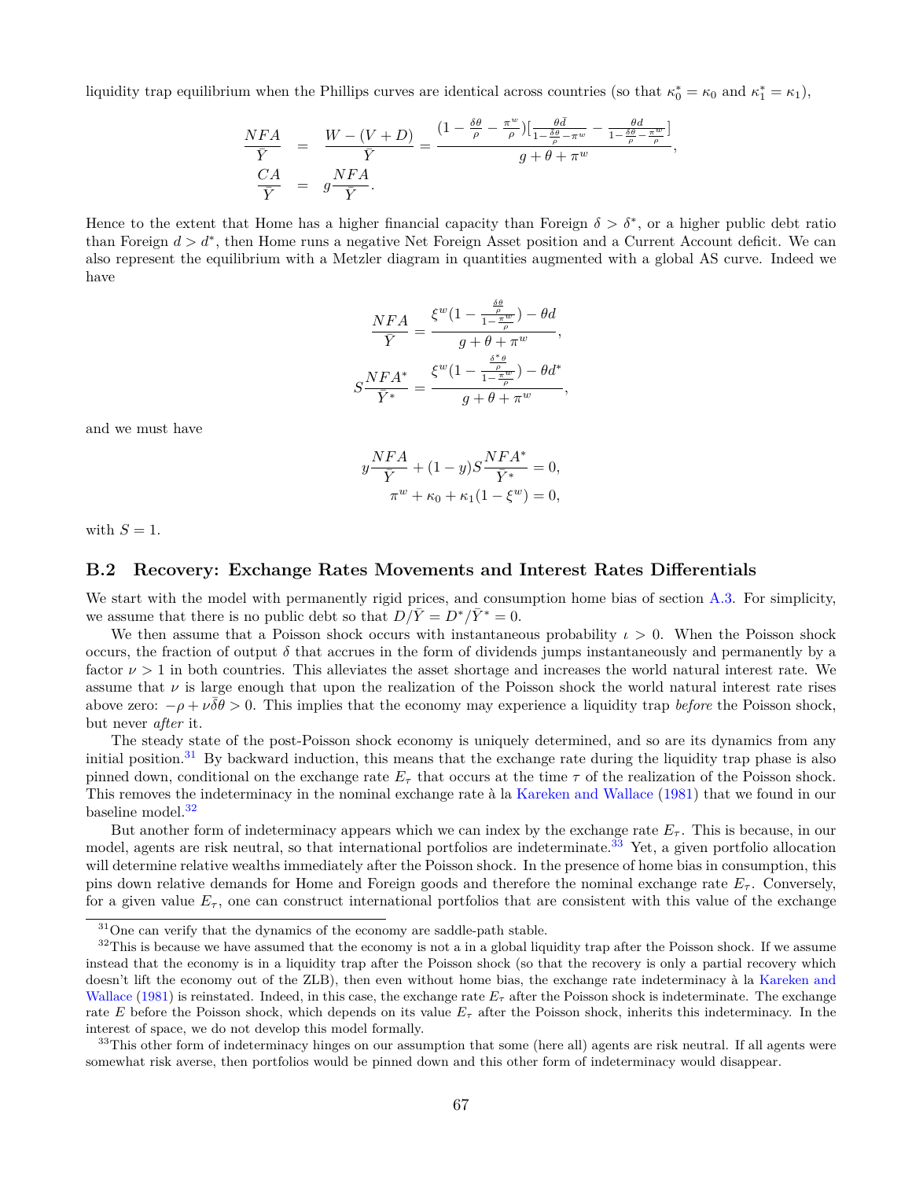liquidity trap equilibrium when the Phillips curves are identical across countries (so that $\kappa_0^* = \kappa_0$ and $\kappa_1^* = \kappa_1$),

$$
\begin{aligned}
\frac{NFA}{\bar{Y}} &= \frac{W-(V+D)}{\bar{Y}} = \frac{(1-\frac{\delta\theta}{\rho}-\frac{\pi^w}{\rho})[\frac{\theta\bar{d}}{1-\frac{\bar{\delta}\theta}{\rho}-\pi^w}-\frac{\theta d}{1-\frac{\delta\theta}{\rho}-\frac{\pi^w}{\rho}}]}{g+\theta+\pi^w}, \\
\frac{CA}{\bar{Y}} &= g\frac{NFA}{\bar{Y}}.
\end{aligned}
$$

Hence to the extent that Home has a higher financial capacity than Foreign $\delta > \delta^*$, or a higher public debt ratio than Foreign $d > d^*$, then Home runs a negative Net Foreign Asset position and a Current Account deficit. We can also represent the equilibrium with a Metzler diagram in quantities augmented with a global AS curve. Indeed we have

$$
\frac{NFA}{\bar{Y}} = \frac{\xi^w(1-\frac{\frac{\delta\theta}{\rho}}{1-\frac{\pi^w}{\rho}})-\theta d}{g+\theta+\pi^w},
$$

$$
S\frac{NFA^*}{\bar{Y}^*} = \frac{\xi^w(1-\frac{\frac{\delta^*\theta}{\rho}}{1-\frac{\pi^w}{\rho}})-\theta d^*}{g+\theta+\pi^w},
$$

and we must have

$$
y\frac{NFA}{\bar{Y}} + (1-y)S\frac{NFA^*}{\bar{Y}^*} = 0,
$$
$$
\pi^w + \kappa_0 + \kappa_1(1-\xi^w) = 0,
$$

with $S = 1$.

### B.2 Recovery: Exchange Rates Movements and Interest Rates Differentials

We start with the model with permanently rigid prices, and consumption home bias of section A.3. For simplicity, we assume that there is no public debt so that $D/\bar{Y} = D^*/\bar{Y}^* = 0$.

We then assume that a Poisson shock occurs with instantaneous probability $\iota > 0$. When the Poisson shock occurs, the fraction of output $\delta$ that accrues in the form of dividends jumps instantaneously and permanently by a factor $\nu > 1$ in both countries. This alleviates the asset shortage and increases the world natural interest rate. We assume that $\nu$ is large enough that upon the realization of the Poisson shock the world natural interest rate rises above zero: $-\rho + \nu\bar{\delta}\theta > 0$. This implies that the economy may experience a liquidity trap *before* the Poisson shock, but never *after* it.

The steady state of the post-Poisson shock economy is uniquely determined, and so are its dynamics from any initial position.[31] By backward induction, this means that the exchange rate during the liquidity trap phase is also pinned down, conditional on the exchange rate $E_\tau$ that occurs at the time $\tau$ of the realization of the Poisson shock. This removes the indeterminacy in the nominal exchange rate à la Kareken and Wallace (1981) that we found in our baseline model.[32]

But another form of indeterminacy appears which we can index by the exchange rate $E_\tau$. This is because, in our model, agents are risk neutral, so that international portfolios are indeterminate.[33] Yet, a given portfolio allocation will determine relative wealths immediately after the Poisson shock. In the presence of home bias in consumption, this pins down relative demands for Home and Foreign goods and therefore the nominal exchange rate $E_\tau$. Conversely, for a given value $E_\tau$, one can construct international portfolios that are consistent with this value of the exchange

[31] One can verify that the dynamics of the economy are saddle-path stable.

[32] This is because we have assumed that the economy is not a in a global liquidity trap after the Poisson shock. If we assume instead that the economy is in a liquidity trap after the Poisson shock (so that the recovery is only a partial recovery which doesn't lift the economy out of the ZLB), then even without home bias, the exchange rate indeterminacy à la Kareken and Wallace (1981) is reinstated. Indeed, in this case, the exchange rate $E_\tau$ after the Poisson shock is indeterminate. The exchange rate $E$ before the Poisson shock, which depends on its value $E_\tau$ after the Poisson shock, inherits this indeterminacy. In the interest of space, we do not develop this model formally.

[33] This other form of indeterminacy hinges on our assumption that some (here all) agents are risk neutral. If all agents were somewhat risk averse, then portfolios would be pinned down and this other form of indeterminacy would disappear.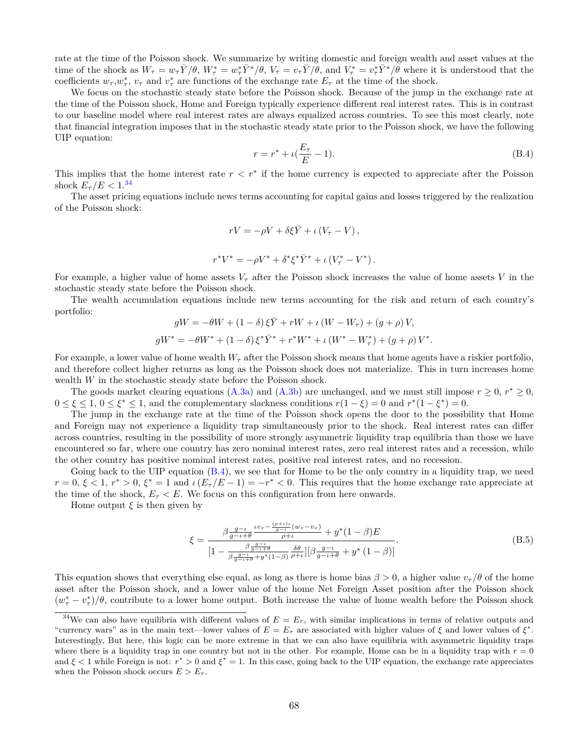rate at the time of the Poisson shock. We summarize by writing domestic and foreign wealth and asset values at the time of the shock as $W_\tau = w_\tau \bar{Y}/\theta$, $W^*_\tau = w^*_\tau \bar{Y}^*/\theta$, $V_\tau = v_\tau \bar{Y}/\theta$, and $V^*_\tau = v^*_\tau \bar{Y}^*/\theta$ where it is understood that the coefficients $w_\tau$,$w^*_\tau$, $v_\tau$ and $v^*_\tau$ are functions of the exchange rate $E_\tau$ at the time of the shock.

We focus on the stochastic steady state before the Poisson shock. Because of the jump in the exchange rate at the time of the Poisson shock, Home and Foreign typically experience different real interest rates. This is in contrast to our baseline model where real interest rates are always equalized across countries. To see this most clearly, note that financial integration imposes that in the stochastic steady state prior to the Poisson shock, we have the following UIP equation:

$$r = r^* + \iota(\frac{E_\tau}{E} - 1). \tag{B.4}$$

This implies that the home interest rate $r < r^*$ if the home currency is expected to appreciate after the Poisson shock $E_\tau/E < 1$.[34]

The asset pricing equations include news terms accounting for capital gains and losses triggered by the realization of the Poisson shock:

$$rV = -\rho V + \delta\xi\bar{Y} + \iota\left(V_\tau - V\right),$$

$$r^* V^* = -\rho V^* + \delta^*\xi^*\bar{Y}^* + \iota\left(V^*_\tau - V^*\right).$$

For example, a higher value of home assets $V_\tau$ after the Poisson shock increases the value of home assets $V$ in the stochastic steady state before the Poisson shock.

The wealth accumulation equations include new terms accounting for the risk and return of each country's portfolio:

$$gW = -\theta W + (1-\delta)\,\xi\bar{Y} + rW + \iota\left(W - W_\tau\right) + (g+\rho)\,V,$$

$$gW^* = -\theta W^* + (1-\delta)\,\xi^*\bar{Y}^* + r^* W^* + \iota\left(W^* - W^*_\tau\right) + (g+\rho)\,V^*.$$

For example, a lower value of home wealth $W_\tau$ after the Poisson shock means that home agents have a riskier portfolio, and therefore collect higher returns as long as the Poisson shock does not materialize. This in turn increases home wealth $W$ in the stochastic steady state before the Poisson shock.

The goods market clearing equations (A.3a) and (A.3b) are unchanged, and we must still impose $r \geq 0$, $r^* \geq 0$, $0 \leq \xi \leq 1$, $0 \leq \xi^* \leq 1$, and the complementary slackness conditions $r(1-\xi) = 0$ and $r^*(1-\xi^*) = 0$.

The jump in the exchange rate at the time of the Poisson shock opens the door to the possibility that Home and Foreign may not experience a liquidity trap simultaneously prior to the shock. Real interest rates can differ across countries, resulting in the possibility of more strongly asymmetric liquidity trap equilibria than those we have encountered so far, where one country has zero nominal interest rates, zero real interest rates and a recession, while the other country has positive nominal interest rates, positive real interest rates, and no recession.

Going back to the UIP equation (B.4), we see that for Home to be the only country in a liquidity trap, we need $r = 0$, $\xi < 1$, $r^* > 0$, $\xi^* = 1$ and $\iota\left(E_\tau/E - 1\right) = -r^* < 0$. This requires that the home exchange rate appreciate at the time of the shock, $E_\tau < E$. We focus on this configuration from here onwards.

Home output $\xi$ is then given by

$$\xi = \frac{\beta\frac{g-\iota}{g-\iota+\theta}\frac{\iota v_\tau - \frac{(\rho+\iota)\iota}{g-\iota}(w_\tau - v_\tau)}{\rho+\iota} + y^*(1-\beta)E}{[1 - \frac{\beta\frac{g-\iota}{g-\iota+\theta}}{\beta\frac{g-\iota}{g-\iota+\theta} + y^*(1-\beta)}\frac{\delta\theta}{\rho+\iota}][\beta\frac{g-\iota}{g-\iota+\theta} + y^*\left(1-\beta\right)]}. \tag{B.5}$$

This equation shows that everything else equal, as long as there is home bias $\beta > 0$, a higher value $v_\tau/\theta$ of the home asset after the Poisson shock, and a lower value of the home Net Foreign Asset position after the Poisson shock $(w^*_\tau - v^*_\tau)/\theta$, contribute to a lower home output. Both increase the value of home wealth before the Poisson shock

[34] We can also have equilibria with different values of $E = E_\tau$, with similar implications in terms of relative outputs and "currency wars" as in the main text—lower values of $E = E_\tau$ are associated with higher values of $\xi$ and lower values of $\xi^*$. Interestingly, But here, this logic can be more extreme in that we can also have equilibria with asymmetric liquidity traps where there is a liquidity trap in one country but not in the other. For example, Home can be in a liquidity trap with $r = 0$ and $\xi < 1$ while Foreign is not: $r^* > 0$ and $\xi^* = 1$. In this case, going back to the UIP equation, the exchange rate appreciates when the Poisson shock occurs $E > E_\tau$.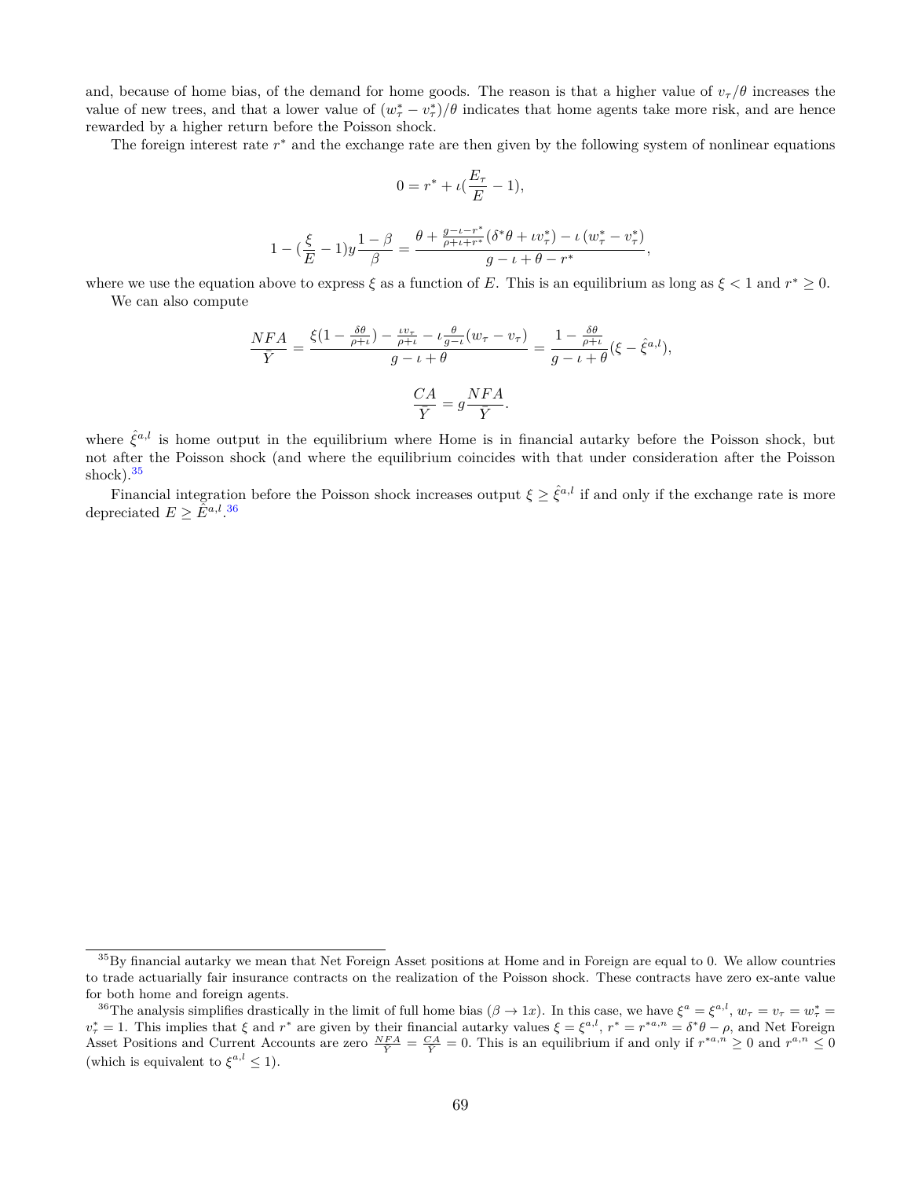and, because of home bias, of the demand for home goods. The reason is that a higher value of $v_\tau/\theta$ increases the value of new trees, and that a lower value of $(w^*_\tau - v^*_\tau)/\theta$ indicates that home agents take more risk, and are hence rewarded by a higher return before the Poisson shock.

The foreign interest rate $r^*$ and the exchange rate are then given by the following system of nonlinear equations

$$0 = r^* + \iota(\frac{E_\tau}{E} - 1),$$

$$1 - (\frac{\xi}{E} - 1)y\frac{1-\beta}{\beta} = \frac{\theta + \frac{g-\iota-r^*}{\rho+\iota+r^*}(\delta^*\theta + \iota v^*_\tau) - \iota\,(w^*_\tau - v^*_\tau)}{g - \iota + \theta - r^*},$$

where we use the equation above to express $\xi$ as a function of $E$. This is an equilibrium as long as $\xi < 1$ and $r^* \geq 0$.

We can also compute

$$\frac{NFA}{Y} = \frac{\xi(1 - \frac{\delta\theta}{\rho+\iota}) - \frac{\iota v_\tau}{\rho+\iota} - \iota\frac{\theta}{g-\iota}(w_\tau - v_\tau)}{g - \iota + \theta} = \frac{1 - \frac{\delta\theta}{\rho+\iota}}{g - \iota + \theta}(\xi - \hat{\xi}^{a,l}),$$

$$\frac{CA}{Y} = g\frac{NFA}{Y}.$$

where $\hat{\xi}^{a,l}$ is home output in the equilibrium where Home is in financial autarky before the Poisson shock, but not after the Poisson shock (and where the equilibrium coincides with that under consideration after the Poisson shock).[35]

Financial integration before the Poisson shock increases output $\xi \geq \hat{\xi}^{a,l}$ if and only if the exchange rate is more depreciated $E \geq \hat{E}^{a,l}$.[36]

---

[35] By financial autarky we mean that Net Foreign Asset positions at Home and in Foreign are equal to 0. We allow countries to trade actuarially fair insurance contracts on the realization of the Poisson shock. These contracts have zero ex-ante value for both home and foreign agents.

[36] The analysis simplifies drastically in the limit of full home bias ($\beta \to 1x$). In this case, we have $\xi^a = \xi^{a,l}$, $w_\tau = v_\tau = w^*_\tau = v^*_\tau = 1$. This implies that $\xi$ and $r^*$ are given by their financial autarky values $\xi = \xi^{a,l}$, $r^* = r^{*a,n} = \delta^*\theta - \rho$, and Net Foreign Asset Positions and Current Accounts are zero $\frac{NFA}{Y} = \frac{CA}{Y} = 0$. This is an equilibrium if and only if $r^{*a,n} \geq 0$ and $r^{a,n} \leq 0$ (which is equivalent to $\xi^{a,l} \leq 1$).